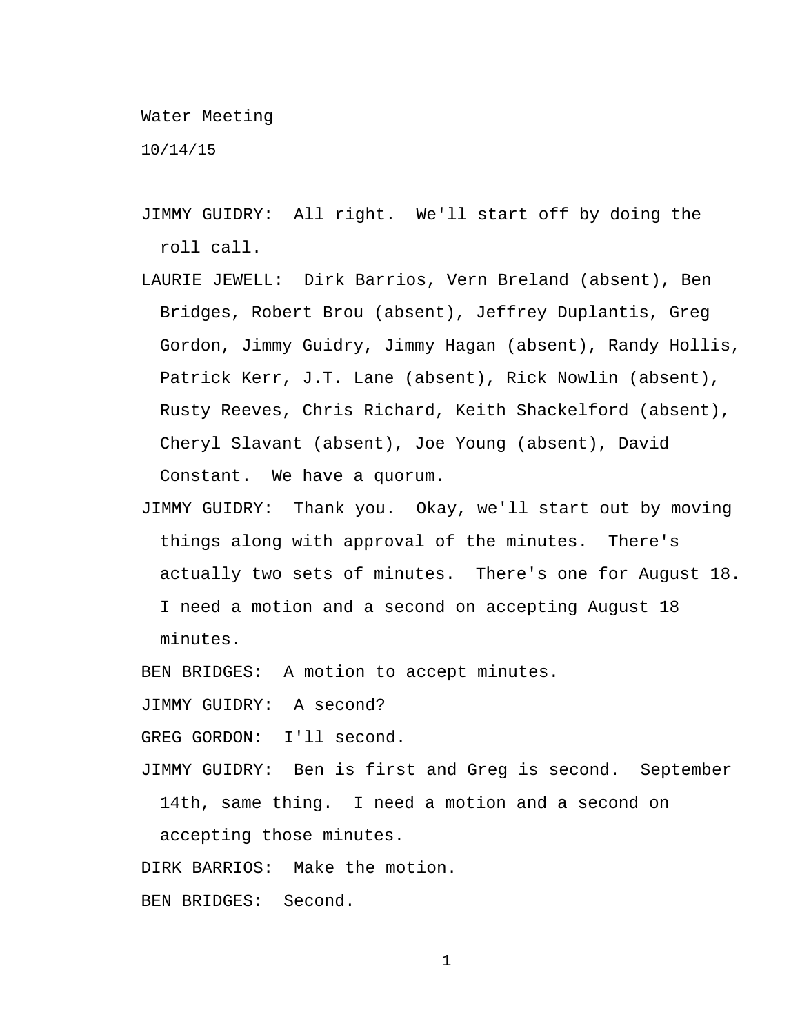Water Meeting

10/14/15

JIMMY GUIDRY: All right. We'll start off by doing the roll call.

LAURIE JEWELL: Dirk Barrios, Vern Breland (absent), Ben Bridges, Robert Brou (absent), Jeffrey Duplantis, Greg Gordon, Jimmy Guidry, Jimmy Hagan (absent), Randy Hollis, Patrick Kerr, J.T. Lane (absent), Rick Nowlin (absent), Rusty Reeves, Chris Richard, Keith Shackelford (absent), Cheryl Slavant (absent), Joe Young (absent), David Constant. We have a quorum.

JIMMY GUIDRY: Thank you. Okay, we'll start out by moving things along with approval of the minutes. There's actually two sets of minutes. There's one for August 18. I need a motion and a second on accepting August 18 minutes.

BEN BRIDGES: A motion to accept minutes.

JIMMY GUIDRY: A second?

GREG GORDON: I'll second.

JIMMY GUIDRY: Ben is first and Greg is second. September 14th, same thing. I need a motion and a second on accepting those minutes.

DIRK BARRIOS: Make the motion.

BEN BRIDGES: Second.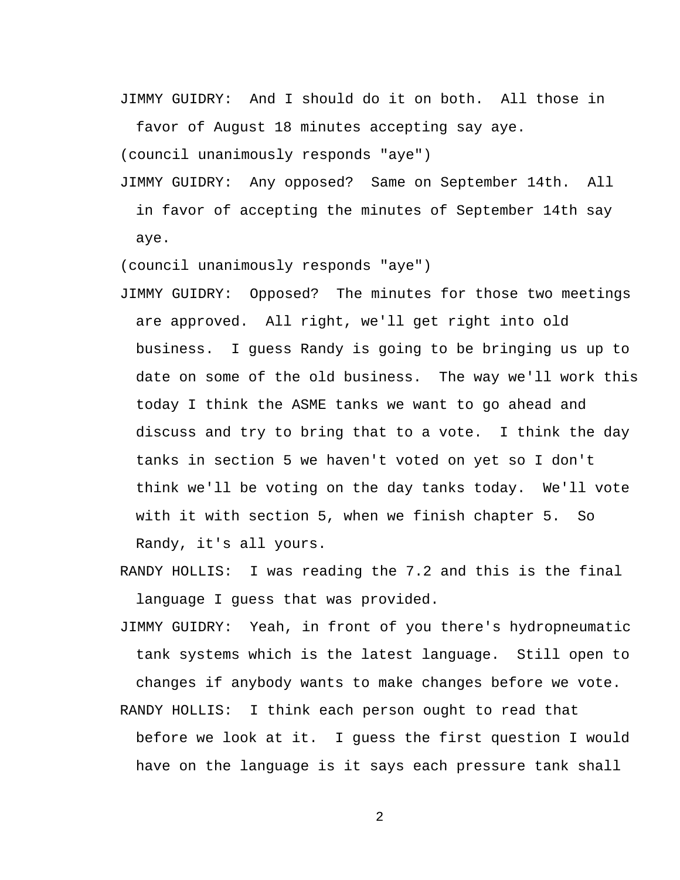JIMMY GUIDRY: And I should do it on both. All those in favor of August 18 minutes accepting say aye.

(council unanimously responds "aye")

JIMMY GUIDRY: Any opposed? Same on September 14th. All in favor of accepting the minutes of September 14th say aye.

(council unanimously responds "aye")

JIMMY GUIDRY: Opposed? The minutes for those two meetings are approved. All right, we'll get right into old business. I guess Randy is going to be bringing us up to date on some of the old business. The way we'll work this today I think the ASME tanks we want to go ahead and discuss and try to bring that to a vote. I think the day tanks in section 5 we haven't voted on yet so I don't think we'll be voting on the day tanks today. We'll vote with it with section 5, when we finish chapter 5. So Randy, it's all yours.

RANDY HOLLIS: I was reading the 7.2 and this is the final language I guess that was provided.

JIMMY GUIDRY: Yeah, in front of you there's hydropneumatic tank systems which is the latest language. Still open to changes if anybody wants to make changes before we vote.

RANDY HOLLIS: I think each person ought to read that before we look at it. I guess the first question I would have on the language is it says each pressure tank shall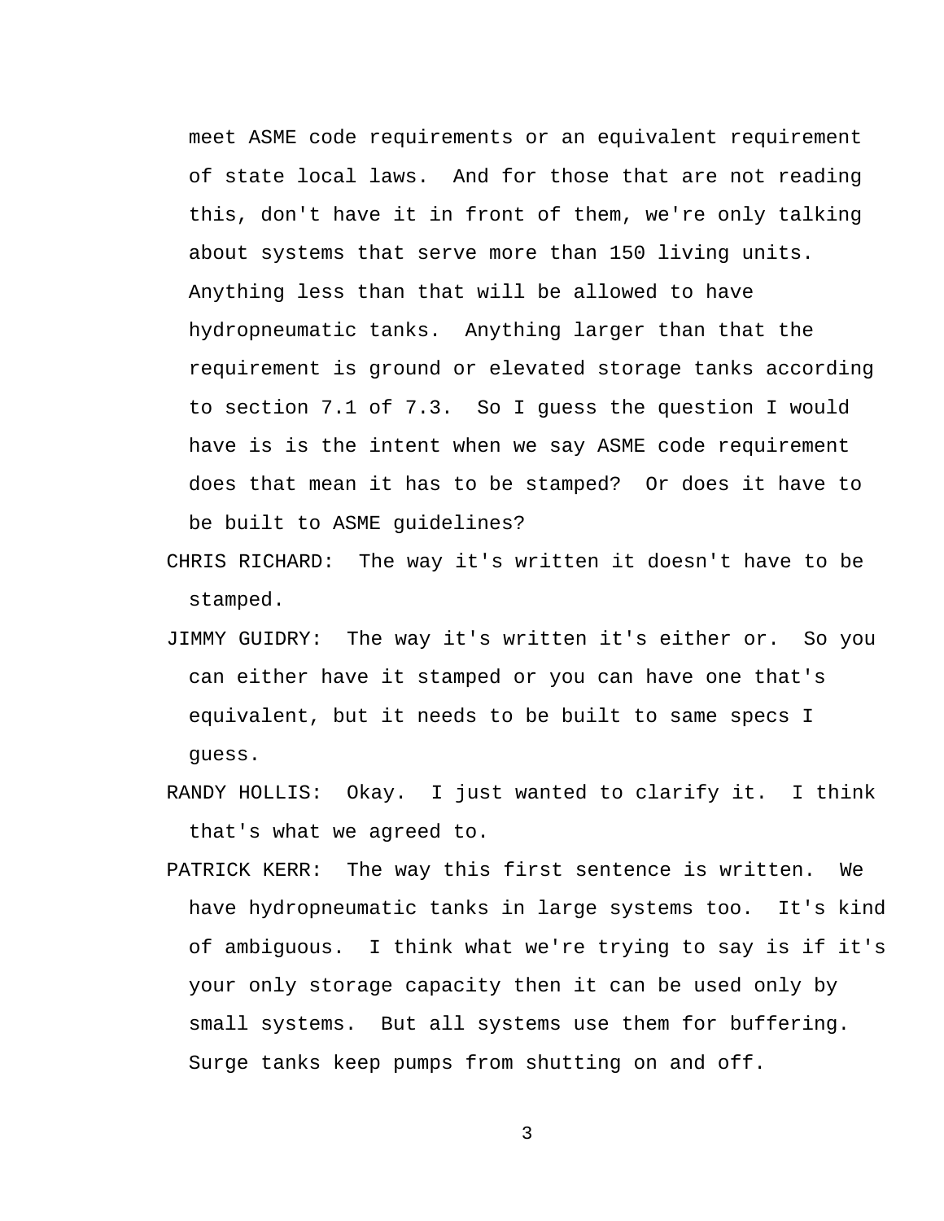meet ASME code requirements or an equivalent requirement of state local laws. And for those that are not reading this, don't have it in front of them, we're only talking about systems that serve more than 150 living units. Anything less than that will be allowed to have hydropneumatic tanks. Anything larger than that the requirement is ground or elevated storage tanks according to section 7.1 of 7.3. So I guess the question I would have is is the intent when we say ASME code requirement does that mean it has to be stamped? Or does it have to be built to ASME guidelines?

CHRIS RICHARD: The way it's written it doesn't have to be stamped.

JIMMY GUIDRY: The way it's written it's either or. So you can either have it stamped or you can have one that's equivalent, but it needs to be built to same specs I guess.

RANDY HOLLIS: Okay. I just wanted to clarify it. I think that's what we agreed to.

PATRICK KERR: The way this first sentence is written. We have hydropneumatic tanks in large systems too. It's kind of ambiguous. I think what we're trying to say is if it's your only storage capacity then it can be used only by small systems. But all systems use them for buffering. Surge tanks keep pumps from shutting on and off.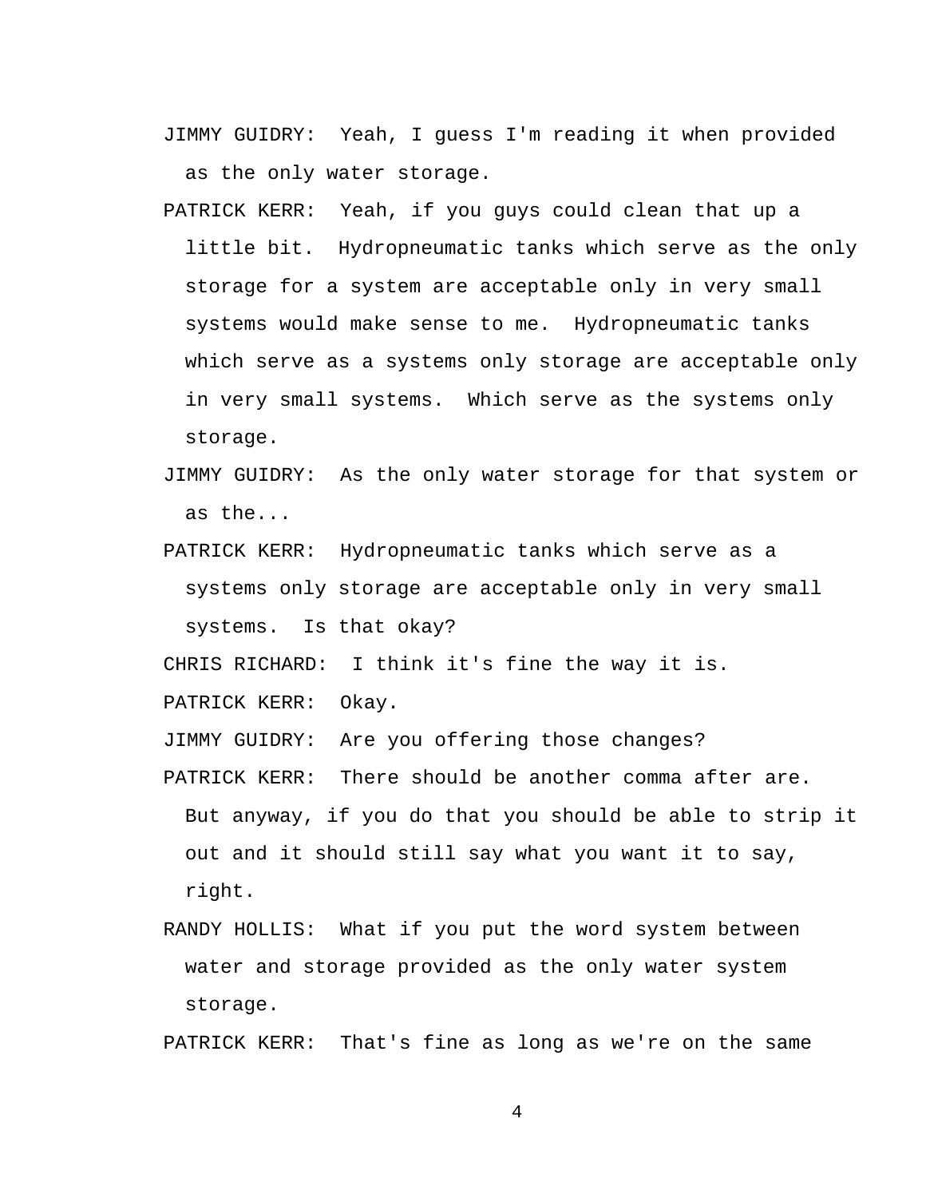JIMMY GUIDRY: Yeah, I guess I'm reading it when provided as the only water storage.

PATRICK KERR: Yeah, if you guys could clean that up a little bit. Hydropneumatic tanks which serve as the only storage for a system are acceptable only in very small systems would make sense to me. Hydropneumatic tanks which serve as a systems only storage are acceptable only in very small systems. Which serve as the systems only storage.

JIMMY GUIDRY: As the only water storage for that system or as the...

PATRICK KERR: Hydropneumatic tanks which serve as a systems only storage are acceptable only in very small systems. Is that okay?

CHRIS RICHARD: I think it's fine the way it is.

PATRICK KERR: Okay.

JIMMY GUIDRY: Are you offering those changes?

PATRICK KERR: There should be another comma after are. But anyway, if you do that you should be able to strip it out and it should still say what you want it to say, right.

RANDY HOLLIS: What if you put the word system between water and storage provided as the only water system storage.

PATRICK KERR: That's fine as long as we're on the same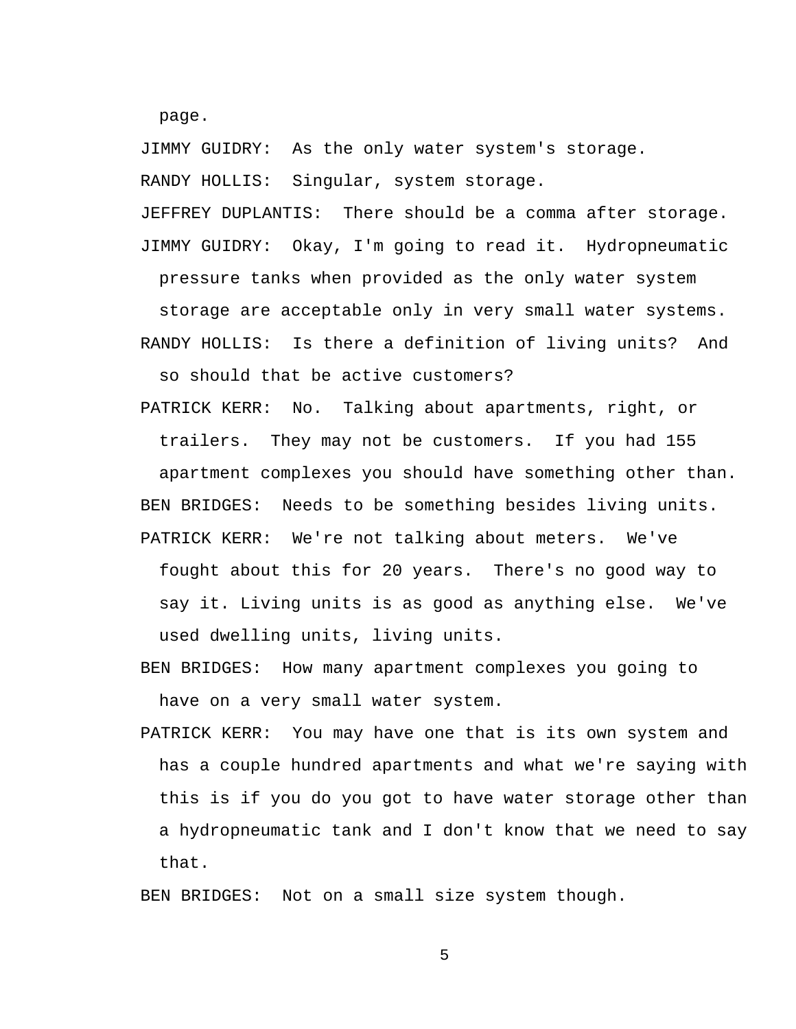page.

JIMMY GUIDRY: As the only water system's storage.

RANDY HOLLIS: Singular, system storage.

JEFFREY DUPLANTIS: There should be a comma after storage.

JIMMY GUIDRY: Okay, I'm going to read it. Hydropneumatic pressure tanks when provided as the only water system storage are acceptable only in very small water systems.

RANDY HOLLIS: Is there a definition of living units? And so should that be active customers?

PATRICK KERR: No. Talking about apartments, right, or trailers. They may not be customers. If you had 155 apartment complexes you should have something other than.

BEN BRIDGES: Needs to be something besides living units.

PATRICK KERR: We're not talking about meters. We've fought about this for 20 years. There's no good way to say it. Living units is as good as anything else. We've used dwelling units, living units.

BEN BRIDGES: How many apartment complexes you going to have on a very small water system.

PATRICK KERR: You may have one that is its own system and has a couple hundred apartments and what we're saying with this is if you do you got to have water storage other than a hydropneumatic tank and I don't know that we need to say that.

BEN BRIDGES: Not on a small size system though.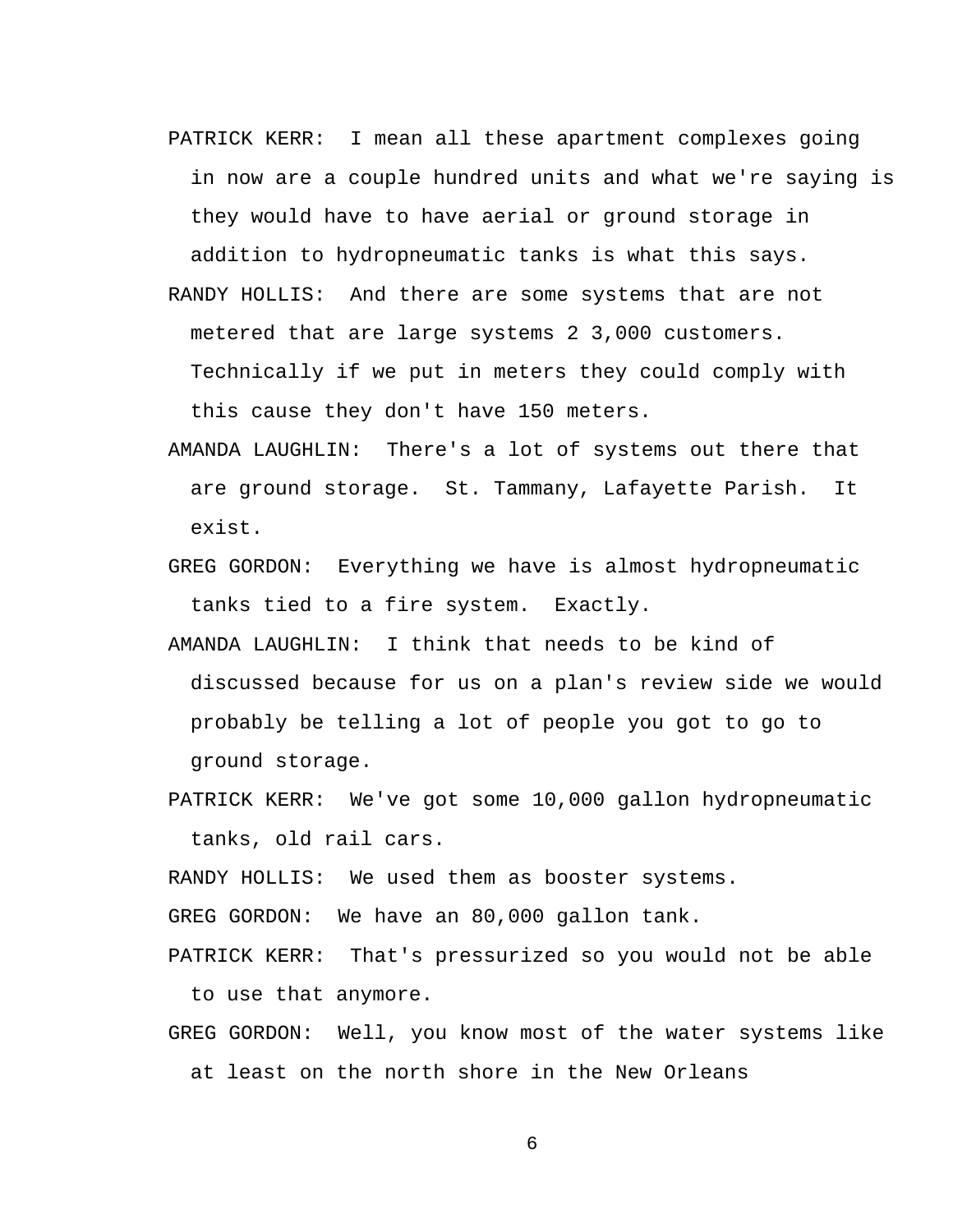PATRICK KERR: I mean all these apartment complexes going in now are a couple hundred units and what we're saying is they would have to have aerial or ground storage in addition to hydropneumatic tanks is what this says.

RANDY HOLLIS: And there are some systems that are not metered that are large systems 2 3,000 customers. Technically if we put in meters they could comply with this cause they don't have 150 meters.

AMANDA LAUGHLIN: There's a lot of systems out there that are ground storage. St. Tammany, Lafayette Parish. It exist.

GREG GORDON: Everything we have is almost hydropneumatic tanks tied to a fire system. Exactly.

AMANDA LAUGHLIN: I think that needs to be kind of discussed because for us on a plan's review side we would probably be telling a lot of people you got to go to ground storage.

PATRICK KERR: We've got some 10,000 gallon hydropneumatic tanks, old rail cars.

RANDY HOLLIS: We used them as booster systems.

GREG GORDON: We have an 80,000 gallon tank.

PATRICK KERR: That's pressurized so you would not be able to use that anymore.

GREG GORDON: Well, you know most of the water systems like at least on the north shore in the New Orleans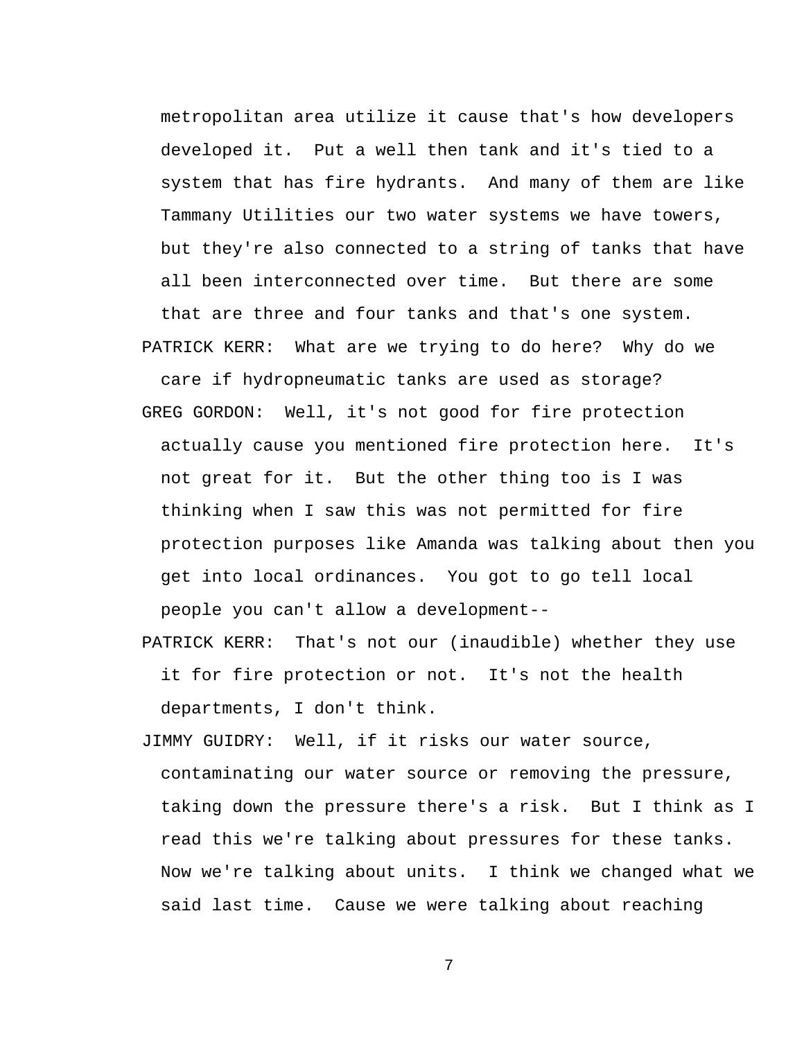metropolitan area utilize it cause that's how developers developed it. Put a well then tank and it's tied to a system that has fire hydrants. And many of them are like Tammany Utilities our two water systems we have towers, but they're also connected to a string of tanks that have all been interconnected over time. But there are some that are three and four tanks and that's one system.

PATRICK KERR: What are we trying to do here? Why do we care if hydropneumatic tanks are used as storage?

GREG GORDON: Well, it's not good for fire protection actually cause you mentioned fire protection here. It's not great for it. But the other thing too is I was thinking when I saw this was not permitted for fire protection purposes like Amanda was talking about then you get into local ordinances. You got to go tell local people you can't allow a development--

PATRICK KERR: That's not our (inaudible) whether they use it for fire protection or not. It's not the health departments, I don't think.

JIMMY GUIDRY: Well, if it risks our water source, contaminating our water source or removing the pressure, taking down the pressure there's a risk. But I think as I read this we're talking about pressures for these tanks. Now we're talking about units. I think we changed what we said last time. Cause we were talking about reaching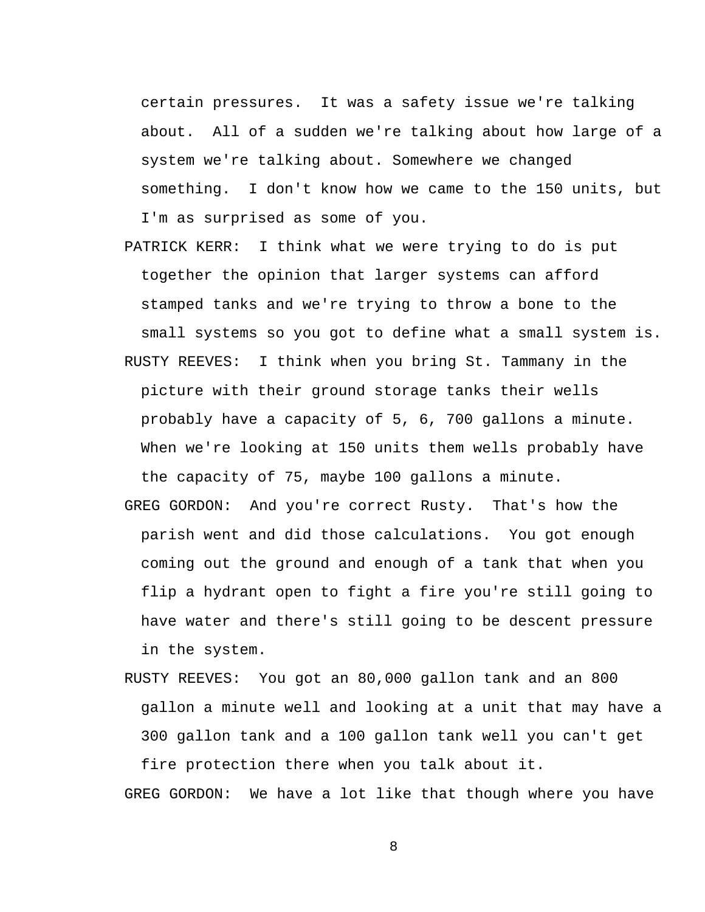certain pressures. It was a safety issue we're talking about. All of a sudden we're talking about how large of a system we're talking about. Somewhere we changed something. I don't know how we came to the 150 units, but I'm as surprised as some of you.

PATRICK KERR: I think what we were trying to do is put together the opinion that larger systems can afford stamped tanks and we're trying to throw a bone to the small systems so you got to define what a small system is.

RUSTY REEVES: I think when you bring St. Tammany in the picture with their ground storage tanks their wells probably have a capacity of 5, 6, 700 gallons a minute. When we're looking at 150 units them wells probably have the capacity of 75, maybe 100 gallons a minute.

GREG GORDON: And you're correct Rusty. That's how the parish went and did those calculations. You got enough coming out the ground and enough of a tank that when you flip a hydrant open to fight a fire you're still going to have water and there's still going to be descent pressure in the system.

RUSTY REEVES: You got an 80,000 gallon tank and an 800 gallon a minute well and looking at a unit that may have a 300 gallon tank and a 100 gallon tank well you can't get fire protection there when you talk about it.

GREG GORDON: We have a lot like that though where you have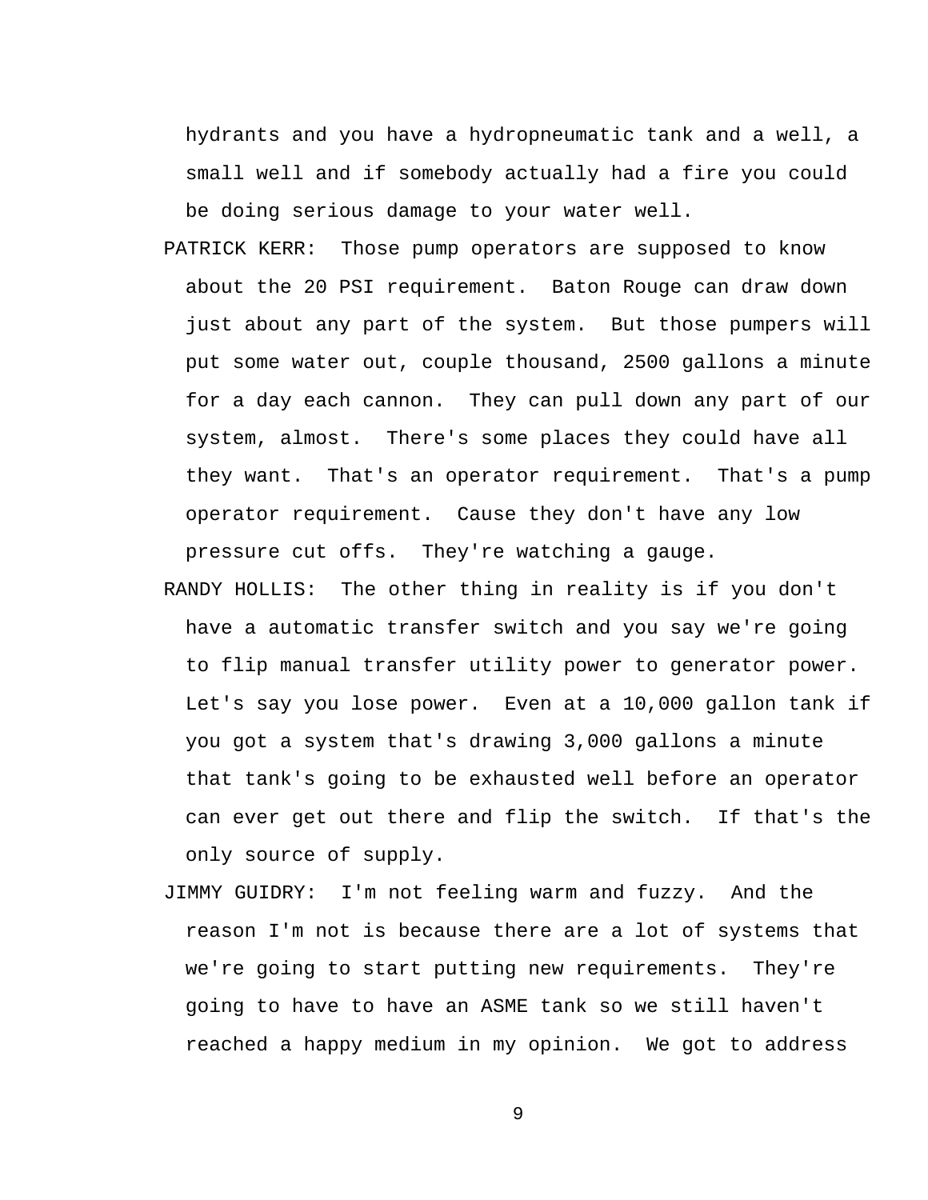hydrants and you have a hydropneumatic tank and a well, a small well and if somebody actually had a fire you could be doing serious damage to your water well.

PATRICK KERR: Those pump operators are supposed to know about the 20 PSI requirement. Baton Rouge can draw down just about any part of the system. But those pumpers will put some water out, couple thousand, 2500 gallons a minute for a day each cannon. They can pull down any part of our system, almost. There's some places they could have all they want. That's an operator requirement. That's a pump operator requirement. Cause they don't have any low pressure cut offs. They're watching a gauge.

RANDY HOLLIS: The other thing in reality is if you don't have a automatic transfer switch and you say we're going to flip manual transfer utility power to generator power. Let's say you lose power. Even at a 10,000 gallon tank if you got a system that's drawing 3,000 gallons a minute that tank's going to be exhausted well before an operator can ever get out there and flip the switch. If that's the only source of supply.

JIMMY GUIDRY: I'm not feeling warm and fuzzy. And the reason I'm not is because there are a lot of systems that we're going to start putting new requirements. They're going to have to have an ASME tank so we still haven't reached a happy medium in my opinion. We got to address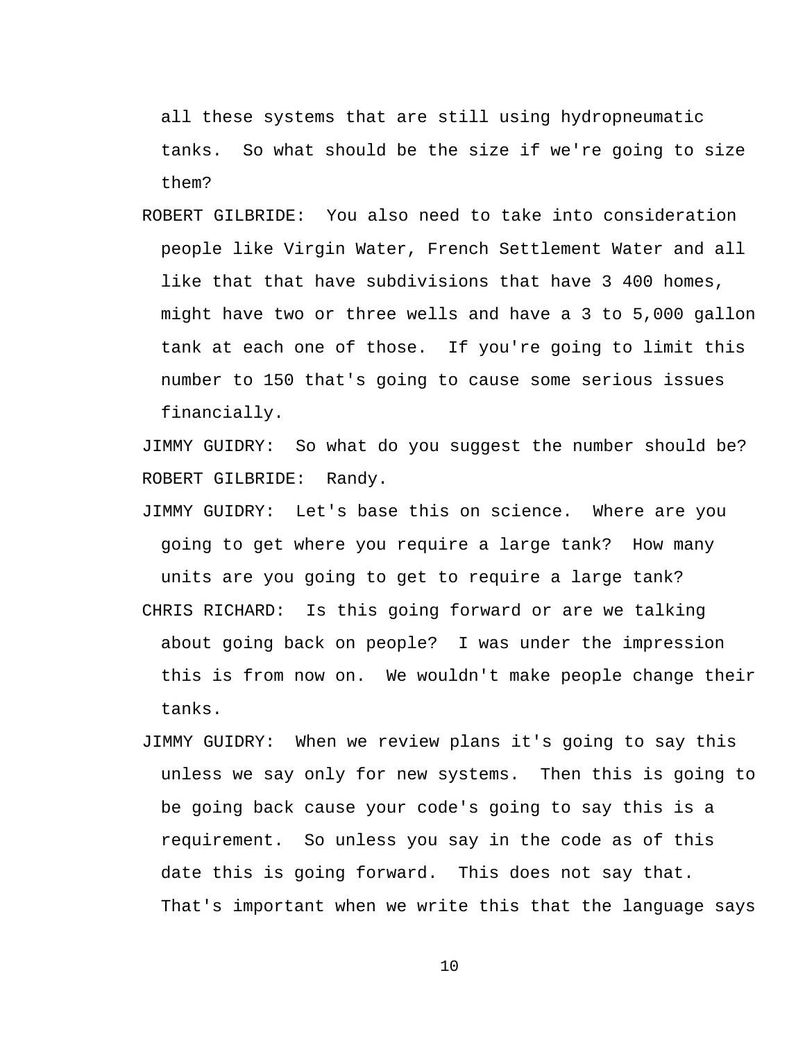all these systems that are still using hydropneumatic tanks. So what should be the size if we're going to size them?

ROBERT GILBRIDE: You also need to take into consideration people like Virgin Water, French Settlement Water and all like that that have subdivisions that have 3 400 homes, might have two or three wells and have a 3 to 5,000 gallon tank at each one of those. If you're going to limit this number to 150 that's going to cause some serious issues financially.

JIMMY GUIDRY: So what do you suggest the number should be?

ROBERT GILBRIDE: Randy.

JIMMY GUIDRY: Let's base this on science. Where are you going to get where you require a large tank? How many units are you going to get to require a large tank?

CHRIS RICHARD: Is this going forward or are we talking about going back on people? I was under the impression this is from now on. We wouldn't make people change their tanks.

JIMMY GUIDRY: When we review plans it's going to say this unless we say only for new systems. Then this is going to be going back cause your code's going to say this is a requirement. So unless you say in the code as of this date this is going forward. This does not say that. That's important when we write this that the language says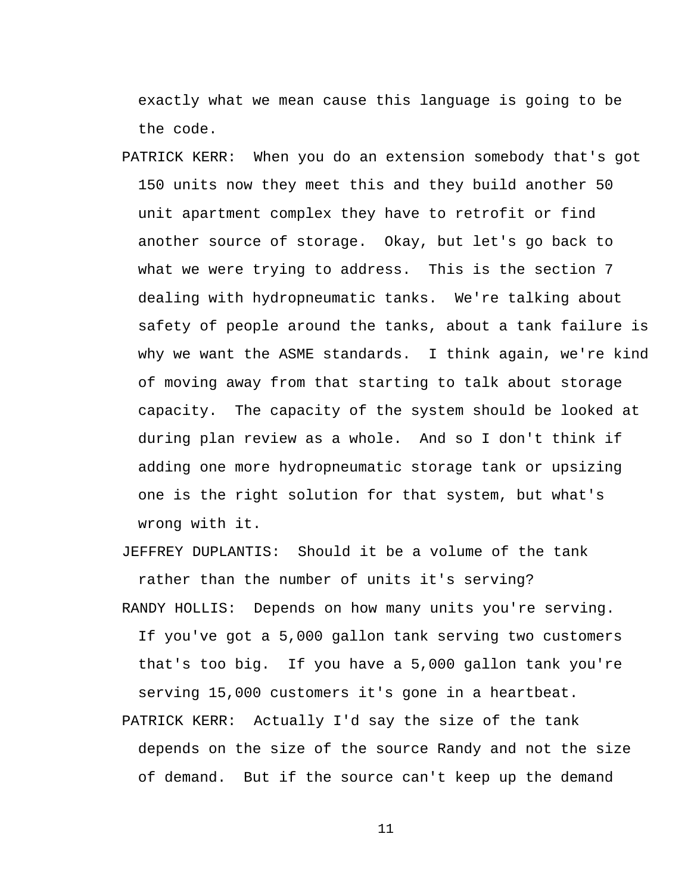exactly what we mean cause this language is going to be the code.

PATRICK KERR: When you do an extension somebody that's got 150 units now they meet this and they build another 50 unit apartment complex they have to retrofit or find another source of storage. Okay, but let's go back to what we were trying to address. This is the section 7 dealing with hydropneumatic tanks. We're talking about safety of people around the tanks, about a tank failure is why we want the ASME standards. I think again, we're kind of moving away from that starting to talk about storage capacity. The capacity of the system should be looked at during plan review as a whole. And so I don't think if adding one more hydropneumatic storage tank or upsizing one is the right solution for that system, but what's wrong with it.

JEFFREY DUPLANTIS: Should it be a volume of the tank rather than the number of units it's serving?

RANDY HOLLIS: Depends on how many units you're serving. If you've got a 5,000 gallon tank serving two customers that's too big. If you have a 5,000 gallon tank you're serving 15,000 customers it's gone in a heartbeat.

PATRICK KERR: Actually I'd say the size of the tank depends on the size of the source Randy and not the size of demand. But if the source can't keep up the demand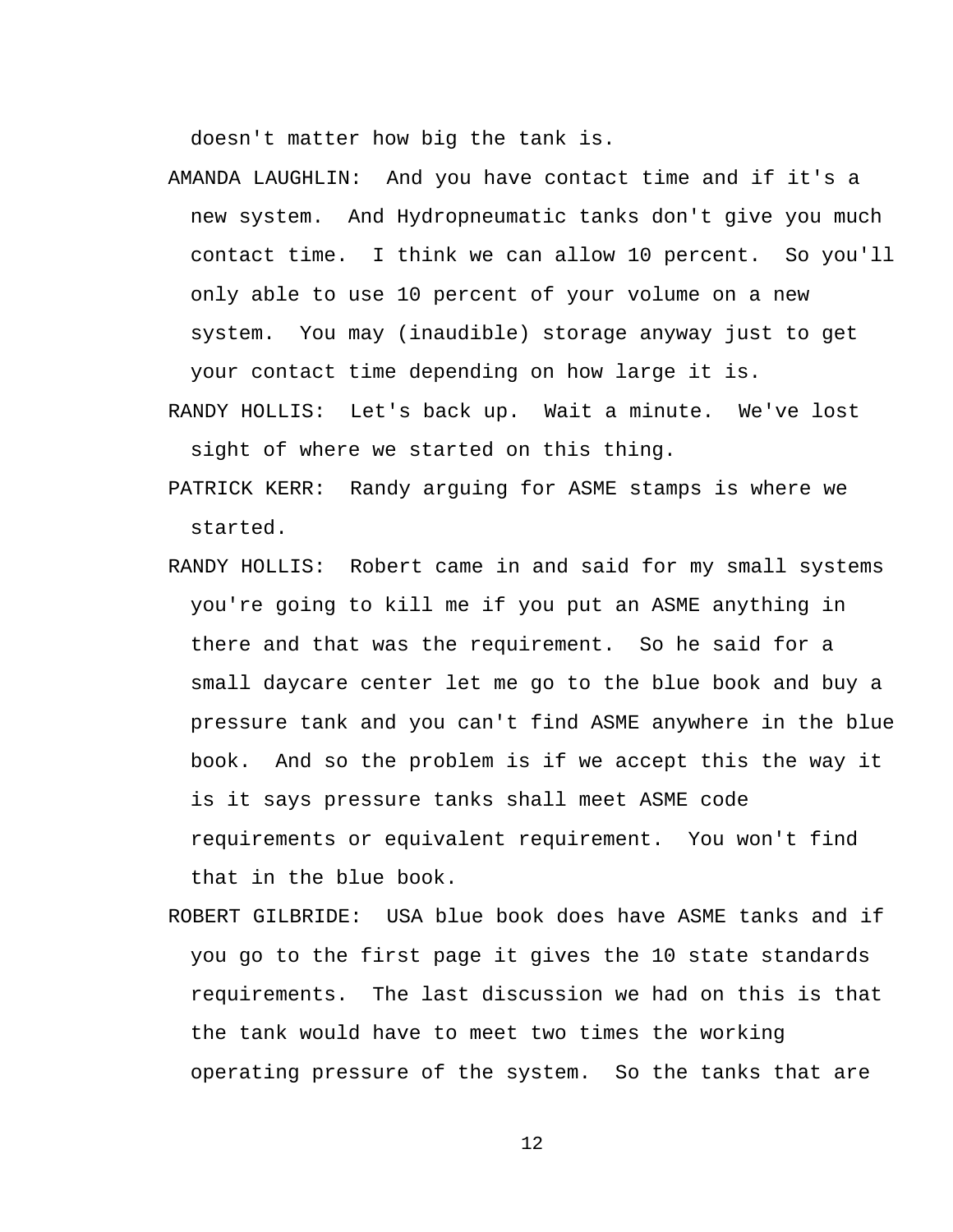doesn't matter how big the tank is.

AMANDA LAUGHLIN: And you have contact time and if it's a new system. And Hydropneumatic tanks don't give you much contact time. I think we can allow 10 percent. So you'll only able to use 10 percent of your volume on a new system. You may (inaudible) storage anyway just to get your contact time depending on how large it is.

RANDY HOLLIS: Let's back up. Wait a minute. We've lost sight of where we started on this thing.

PATRICK KERR: Randy arguing for ASME stamps is where we started.

RANDY HOLLIS: Robert came in and said for my small systems you're going to kill me if you put an ASME anything in there and that was the requirement. So he said for a small daycare center let me go to the blue book and buy a pressure tank and you can't find ASME anywhere in the blue book. And so the problem is if we accept this the way it is it says pressure tanks shall meet ASME code requirements or equivalent requirement. You won't find that in the blue book.

ROBERT GILBRIDE: USA blue book does have ASME tanks and if you go to the first page it gives the 10 state standards requirements. The last discussion we had on this is that the tank would have to meet two times the working operating pressure of the system. So the tanks that are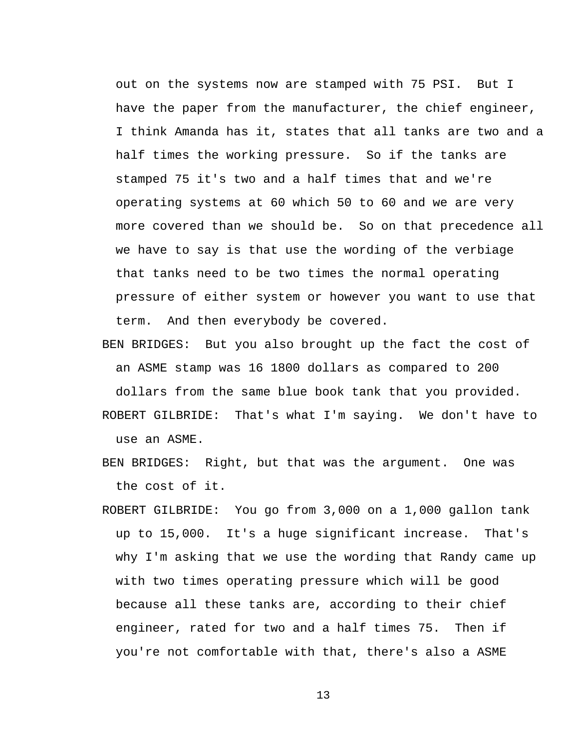out on the systems now are stamped with 75 PSI. But I have the paper from the manufacturer, the chief engineer, I think Amanda has it, states that all tanks are two and a half times the working pressure. So if the tanks are stamped 75 it's two and a half times that and we're operating systems at 60 which 50 to 60 and we are very more covered than we should be. So on that precedence all we have to say is that use the wording of the verbiage that tanks need to be two times the normal operating pressure of either system or however you want to use that term. And then everybody be covered.

BEN BRIDGES: But you also brought up the fact the cost of an ASME stamp was 16 1800 dollars as compared to 200 dollars from the same blue book tank that you provided.

ROBERT GILBRIDE: That's what I'm saying. We don't have to use an ASME.

BEN BRIDGES: Right, but that was the argument. One was the cost of it.

ROBERT GILBRIDE: You go from 3,000 on a 1,000 gallon tank up to 15,000. It's a huge significant increase. That's why I'm asking that we use the wording that Randy came up with two times operating pressure which will be good because all these tanks are, according to their chief engineer, rated for two and a half times 75. Then if you're not comfortable with that, there's also a ASME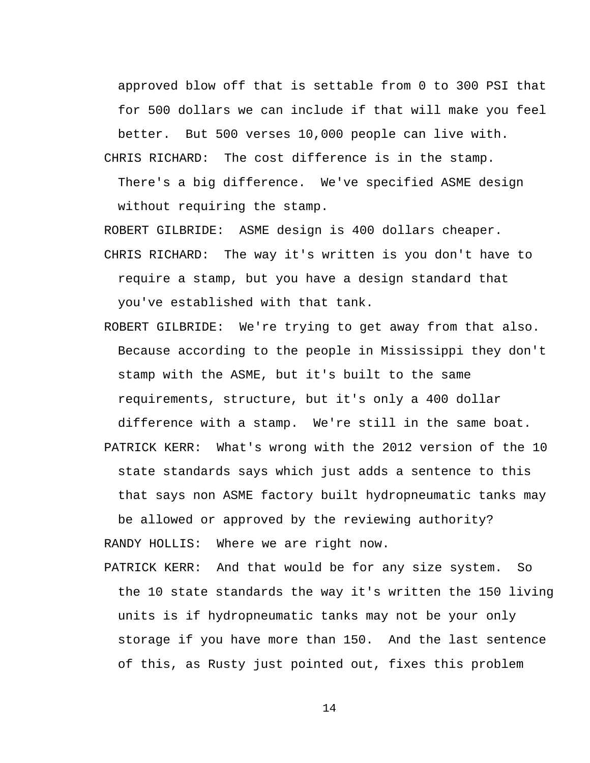approved blow off that is settable from 0 to 300 PSI that for 500 dollars we can include if that will make you feel better. But 500 verses 10,000 people can live with.

CHRIS RICHARD: The cost difference is in the stamp. There's a big difference. We've specified ASME design without requiring the stamp.

ROBERT GILBRIDE: ASME design is 400 dollars cheaper.

CHRIS RICHARD: The way it's written is you don't have to require a stamp, but you have a design standard that you've established with that tank.

ROBERT GILBRIDE: We're trying to get away from that also. Because according to the people in Mississippi they don't stamp with the ASME, but it's built to the same requirements, structure, but it's only a 400 dollar difference with a stamp. We're still in the same boat.

PATRICK KERR: What's wrong with the 2012 version of the 10 state standards says which just adds a sentence to this that says non ASME factory built hydropneumatic tanks may be allowed or approved by the reviewing authority?

RANDY HOLLIS: Where we are right now.

PATRICK KERR: And that would be for any size system. So the 10 state standards the way it's written the 150 living units is if hydropneumatic tanks may not be your only storage if you have more than 150. And the last sentence of this, as Rusty just pointed out, fixes this problem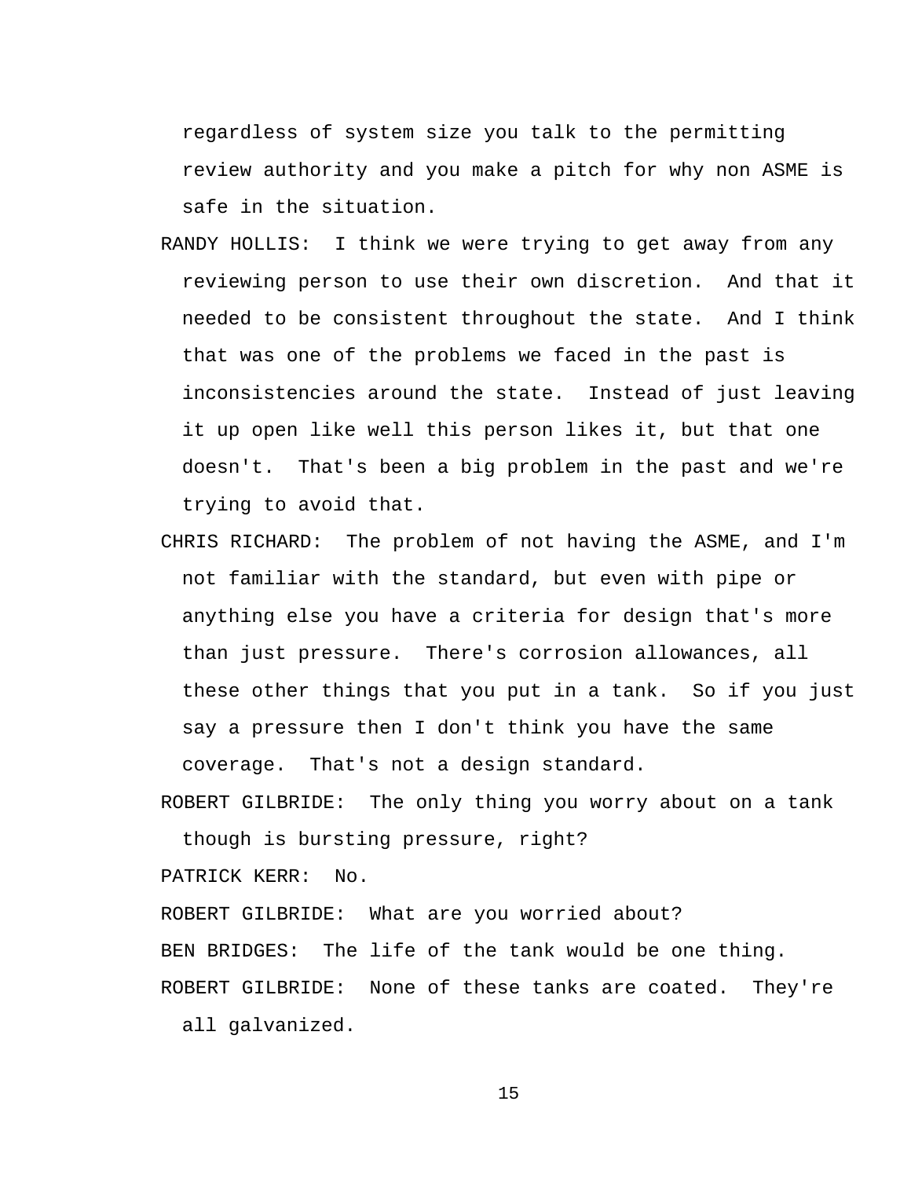regardless of system size you talk to the permitting review authority and you make a pitch for why non ASME is safe in the situation.

RANDY HOLLIS: I think we were trying to get away from any reviewing person to use their own discretion. And that it needed to be consistent throughout the state. And I think that was one of the problems we faced in the past is inconsistencies around the state. Instead of just leaving it up open like well this person likes it, but that one doesn't. That's been a big problem in the past and we're trying to avoid that.

CHRIS RICHARD: The problem of not having the ASME, and I'm not familiar with the standard, but even with pipe or anything else you have a criteria for design that's more than just pressure. There's corrosion allowances, all these other things that you put in a tank. So if you just say a pressure then I don't think you have the same coverage. That's not a design standard.

ROBERT GILBRIDE: The only thing you worry about on a tank though is bursting pressure, right?

PATRICK KERR: No.

ROBERT GILBRIDE: What are you worried about?

BEN BRIDGES: The life of the tank would be one thing.

ROBERT GILBRIDE: None of these tanks are coated. They're all galvanized.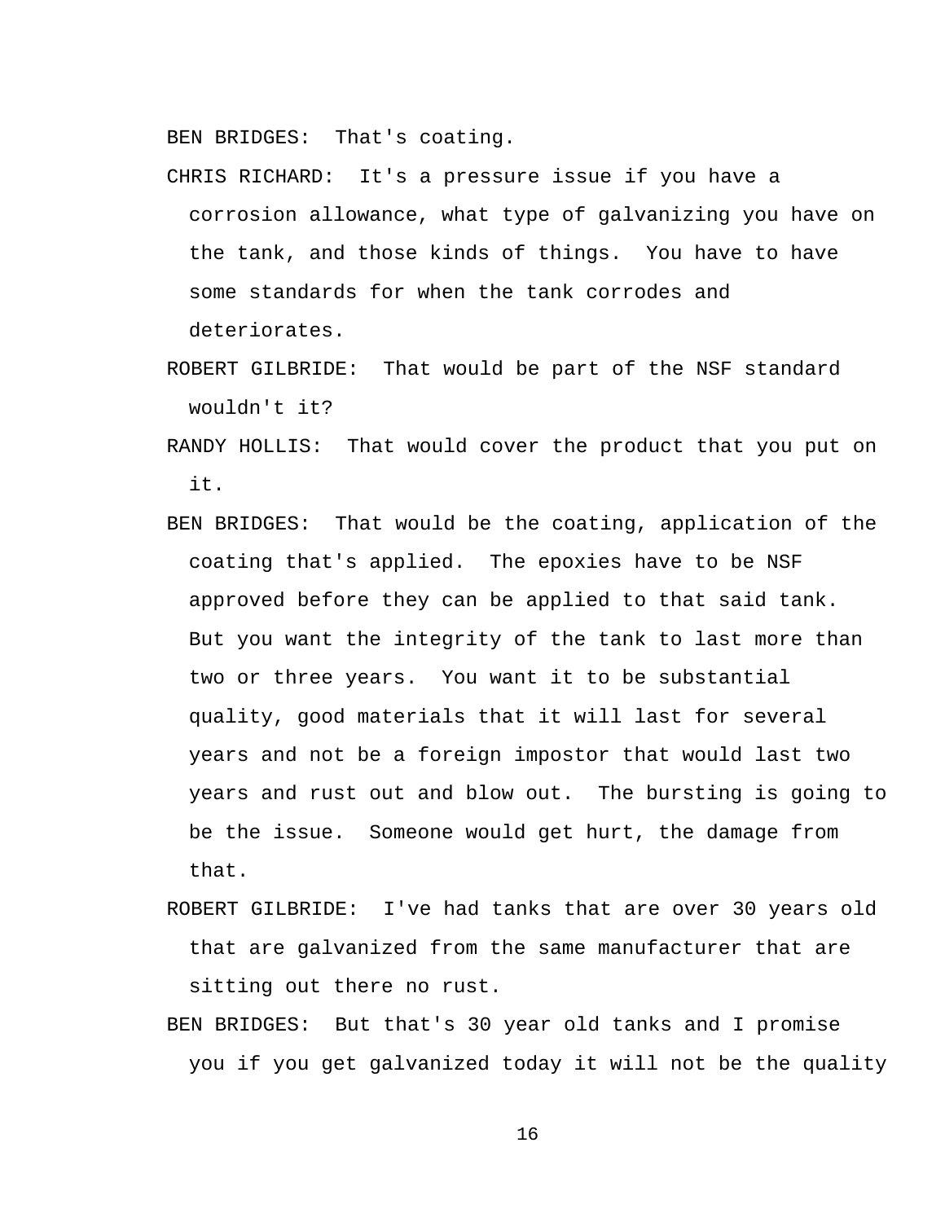BEN BRIDGES: That's coating.

CHRIS RICHARD: It's a pressure issue if you have a corrosion allowance, what type of galvanizing you have on the tank, and those kinds of things. You have to have some standards for when the tank corrodes and deteriorates.

ROBERT GILBRIDE: That would be part of the NSF standard wouldn't it?

RANDY HOLLIS: That would cover the product that you put on it.

BEN BRIDGES: That would be the coating, application of the coating that's applied. The epoxies have to be NSF approved before they can be applied to that said tank. But you want the integrity of the tank to last more than two or three years. You want it to be substantial quality, good materials that it will last for several years and not be a foreign impostor that would last two years and rust out and blow out. The bursting is going to be the issue. Someone would get hurt, the damage from that.

ROBERT GILBRIDE: I've had tanks that are over 30 years old that are galvanized from the same manufacturer that are sitting out there no rust.

BEN BRIDGES: But that's 30 year old tanks and I promise you if you get galvanized today it will not be the quality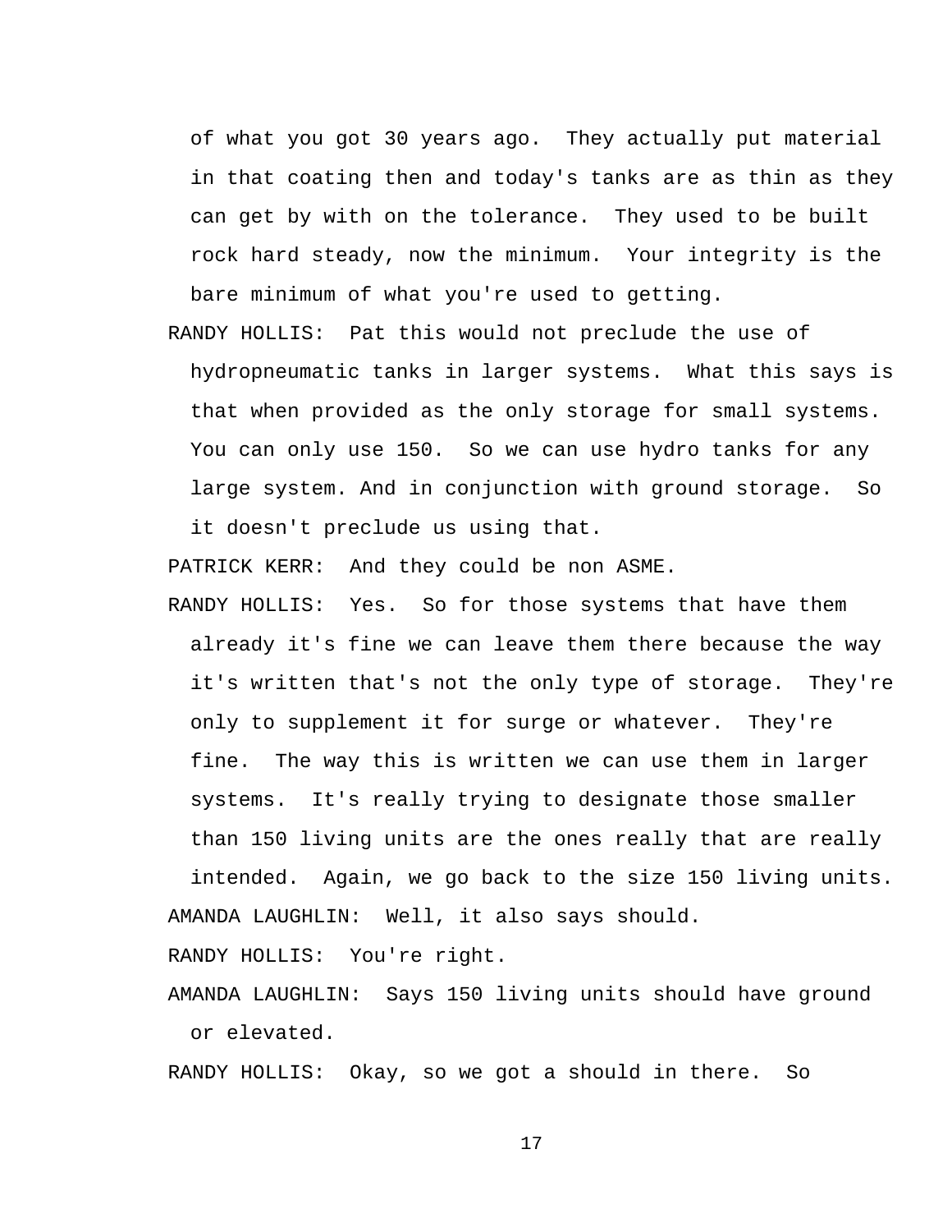of what you got 30 years ago. They actually put material in that coating then and today's tanks are as thin as they can get by with on the tolerance. They used to be built rock hard steady, now the minimum. Your integrity is the bare minimum of what you're used to getting.

RANDY HOLLIS: Pat this would not preclude the use of hydropneumatic tanks in larger systems. What this says is that when provided as the only storage for small systems. You can only use 150. So we can use hydro tanks for any large system. And in conjunction with ground storage. So it doesn't preclude us using that.

PATRICK KERR: And they could be non ASME.

RANDY HOLLIS: Yes. So for those systems that have them already it's fine we can leave them there because the way it's written that's not the only type of storage. They're only to supplement it for surge or whatever. They're fine. The way this is written we can use them in larger systems. It's really trying to designate those smaller than 150 living units are the ones really that are really intended. Again, we go back to the size 150 living units.

AMANDA LAUGHLIN: Well, it also says should.

RANDY HOLLIS: You're right.

AMANDA LAUGHLIN: Says 150 living units should have ground or elevated.

RANDY HOLLIS: Okay, so we got a should in there. So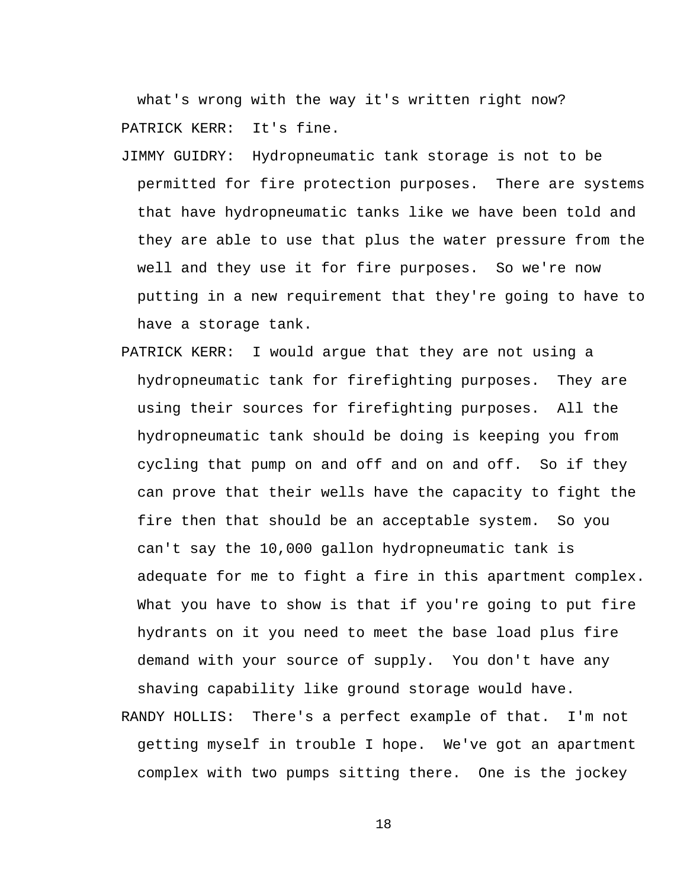what's wrong with the way it's written right now?

PATRICK KERR: It's fine.

JIMMY GUIDRY: Hydropneumatic tank storage is not to be permitted for fire protection purposes. There are systems that have hydropneumatic tanks like we have been told and they are able to use that plus the water pressure from the well and they use it for fire purposes. So we're now putting in a new requirement that they're going to have to have a storage tank.

PATRICK KERR: I would argue that they are not using a hydropneumatic tank for firefighting purposes. They are using their sources for firefighting purposes. All the hydropneumatic tank should be doing is keeping you from cycling that pump on and off and on and off. So if they can prove that their wells have the capacity to fight the fire then that should be an acceptable system. So you can't say the 10,000 gallon hydropneumatic tank is adequate for me to fight a fire in this apartment complex. What you have to show is that if you're going to put fire hydrants on it you need to meet the base load plus fire demand with your source of supply. You don't have any shaving capability like ground storage would have.

RANDY HOLLIS: There's a perfect example of that. I'm not getting myself in trouble I hope. We've got an apartment complex with two pumps sitting there. One is the jockey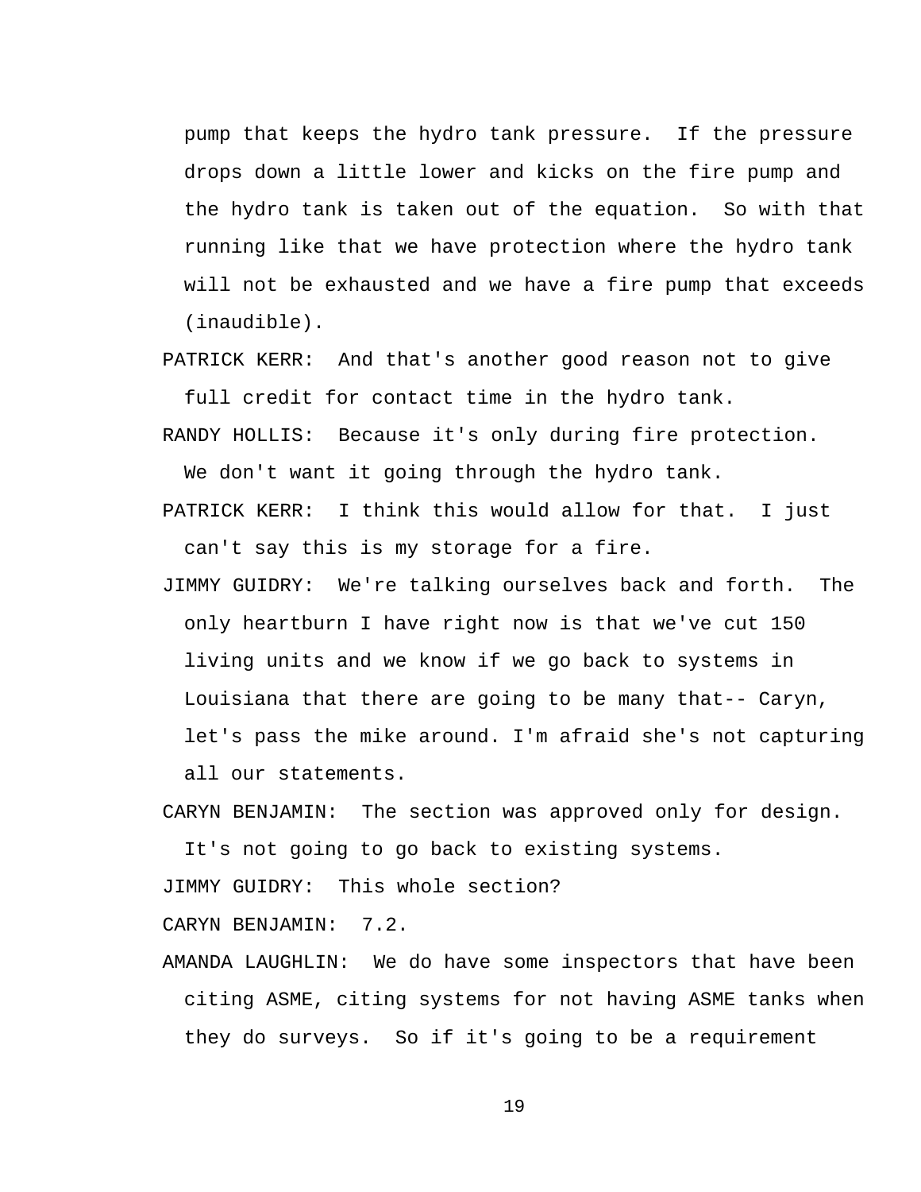pump that keeps the hydro tank pressure. If the pressure drops down a little lower and kicks on the fire pump and the hydro tank is taken out of the equation. So with that running like that we have protection where the hydro tank will not be exhausted and we have a fire pump that exceeds (inaudible).

PATRICK KERR: And that's another good reason not to give full credit for contact time in the hydro tank.

RANDY HOLLIS: Because it's only during fire protection. We don't want it going through the hydro tank.

PATRICK KERR: I think this would allow for that. I just can't say this is my storage for a fire.

JIMMY GUIDRY: We're talking ourselves back and forth. The only heartburn I have right now is that we've cut 150 living units and we know if we go back to systems in Louisiana that there are going to be many that-- Caryn, let's pass the mike around. I'm afraid she's not capturing all our statements.

CARYN BENJAMIN: The section was approved only for design. It's not going to go back to existing systems.

JIMMY GUIDRY: This whole section?

CARYN BENJAMIN: 7.2.

AMANDA LAUGHLIN: We do have some inspectors that have been citing ASME, citing systems for not having ASME tanks when they do surveys. So if it's going to be a requirement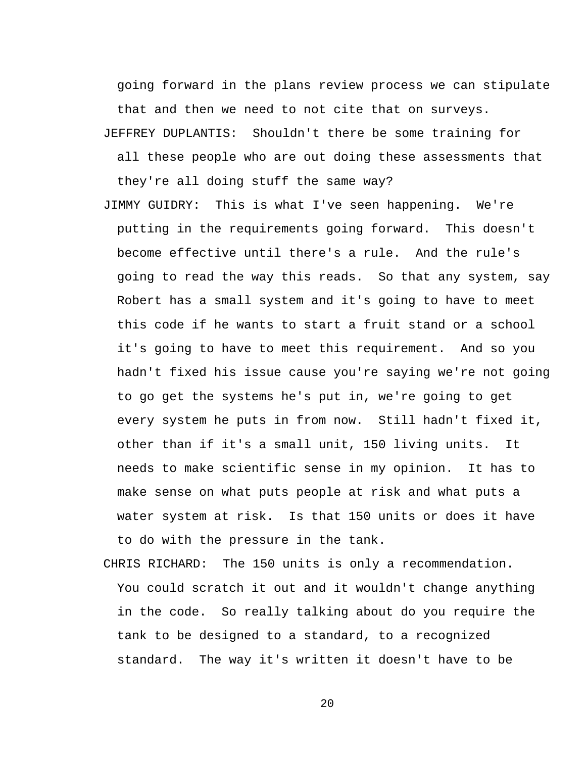going forward in the plans review process we can stipulate that and then we need to not cite that on surveys.

JEFFREY DUPLANTIS: Shouldn't there be some training for all these people who are out doing these assessments that they're all doing stuff the same way?

JIMMY GUIDRY: This is what I've seen happening. We're putting in the requirements going forward. This doesn't become effective until there's a rule. And the rule's going to read the way this reads. So that any system, say Robert has a small system and it's going to have to meet this code if he wants to start a fruit stand or a school it's going to have to meet this requirement. And so you hadn't fixed his issue cause you're saying we're not going to go get the systems he's put in, we're going to get every system he puts in from now. Still hadn't fixed it, other than if it's a small unit, 150 living units. It needs to make scientific sense in my opinion. It has to make sense on what puts people at risk and what puts a water system at risk. Is that 150 units or does it have to do with the pressure in the tank.

CHRIS RICHARD: The 150 units is only a recommendation. You could scratch it out and it wouldn't change anything in the code. So really talking about do you require the tank to be designed to a standard, to a recognized standard. The way it's written it doesn't have to be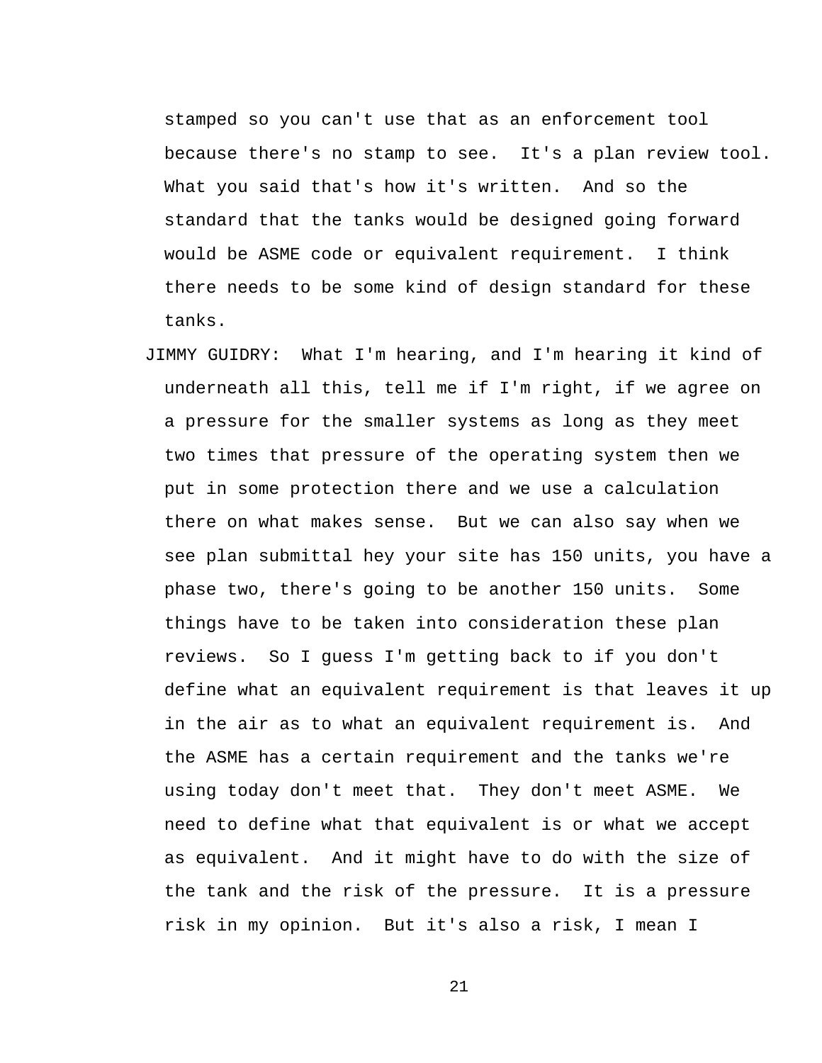stamped so you can't use that as an enforcement tool because there's no stamp to see. It's a plan review tool. What you said that's how it's written. And so the standard that the tanks would be designed going forward would be ASME code or equivalent requirement. I think there needs to be some kind of design standard for these tanks.

JIMMY GUIDRY: What I'm hearing, and I'm hearing it kind of underneath all this, tell me if I'm right, if we agree on a pressure for the smaller systems as long as they meet two times that pressure of the operating system then we put in some protection there and we use a calculation there on what makes sense. But we can also say when we see plan submittal hey your site has 150 units, you have a phase two, there's going to be another 150 units. Some things have to be taken into consideration these plan reviews. So I guess I'm getting back to if you don't define what an equivalent requirement is that leaves it up in the air as to what an equivalent requirement is. And the ASME has a certain requirement and the tanks we're using today don't meet that. They don't meet ASME. We need to define what that equivalent is or what we accept as equivalent. And it might have to do with the size of the tank and the risk of the pressure. It is a pressure risk in my opinion. But it's also a risk, I mean I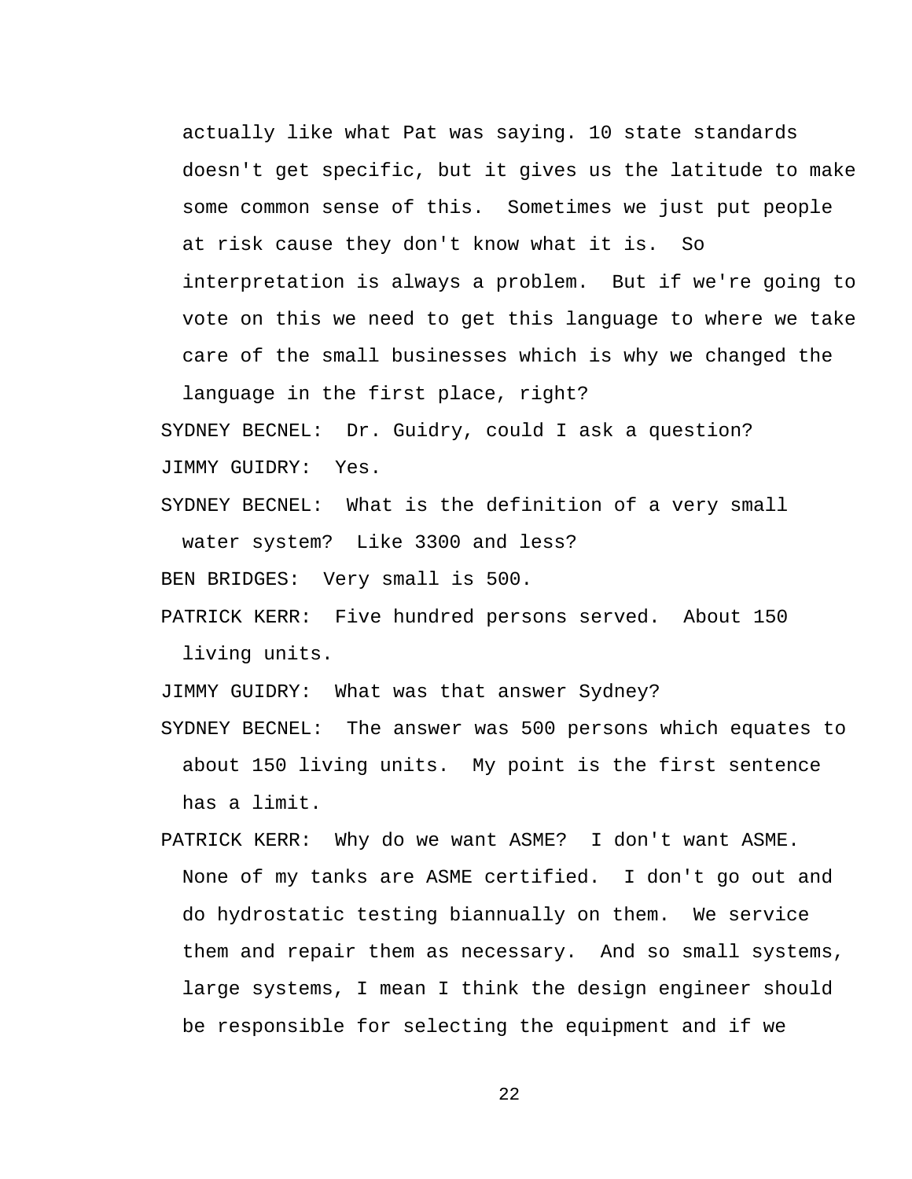actually like what Pat was saying. 10 state standards doesn't get specific, but it gives us the latitude to make some common sense of this. Sometimes we just put people at risk cause they don't know what it is. So interpretation is always a problem. But if we're going to vote on this we need to get this language to where we take care of the small businesses which is why we changed the language in the first place, right?

SYDNEY BECNEL: Dr. Guidry, could I ask a question?

JIMMY GUIDRY: Yes.

SYDNEY BECNEL: What is the definition of a very small water system? Like 3300 and less?

BEN BRIDGES: Very small is 500.

PATRICK KERR: Five hundred persons served. About 150 living units.

JIMMY GUIDRY: What was that answer Sydney?

SYDNEY BECNEL: The answer was 500 persons which equates to about 150 living units. My point is the first sentence has a limit.

PATRICK KERR: Why do we want ASME? I don't want ASME. None of my tanks are ASME certified. I don't go out and do hydrostatic testing biannually on them. We service them and repair them as necessary. And so small systems, large systems, I mean I think the design engineer should be responsible for selecting the equipment and if we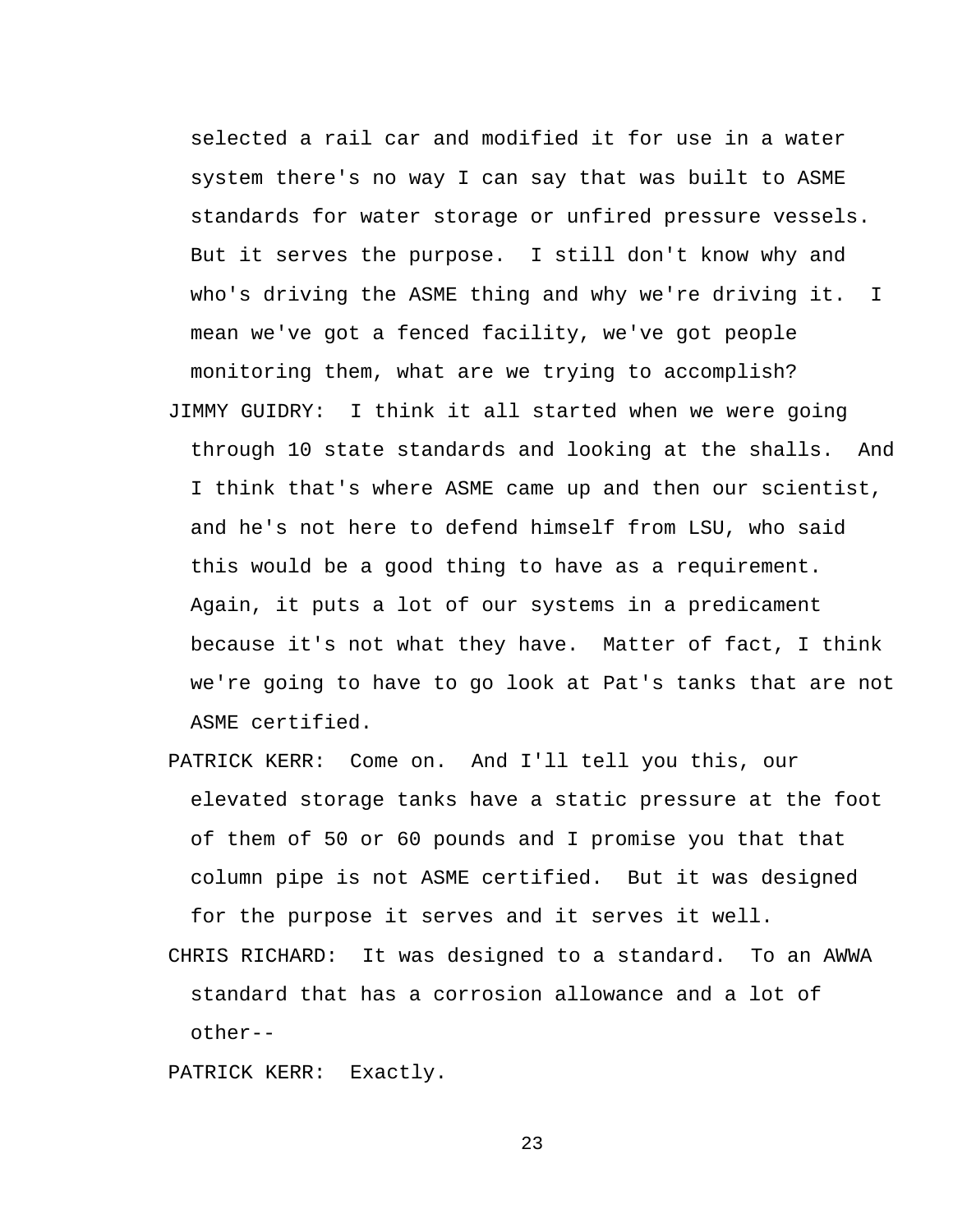selected a rail car and modified it for use in a water system there's no way I can say that was built to ASME standards for water storage or unfired pressure vessels. But it serves the purpose. I still don't know why and who's driving the ASME thing and why we're driving it. I mean we've got a fenced facility, we've got people monitoring them, what are we trying to accomplish?

JIMMY GUIDRY: I think it all started when we were going through 10 state standards and looking at the shalls. And I think that's where ASME came up and then our scientist, and he's not here to defend himself from LSU, who said this would be a good thing to have as a requirement. Again, it puts a lot of our systems in a predicament because it's not what they have. Matter of fact, I think we're going to have to go look at Pat's tanks that are not ASME certified.

PATRICK KERR: Come on. And I'll tell you this, our elevated storage tanks have a static pressure at the foot of them of 50 or 60 pounds and I promise you that that column pipe is not ASME certified. But it was designed for the purpose it serves and it serves it well.

CHRIS RICHARD: It was designed to a standard. To an AWWA standard that has a corrosion allowance and a lot of other--

PATRICK KERR: Exactly.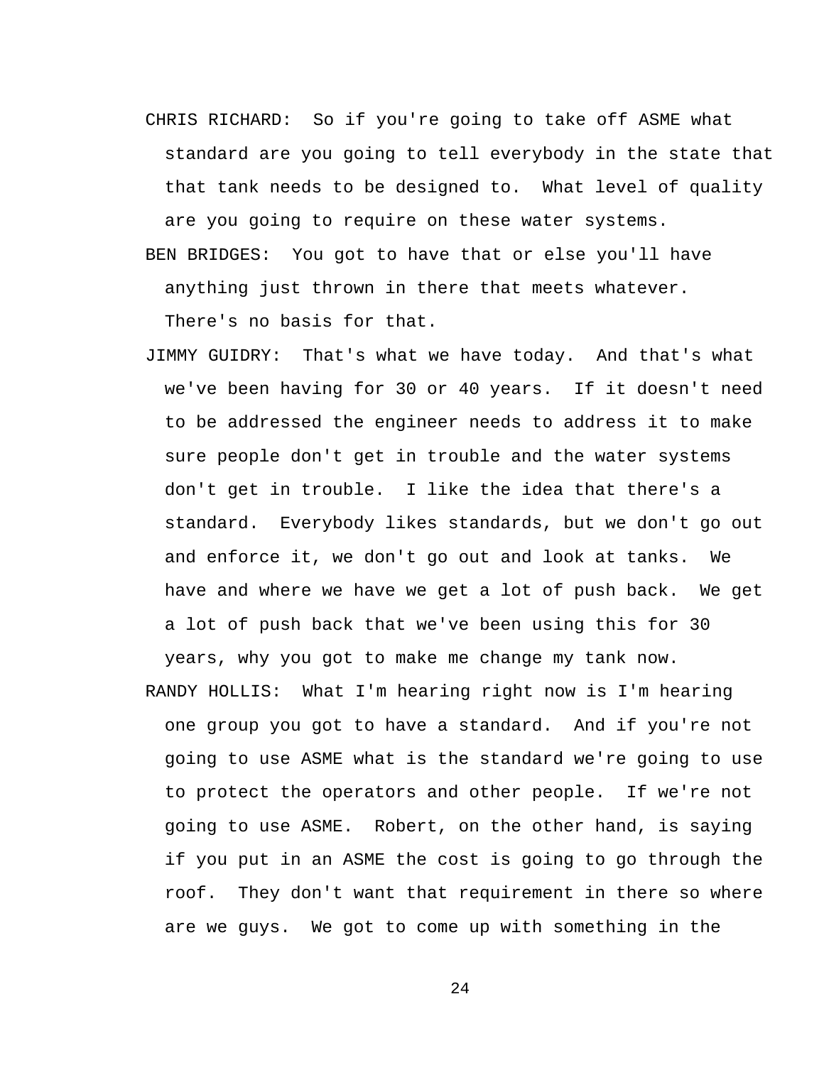CHRIS RICHARD: So if you're going to take off ASME what standard are you going to tell everybody in the state that that tank needs to be designed to. What level of quality are you going to require on these water systems.

BEN BRIDGES: You got to have that or else you'll have anything just thrown in there that meets whatever. There's no basis for that.

JIMMY GUIDRY: That's what we have today. And that's what we've been having for 30 or 40 years. If it doesn't need to be addressed the engineer needs to address it to make sure people don't get in trouble and the water systems don't get in trouble. I like the idea that there's a standard. Everybody likes standards, but we don't go out and enforce it, we don't go out and look at tanks. We have and where we have we get a lot of push back. We get a lot of push back that we've been using this for 30 years, why you got to make me change my tank now.

RANDY HOLLIS: What I'm hearing right now is I'm hearing one group you got to have a standard. And if you're not going to use ASME what is the standard we're going to use to protect the operators and other people. If we're not going to use ASME. Robert, on the other hand, is saying if you put in an ASME the cost is going to go through the roof. They don't want that requirement in there so where are we guys. We got to come up with something in the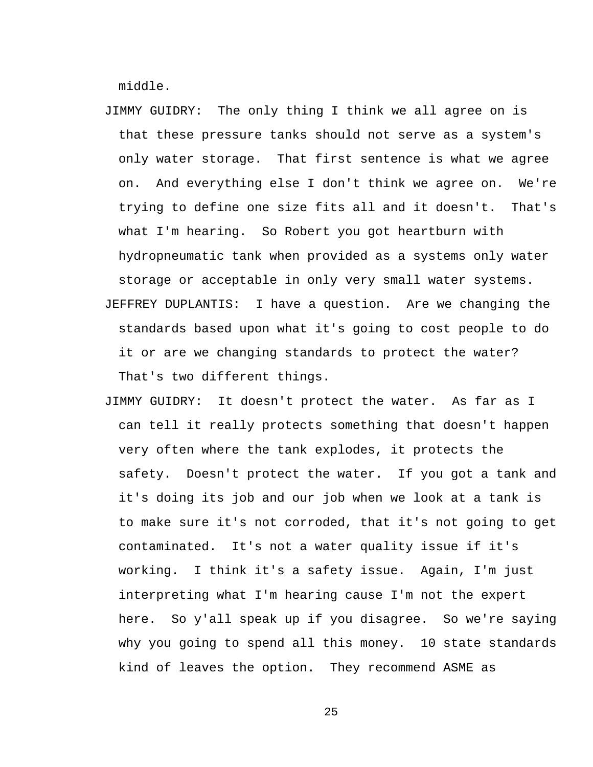middle.

JIMMY GUIDRY: The only thing I think we all agree on is that these pressure tanks should not serve as a system's only water storage. That first sentence is what we agree on. And everything else I don't think we agree on. We're trying to define one size fits all and it doesn't. That's what I'm hearing. So Robert you got heartburn with hydropneumatic tank when provided as a systems only water storage or acceptable in only very small water systems.

JEFFREY DUPLANTIS: I have a question. Are we changing the standards based upon what it's going to cost people to do it or are we changing standards to protect the water? That's two different things.

JIMMY GUIDRY: It doesn't protect the water. As far as I can tell it really protects something that doesn't happen very often where the tank explodes, it protects the safety. Doesn't protect the water. If you got a tank and it's doing its job and our job when we look at a tank is to make sure it's not corroded, that it's not going to get contaminated. It's not a water quality issue if it's working. I think it's a safety issue. Again, I'm just interpreting what I'm hearing cause I'm not the expert here. So y'all speak up if you disagree. So we're saying why you going to spend all this money. 10 state standards kind of leaves the option. They recommend ASME as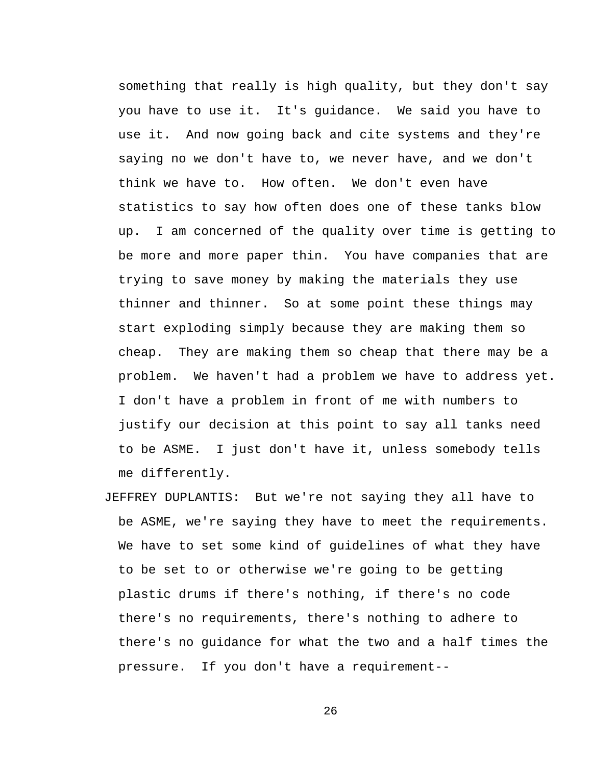something that really is high quality, but they don't say you have to use it. It's guidance. We said you have to use it. And now going back and cite systems and they're saying no we don't have to, we never have, and we don't think we have to. How often. We don't even have statistics to say how often does one of these tanks blow up. I am concerned of the quality over time is getting to be more and more paper thin. You have companies that are trying to save money by making the materials they use thinner and thinner. So at some point these things may start exploding simply because they are making them so cheap. They are making them so cheap that there may be a problem. We haven't had a problem we have to address yet. I don't have a problem in front of me with numbers to justify our decision at this point to say all tanks need to be ASME. I just don't have it, unless somebody tells me differently.

JEFFREY DUPLANTIS: But we're not saying they all have to be ASME, we're saying they have to meet the requirements. We have to set some kind of guidelines of what they have to be set to or otherwise we're going to be getting plastic drums if there's nothing, if there's no code there's no requirements, there's nothing to adhere to there's no guidance for what the two and a half times the pressure. If you don't have a requirement--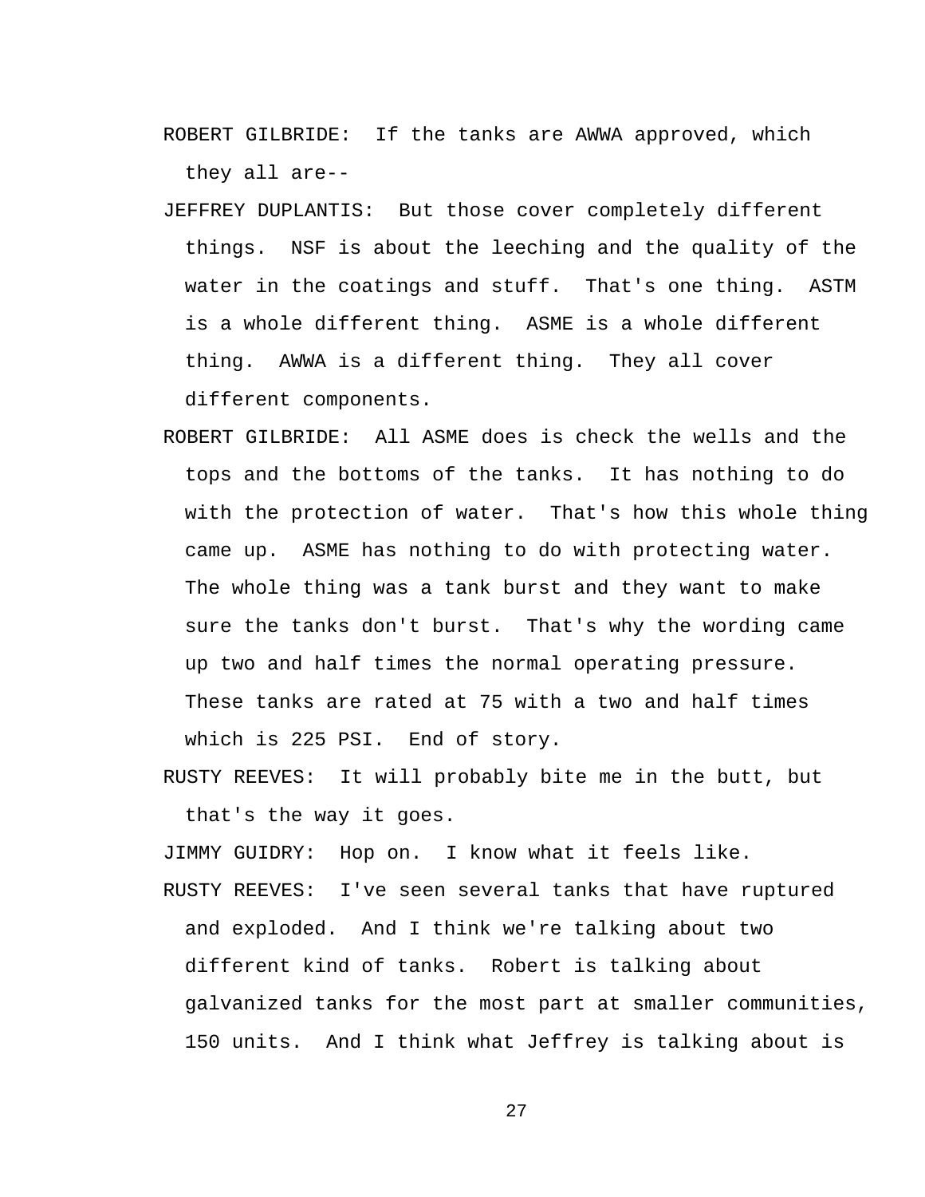ROBERT GILBRIDE: If the tanks are AWWA approved, which they all are--

JEFFREY DUPLANTIS: But those cover completely different things. NSF is about the leeching and the quality of the water in the coatings and stuff. That's one thing. ASTM is a whole different thing. ASME is a whole different thing. AWWA is a different thing. They all cover different components.

ROBERT GILBRIDE: All ASME does is check the wells and the tops and the bottoms of the tanks. It has nothing to do with the protection of water. That's how this whole thing came up. ASME has nothing to do with protecting water. The whole thing was a tank burst and they want to make sure the tanks don't burst. That's why the wording came up two and half times the normal operating pressure. These tanks are rated at 75 with a two and half times which is 225 PSI. End of story.

RUSTY REEVES: It will probably bite me in the butt, but that's the way it goes.

JIMMY GUIDRY: Hop on. I know what it feels like.

RUSTY REEVES: I've seen several tanks that have ruptured and exploded. And I think we're talking about two different kind of tanks. Robert is talking about galvanized tanks for the most part at smaller communities, 150 units. And I think what Jeffrey is talking about is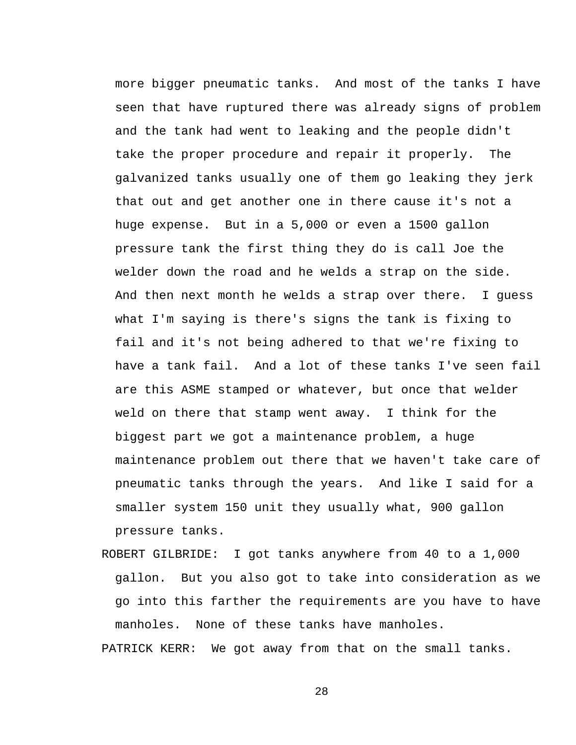more bigger pneumatic tanks. And most of the tanks I have seen that have ruptured there was already signs of problem and the tank had went to leaking and the people didn't take the proper procedure and repair it properly. The galvanized tanks usually one of them go leaking they jerk that out and get another one in there cause it's not a huge expense. But in a 5,000 or even a 1500 gallon pressure tank the first thing they do is call Joe the welder down the road and he welds a strap on the side. And then next month he welds a strap over there. I guess what I'm saying is there's signs the tank is fixing to fail and it's not being adhered to that we're fixing to have a tank fail. And a lot of these tanks I've seen fail are this ASME stamped or whatever, but once that welder weld on there that stamp went away. I think for the biggest part we got a maintenance problem, a huge maintenance problem out there that we haven't take care of pneumatic tanks through the years. And like I said for a smaller system 150 unit they usually what, 900 gallon pressure tanks.

ROBERT GILBRIDE: I got tanks anywhere from 40 to a 1,000 gallon. But you also got to take into consideration as we go into this farther the requirements are you have to have manholes. None of these tanks have manholes.

PATRICK KERR: We got away from that on the small tanks.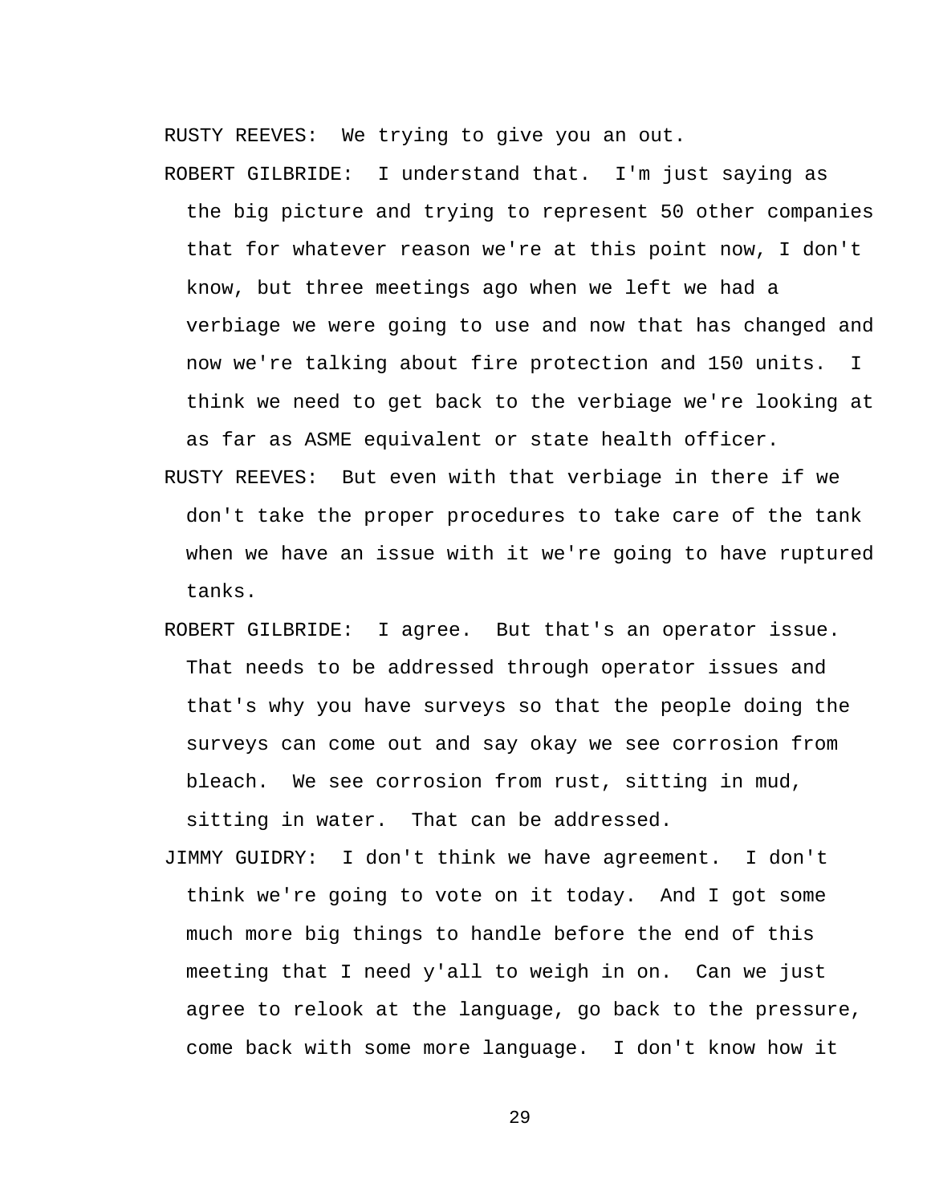RUSTY REEVES: We trying to give you an out.

ROBERT GILBRIDE: I understand that. I'm just saying as the big picture and trying to represent 50 other companies that for whatever reason we're at this point now, I don't know, but three meetings ago when we left we had a verbiage we were going to use and now that has changed and now we're talking about fire protection and 150 units. I think we need to get back to the verbiage we're looking at as far as ASME equivalent or state health officer.

RUSTY REEVES: But even with that verbiage in there if we don't take the proper procedures to take care of the tank when we have an issue with it we're going to have ruptured tanks.

ROBERT GILBRIDE: I agree. But that's an operator issue. That needs to be addressed through operator issues and that's why you have surveys so that the people doing the surveys can come out and say okay we see corrosion from bleach. We see corrosion from rust, sitting in mud, sitting in water. That can be addressed.

JIMMY GUIDRY: I don't think we have agreement. I don't think we're going to vote on it today. And I got some much more big things to handle before the end of this meeting that I need y'all to weigh in on. Can we just agree to relook at the language, go back to the pressure, come back with some more language. I don't know how it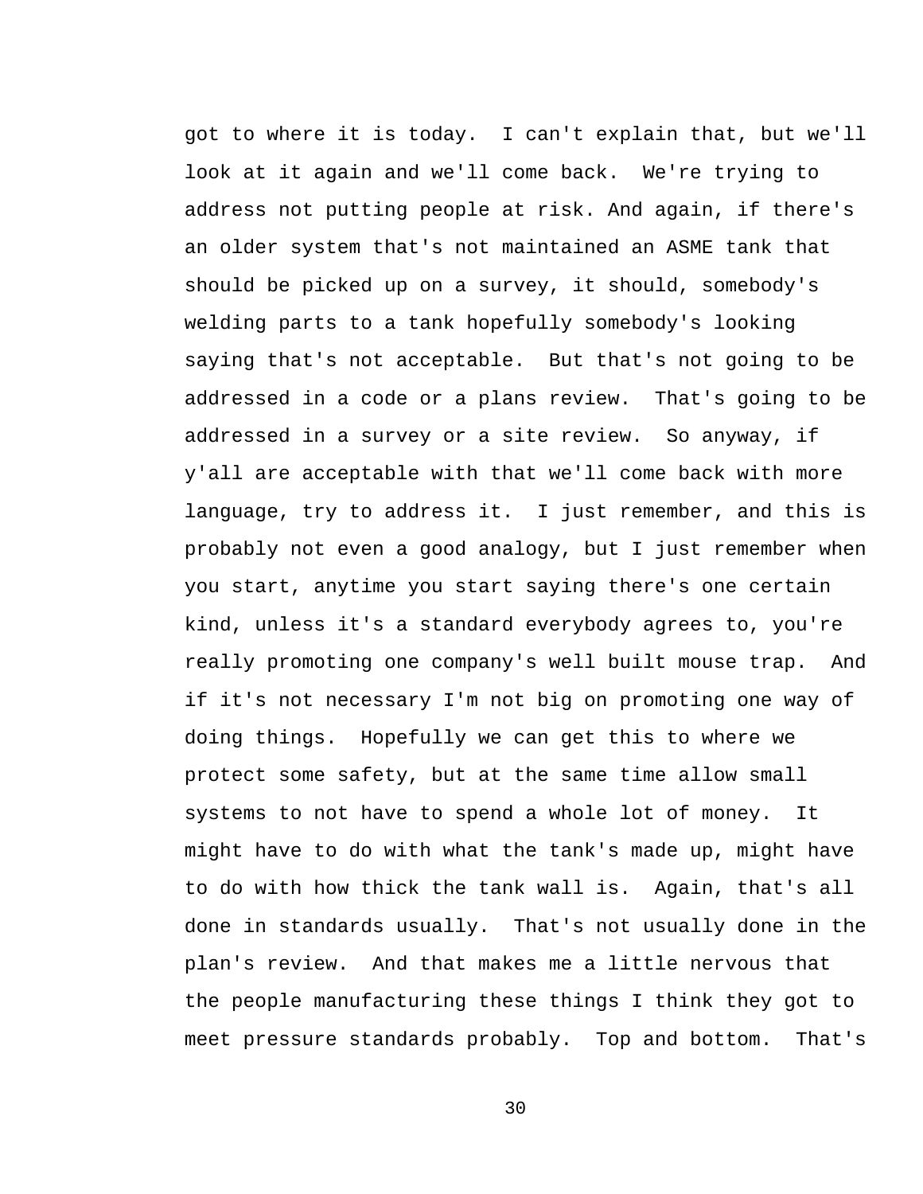got to where it is today. I can't explain that, but we'll look at it again and we'll come back. We're trying to address not putting people at risk. And again, if there's an older system that's not maintained an ASME tank that should be picked up on a survey, it should, somebody's welding parts to a tank hopefully somebody's looking saying that's not acceptable. But that's not going to be addressed in a code or a plans review. That's going to be addressed in a survey or a site review. So anyway, if y'all are acceptable with that we'll come back with more language, try to address it. I just remember, and this is probably not even a good analogy, but I just remember when you start, anytime you start saying there's one certain kind, unless it's a standard everybody agrees to, you're really promoting one company's well built mouse trap. And if it's not necessary I'm not big on promoting one way of doing things. Hopefully we can get this to where we protect some safety, but at the same time allow small systems to not have to spend a whole lot of money. It might have to do with what the tank's made up, might have to do with how thick the tank wall is. Again, that's all done in standards usually. That's not usually done in the plan's review. And that makes me a little nervous that the people manufacturing these things I think they got to meet pressure standards probably. Top and bottom. That's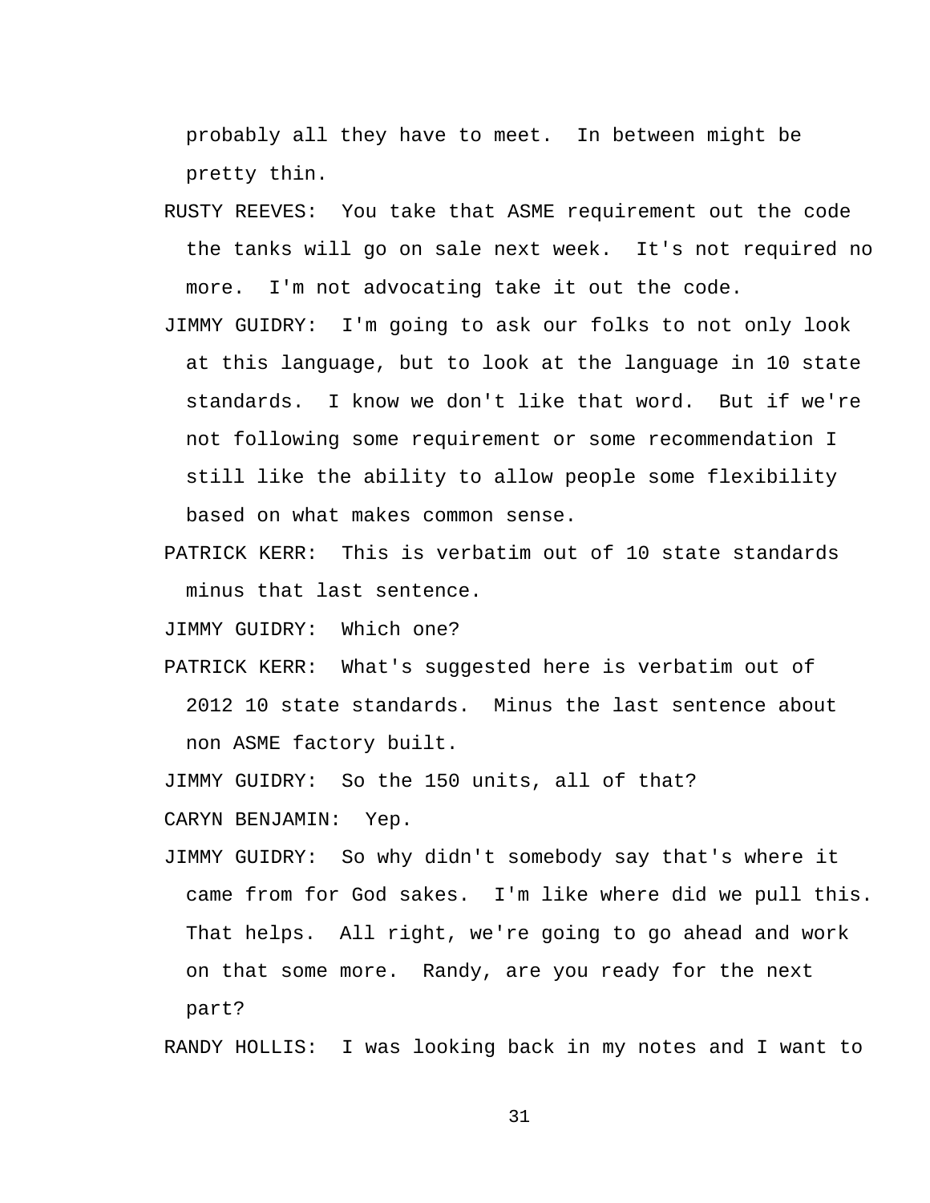probably all they have to meet. In between might be pretty thin.

RUSTY REEVES: You take that ASME requirement out the code the tanks will go on sale next week. It's not required no more. I'm not advocating take it out the code.

JIMMY GUIDRY: I'm going to ask our folks to not only look at this language, but to look at the language in 10 state standards. I know we don't like that word. But if we're not following some requirement or some recommendation I still like the ability to allow people some flexibility based on what makes common sense.

PATRICK KERR: This is verbatim out of 10 state standards minus that last sentence.

JIMMY GUIDRY: Which one?

PATRICK KERR: What's suggested here is verbatim out of 2012 10 state standards. Minus the last sentence about non ASME factory built.

JIMMY GUIDRY: So the 150 units, all of that?

CARYN BENJAMIN: Yep.

JIMMY GUIDRY: So why didn't somebody say that's where it came from for God sakes. I'm like where did we pull this. That helps. All right, we're going to go ahead and work on that some more. Randy, are you ready for the next part?

RANDY HOLLIS: I was looking back in my notes and I want to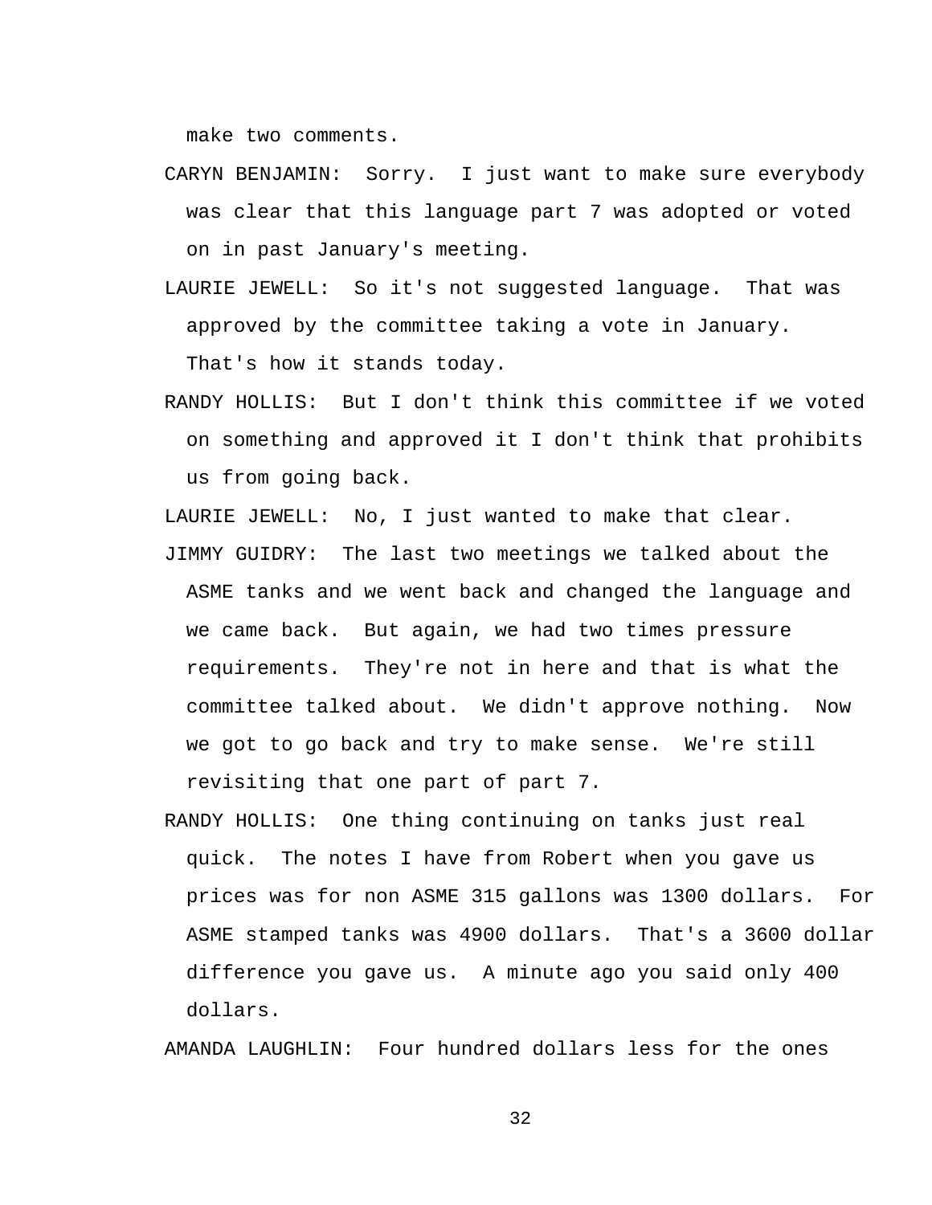make two comments.

CARYN BENJAMIN:  Sorry.  I just want to make sure everybody was clear that this language part 7 was adopted or voted on in past January's meeting.

LAURIE JEWELL:  So it's not suggested language.  That was approved by the committee taking a vote in January. That's how it stands today.

RANDY HOLLIS:  But I don't think this committee if we voted on something and approved it I don't think that prohibits us from going back.

LAURIE JEWELL:  No, I just wanted to make that clear.

JIMMY GUIDRY:  The last two meetings we talked about the ASME tanks and we went back and changed the language and we came back.  But again, we had two times pressure requirements.  They're not in here and that is what the committee talked about.  We didn't approve nothing.  Now we got to go back and try to make sense.  We're still revisiting that one part of part 7.

RANDY HOLLIS:  One thing continuing on tanks just real quick.  The notes I have from Robert when you gave us prices was for non ASME 315 gallons was 1300 dollars.  For ASME stamped tanks was 4900 dollars.  That's a 3600 dollar difference you gave us.  A minute ago you said only 400 dollars.

AMANDA LAUGHLIN:  Four hundred dollars less for the ones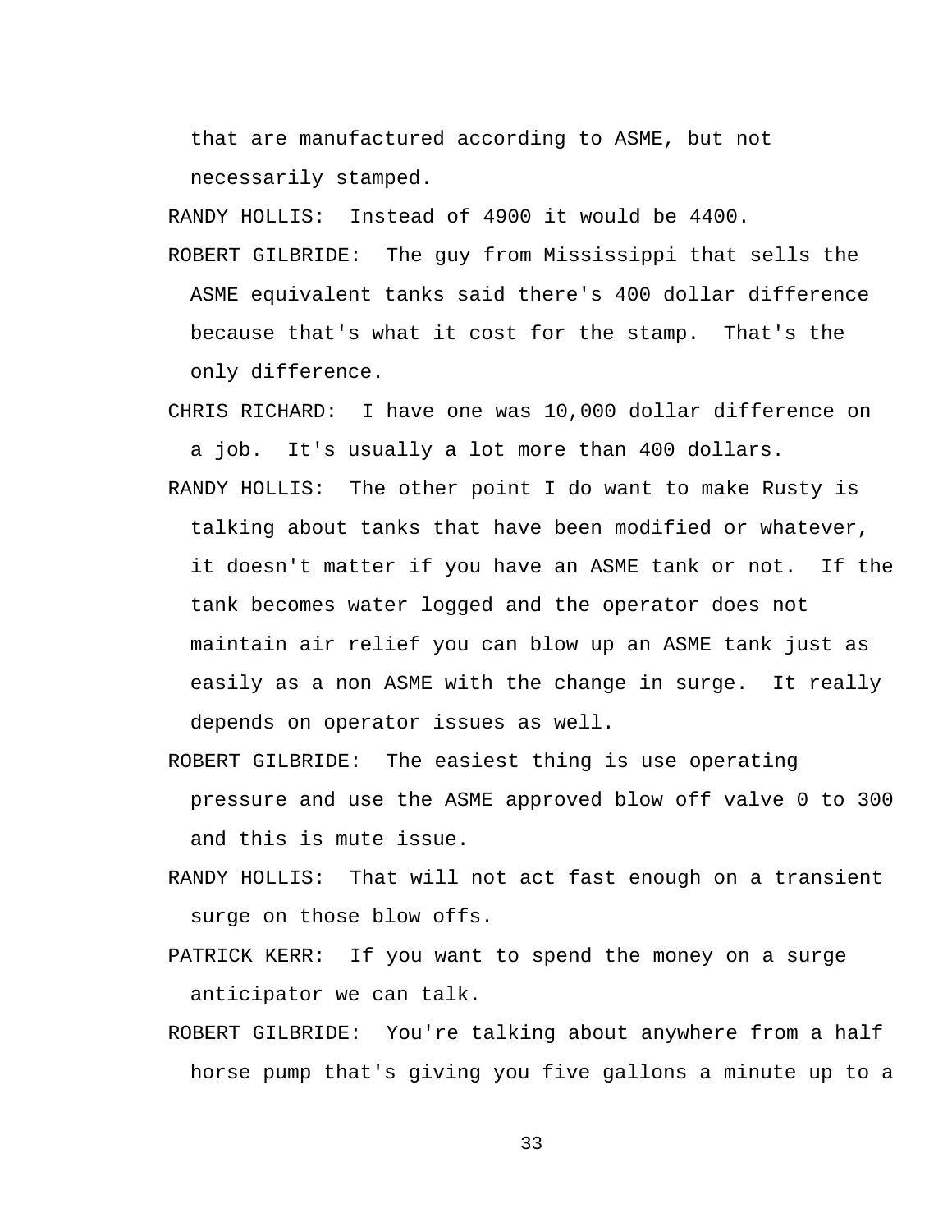that are manufactured according to ASME, but not necessarily stamped.

RANDY HOLLIS: Instead of 4900 it would be 4400.

ROBERT GILBRIDE: The guy from Mississippi that sells the ASME equivalent tanks said there's 400 dollar difference because that's what it cost for the stamp. That's the only difference.

CHRIS RICHARD: I have one was 10,000 dollar difference on a job. It's usually a lot more than 400 dollars.

RANDY HOLLIS: The other point I do want to make Rusty is talking about tanks that have been modified or whatever, it doesn't matter if you have an ASME tank or not. If the tank becomes water logged and the operator does not maintain air relief you can blow up an ASME tank just as easily as a non ASME with the change in surge. It really depends on operator issues as well.

ROBERT GILBRIDE: The easiest thing is use operating pressure and use the ASME approved blow off valve 0 to 300 and this is mute issue.

RANDY HOLLIS: That will not act fast enough on a transient surge on those blow offs.

PATRICK KERR: If you want to spend the money on a surge anticipator we can talk.

ROBERT GILBRIDE: You're talking about anywhere from a half horse pump that's giving you five gallons a minute up to a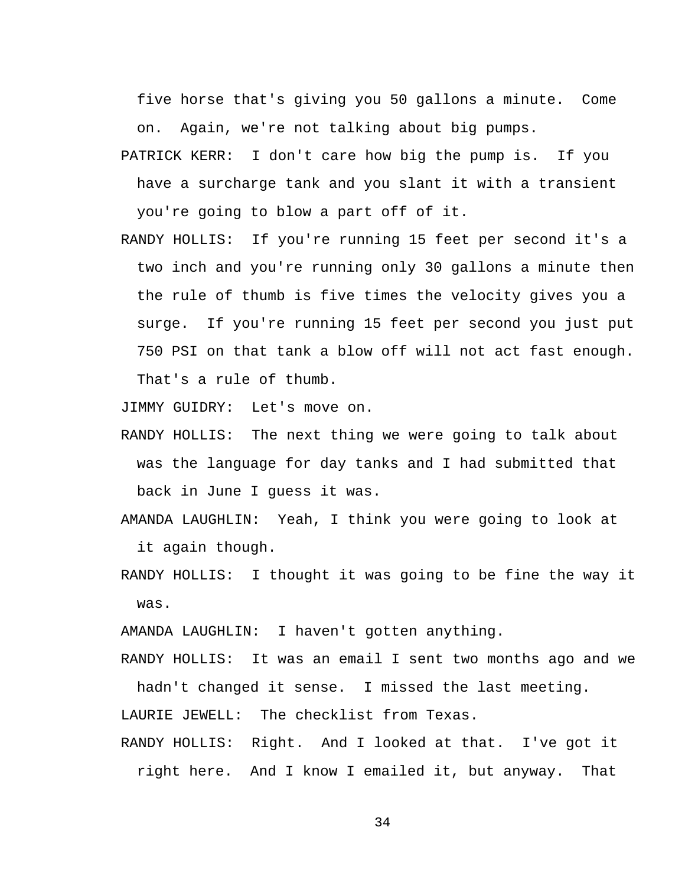five horse that's giving you 50 gallons a minute. Come on. Again, we're not talking about big pumps.

PATRICK KERR: I don't care how big the pump is. If you have a surcharge tank and you slant it with a transient you're going to blow a part off of it.

RANDY HOLLIS: If you're running 15 feet per second it's a two inch and you're running only 30 gallons a minute then the rule of thumb is five times the velocity gives you a surge. If you're running 15 feet per second you just put 750 PSI on that tank a blow off will not act fast enough. That's a rule of thumb.

JIMMY GUIDRY: Let's move on.

RANDY HOLLIS: The next thing we were going to talk about was the language for day tanks and I had submitted that back in June I guess it was.

AMANDA LAUGHLIN: Yeah, I think you were going to look at it again though.

RANDY HOLLIS: I thought it was going to be fine the way it was.

AMANDA LAUGHLIN: I haven't gotten anything.

RANDY HOLLIS: It was an email I sent two months ago and we hadn't changed it sense. I missed the last meeting.

LAURIE JEWELL: The checklist from Texas.

RANDY HOLLIS: Right. And I looked at that. I've got it right here. And I know I emailed it, but anyway. That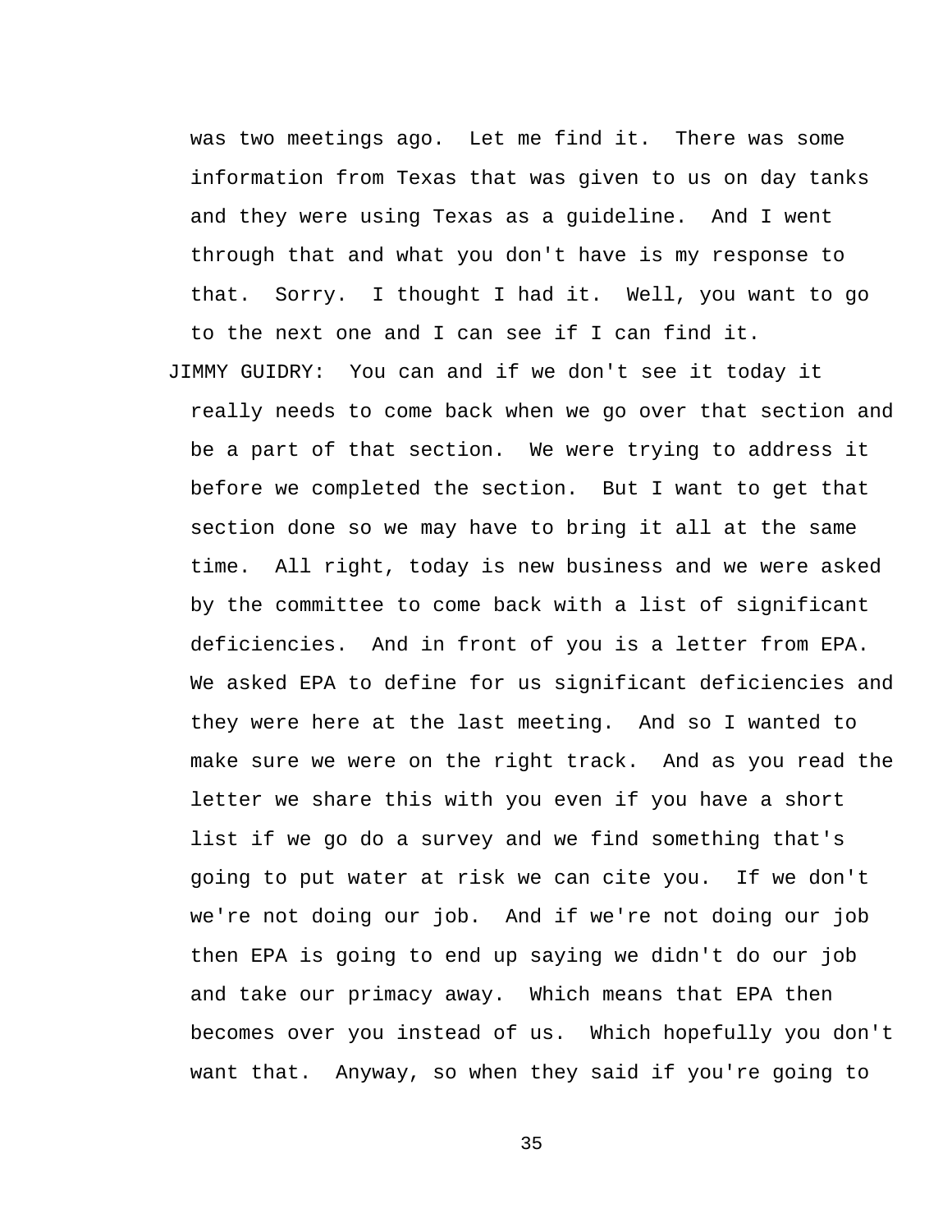was two meetings ago. Let me find it. There was some information from Texas that was given to us on day tanks and they were using Texas as a guideline. And I went through that and what you don't have is my response to that. Sorry. I thought I had it. Well, you want to go to the next one and I can see if I can find it.

JIMMY GUIDRY: You can and if we don't see it today it really needs to come back when we go over that section and be a part of that section. We were trying to address it before we completed the section. But I want to get that section done so we may have to bring it all at the same time. All right, today is new business and we were asked by the committee to come back with a list of significant deficiencies. And in front of you is a letter from EPA. We asked EPA to define for us significant deficiencies and they were here at the last meeting. And so I wanted to make sure we were on the right track. And as you read the letter we share this with you even if you have a short list if we go do a survey and we find something that's going to put water at risk we can cite you. If we don't we're not doing our job. And if we're not doing our job then EPA is going to end up saying we didn't do our job and take our primacy away. Which means that EPA then becomes over you instead of us. Which hopefully you don't want that. Anyway, so when they said if you're going to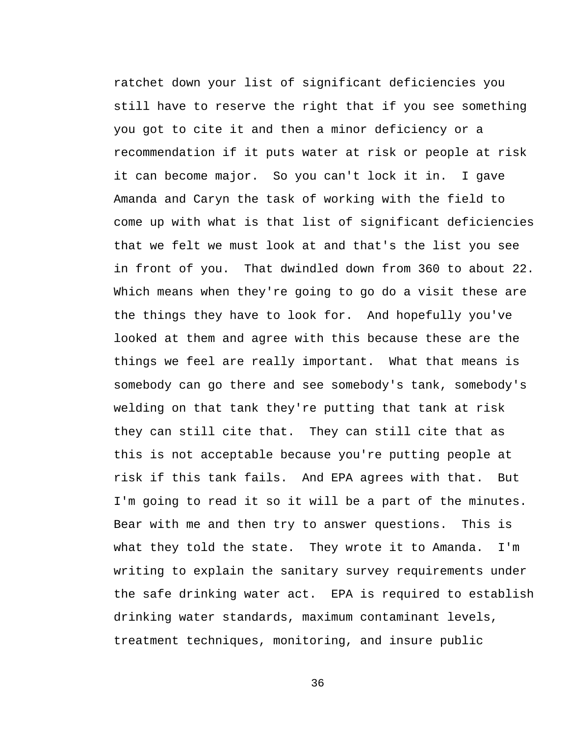ratchet down your list of significant deficiencies you still have to reserve the right that if you see something you got to cite it and then a minor deficiency or a recommendation if it puts water at risk or people at risk it can become major. So you can't lock it in. I gave Amanda and Caryn the task of working with the field to come up with what is that list of significant deficiencies that we felt we must look at and that's the list you see in front of you. That dwindled down from 360 to about 22. Which means when they're going to go do a visit these are the things they have to look for. And hopefully you've looked at them and agree with this because these are the things we feel are really important. What that means is somebody can go there and see somebody's tank, somebody's welding on that tank they're putting that tank at risk they can still cite that. They can still cite that as this is not acceptable because you're putting people at risk if this tank fails. And EPA agrees with that. But I'm going to read it so it will be a part of the minutes. Bear with me and then try to answer questions. This is what they told the state. They wrote it to Amanda. I'm writing to explain the sanitary survey requirements under the safe drinking water act. EPA is required to establish drinking water standards, maximum contaminant levels, treatment techniques, monitoring, and insure public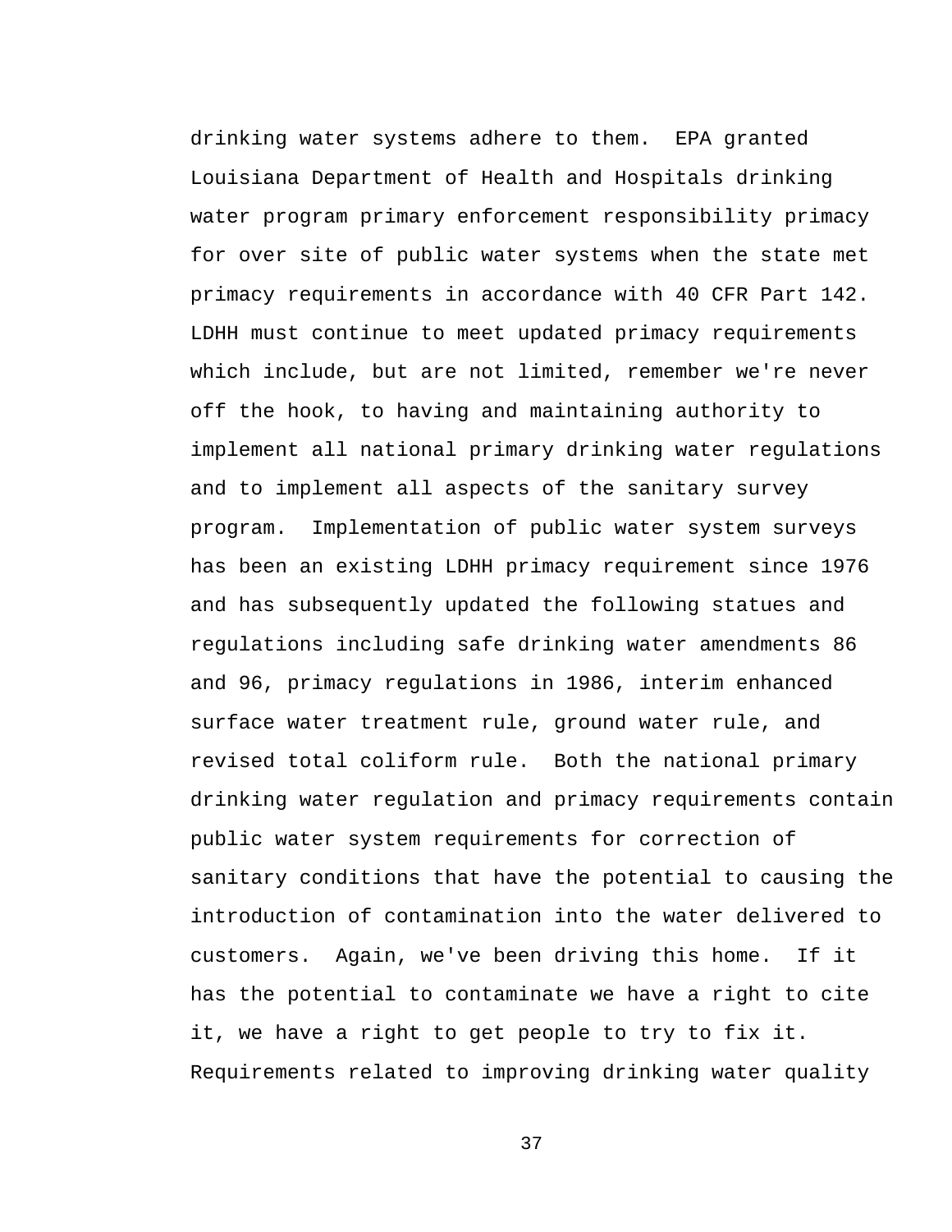drinking water systems adhere to them. EPA granted Louisiana Department of Health and Hospitals drinking water program primary enforcement responsibility primacy for over site of public water systems when the state met primacy requirements in accordance with 40 CFR Part 142. LDHH must continue to meet updated primacy requirements which include, but are not limited, remember we're never off the hook, to having and maintaining authority to implement all national primary drinking water regulations and to implement all aspects of the sanitary survey program. Implementation of public water system surveys has been an existing LDHH primacy requirement since 1976 and has subsequently updated the following statues and regulations including safe drinking water amendments 86 and 96, primacy regulations in 1986, interim enhanced surface water treatment rule, ground water rule, and revised total coliform rule. Both the national primary drinking water regulation and primacy requirements contain public water system requirements for correction of sanitary conditions that have the potential to causing the introduction of contamination into the water delivered to customers. Again, we've been driving this home. If it has the potential to contaminate we have a right to cite it, we have a right to get people to try to fix it. Requirements related to improving drinking water quality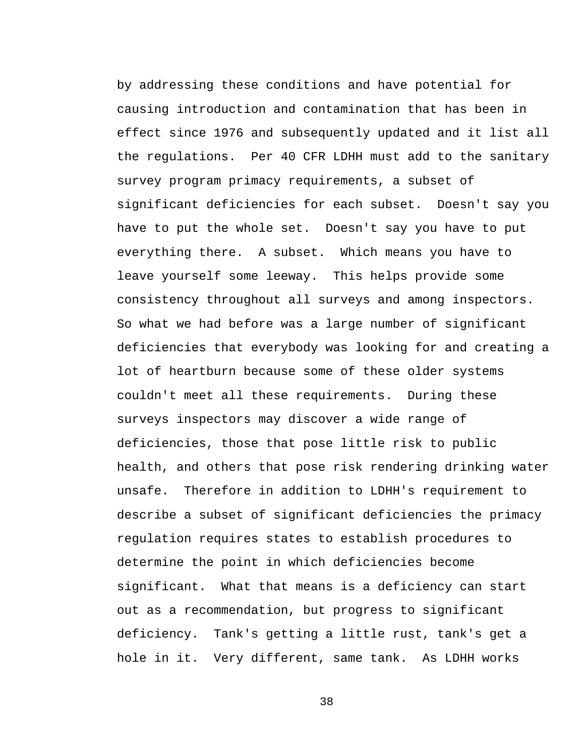by addressing these conditions and have potential for causing introduction and contamination that has been in effect since 1976 and subsequently updated and it list all the regulations. Per 40 CFR LDHH must add to the sanitary survey program primacy requirements, a subset of significant deficiencies for each subset. Doesn't say you have to put the whole set. Doesn't say you have to put everything there. A subset. Which means you have to leave yourself some leeway. This helps provide some consistency throughout all surveys and among inspectors. So what we had before was a large number of significant deficiencies that everybody was looking for and creating a lot of heartburn because some of these older systems couldn't meet all these requirements. During these surveys inspectors may discover a wide range of deficiencies, those that pose little risk to public health, and others that pose risk rendering drinking water unsafe. Therefore in addition to LDHH's requirement to describe a subset of significant deficiencies the primacy regulation requires states to establish procedures to determine the point in which deficiencies become significant. What that means is a deficiency can start out as a recommendation, but progress to significant deficiency. Tank's getting a little rust, tank's get a hole in it. Very different, same tank. As LDHH works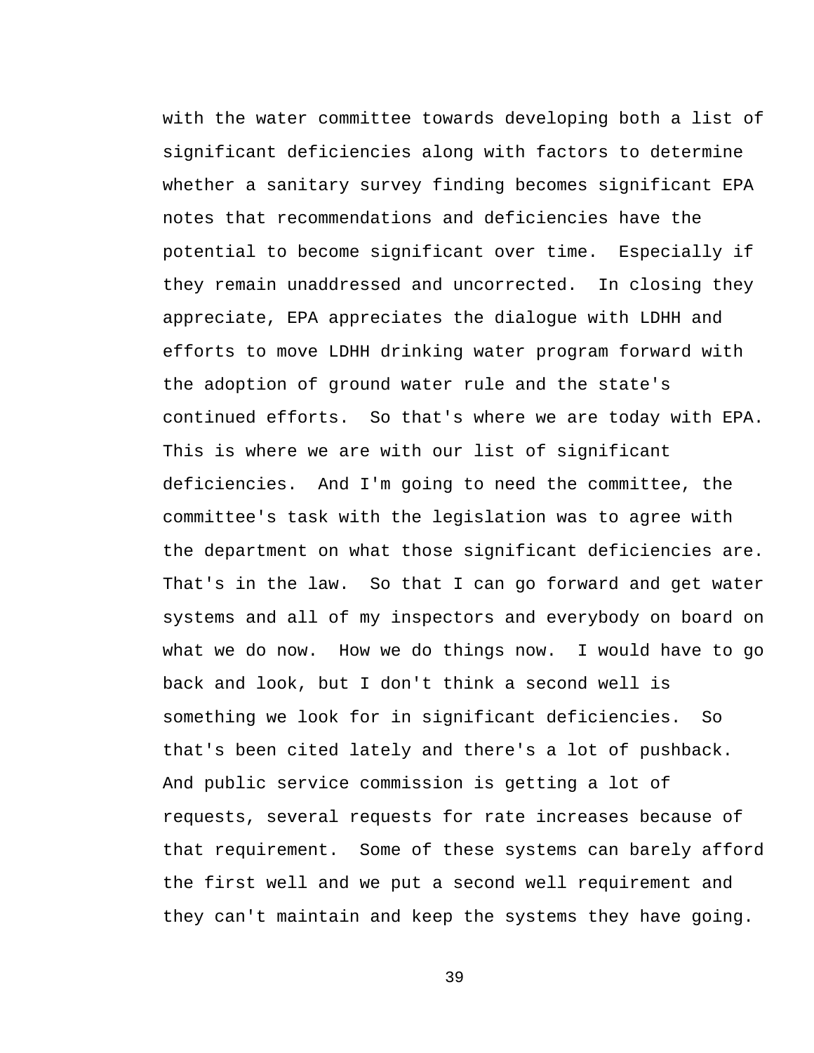with the water committee towards developing both a list of significant deficiencies along with factors to determine whether a sanitary survey finding becomes significant EPA notes that recommendations and deficiencies have the potential to become significant over time. Especially if they remain unaddressed and uncorrected. In closing they appreciate, EPA appreciates the dialogue with LDHH and efforts to move LDHH drinking water program forward with the adoption of ground water rule and the state's continued efforts. So that's where we are today with EPA. This is where we are with our list of significant deficiencies. And I'm going to need the committee, the committee's task with the legislation was to agree with the department on what those significant deficiencies are. That's in the law. So that I can go forward and get water systems and all of my inspectors and everybody on board on what we do now. How we do things now. I would have to go back and look, but I don't think a second well is something we look for in significant deficiencies. So that's been cited lately and there's a lot of pushback. And public service commission is getting a lot of requests, several requests for rate increases because of that requirement. Some of these systems can barely afford the first well and we put a second well requirement and they can't maintain and keep the systems they have going.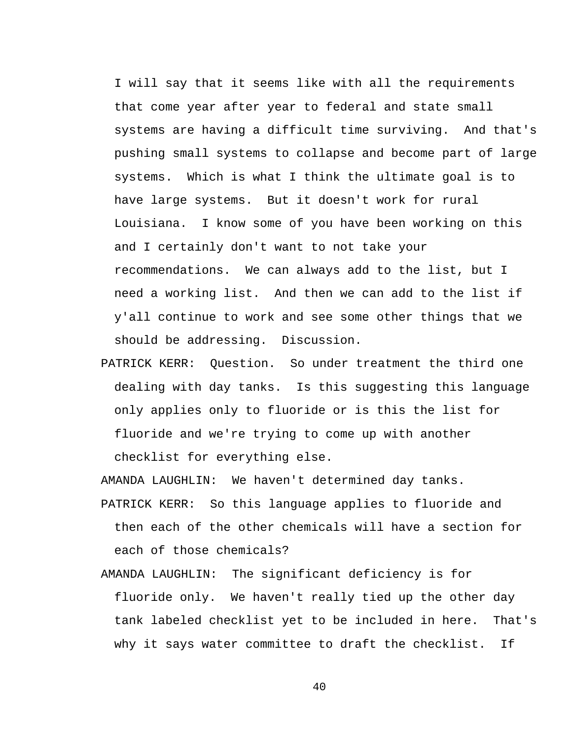I will say that it seems like with all the requirements that come year after year to federal and state small systems are having a difficult time surviving. And that's pushing small systems to collapse and become part of large systems. Which is what I think the ultimate goal is to have large systems. But it doesn't work for rural Louisiana. I know some of you have been working on this and I certainly don't want to not take your recommendations. We can always add to the list, but I need a working list. And then we can add to the list if y'all continue to work and see some other things that we should be addressing. Discussion.

PATRICK KERR: Question. So under treatment the third one dealing with day tanks. Is this suggesting this language only applies only to fluoride or is this the list for fluoride and we're trying to come up with another checklist for everything else.

AMANDA LAUGHLIN: We haven't determined day tanks.

PATRICK KERR: So this language applies to fluoride and then each of the other chemicals will have a section for each of those chemicals?

AMANDA LAUGHLIN: The significant deficiency is for fluoride only. We haven't really tied up the other day tank labeled checklist yet to be included in here. That's why it says water committee to draft the checklist. If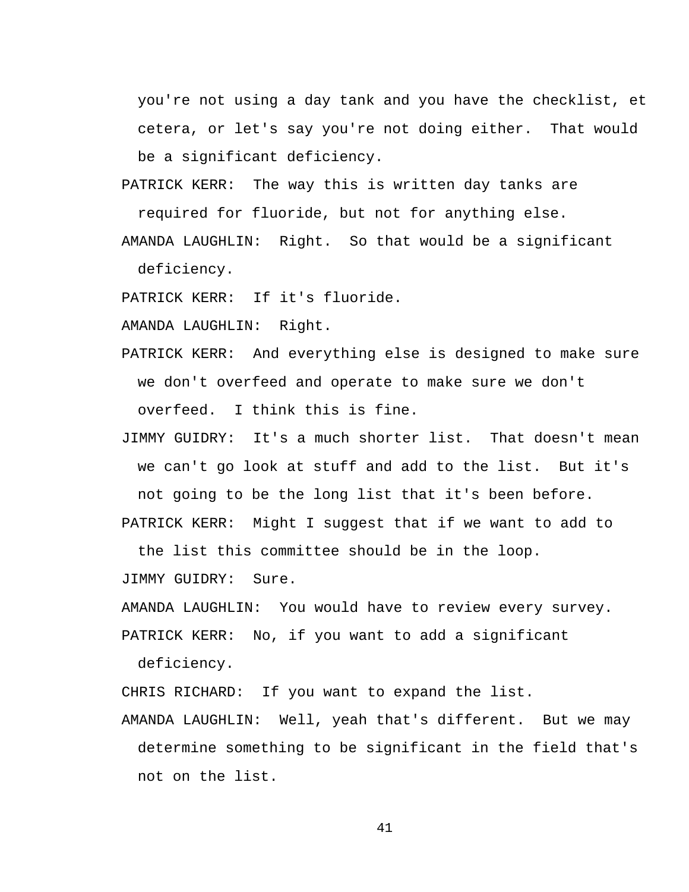you're not using a day tank and you have the checklist, et cetera, or let's say you're not doing either. That would be a significant deficiency.

PATRICK KERR: The way this is written day tanks are required for fluoride, but not for anything else.

AMANDA LAUGHLIN: Right. So that would be a significant deficiency.

PATRICK KERR: If it's fluoride.

AMANDA LAUGHLIN: Right.

PATRICK KERR: And everything else is designed to make sure we don't overfeed and operate to make sure we don't overfeed. I think this is fine.

JIMMY GUIDRY: It's a much shorter list. That doesn't mean we can't go look at stuff and add to the list. But it's not going to be the long list that it's been before.

PATRICK KERR: Might I suggest that if we want to add to the list this committee should be in the loop.

JIMMY GUIDRY: Sure.

AMANDA LAUGHLIN: You would have to review every survey.

PATRICK KERR: No, if you want to add a significant deficiency.

CHRIS RICHARD: If you want to expand the list.

AMANDA LAUGHLIN: Well, yeah that's different. But we may determine something to be significant in the field that's not on the list.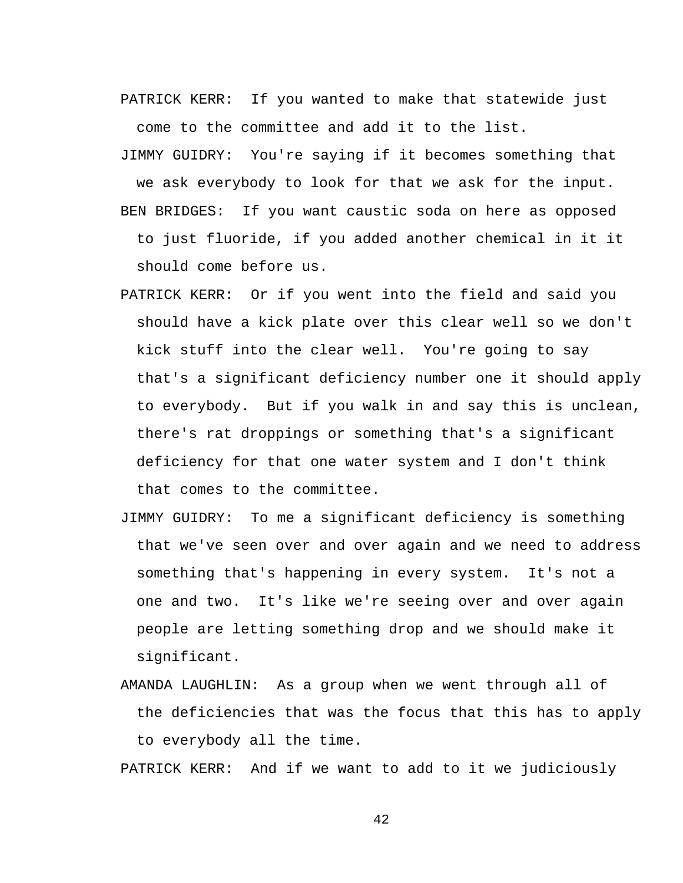PATRICK KERR: If you wanted to make that statewide just come to the committee and add it to the list.

JIMMY GUIDRY: You're saying if it becomes something that we ask everybody to look for that we ask for the input.

BEN BRIDGES: If you want caustic soda on here as opposed to just fluoride, if you added another chemical in it it should come before us.

PATRICK KERR: Or if you went into the field and said you should have a kick plate over this clear well so we don't kick stuff into the clear well. You're going to say that's a significant deficiency number one it should apply to everybody. But if you walk in and say this is unclean, there's rat droppings or something that's a significant deficiency for that one water system and I don't think that comes to the committee.

JIMMY GUIDRY: To me a significant deficiency is something that we've seen over and over again and we need to address something that's happening in every system. It's not a one and two. It's like we're seeing over and over again people are letting something drop and we should make it significant.

AMANDA LAUGHLIN: As a group when we went through all of the deficiencies that was the focus that this has to apply to everybody all the time.

PATRICK KERR: And if we want to add to it we judiciously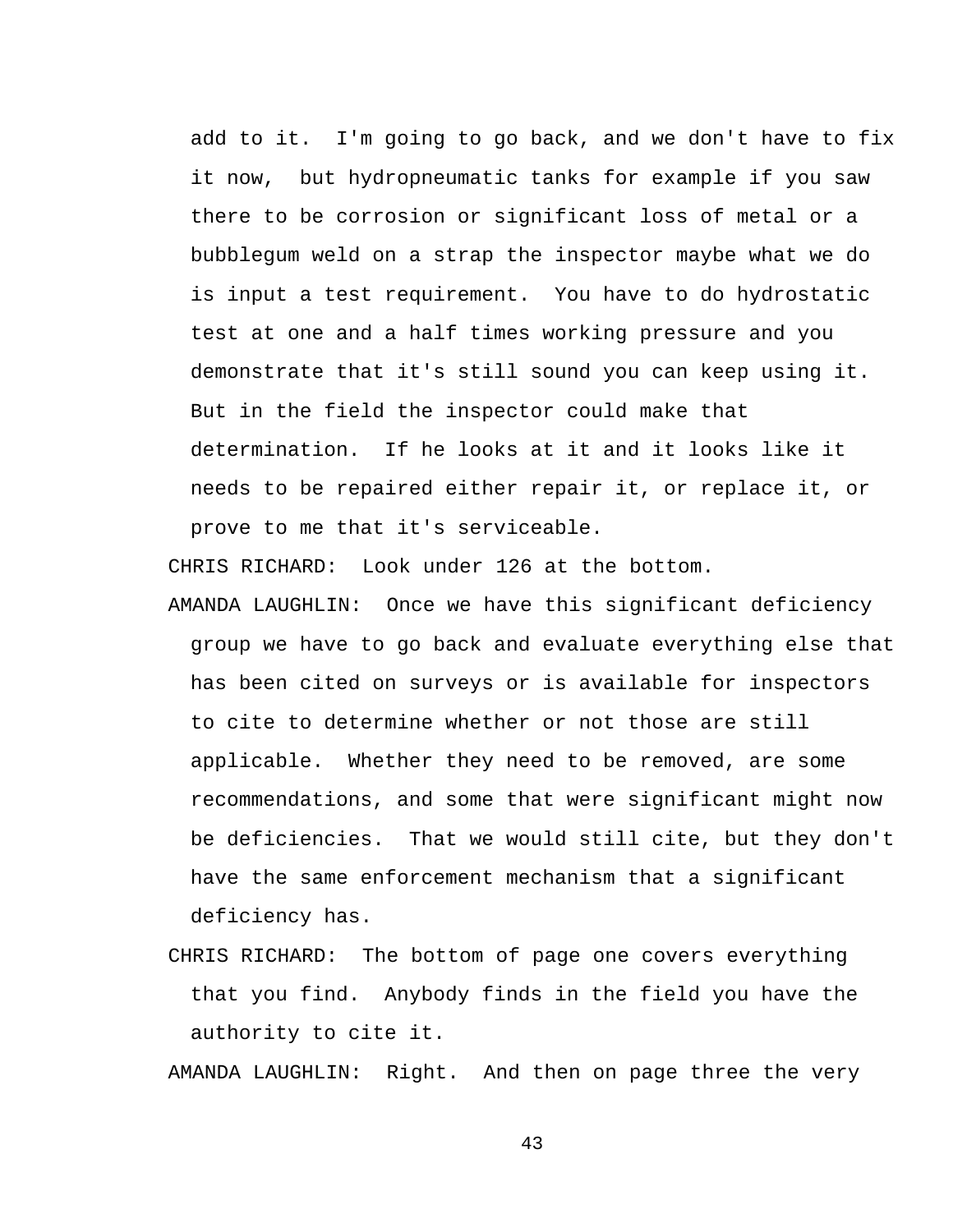add to it. I'm going to go back, and we don't have to fix it now, but hydropneumatic tanks for example if you saw there to be corrosion or significant loss of metal or a bubblegum weld on a strap the inspector maybe what we do is input a test requirement. You have to do hydrostatic test at one and a half times working pressure and you demonstrate that it's still sound you can keep using it. But in the field the inspector could make that determination. If he looks at it and it looks like it needs to be repaired either repair it, or replace it, or prove to me that it's serviceable.

CHRIS RICHARD: Look under 126 at the bottom.

AMANDA LAUGHLIN: Once we have this significant deficiency group we have to go back and evaluate everything else that has been cited on surveys or is available for inspectors to cite to determine whether or not those are still applicable. Whether they need to be removed, are some recommendations, and some that were significant might now be deficiencies. That we would still cite, but they don't have the same enforcement mechanism that a significant deficiency has.

CHRIS RICHARD: The bottom of page one covers everything that you find. Anybody finds in the field you have the authority to cite it.

AMANDA LAUGHLIN: Right. And then on page three the very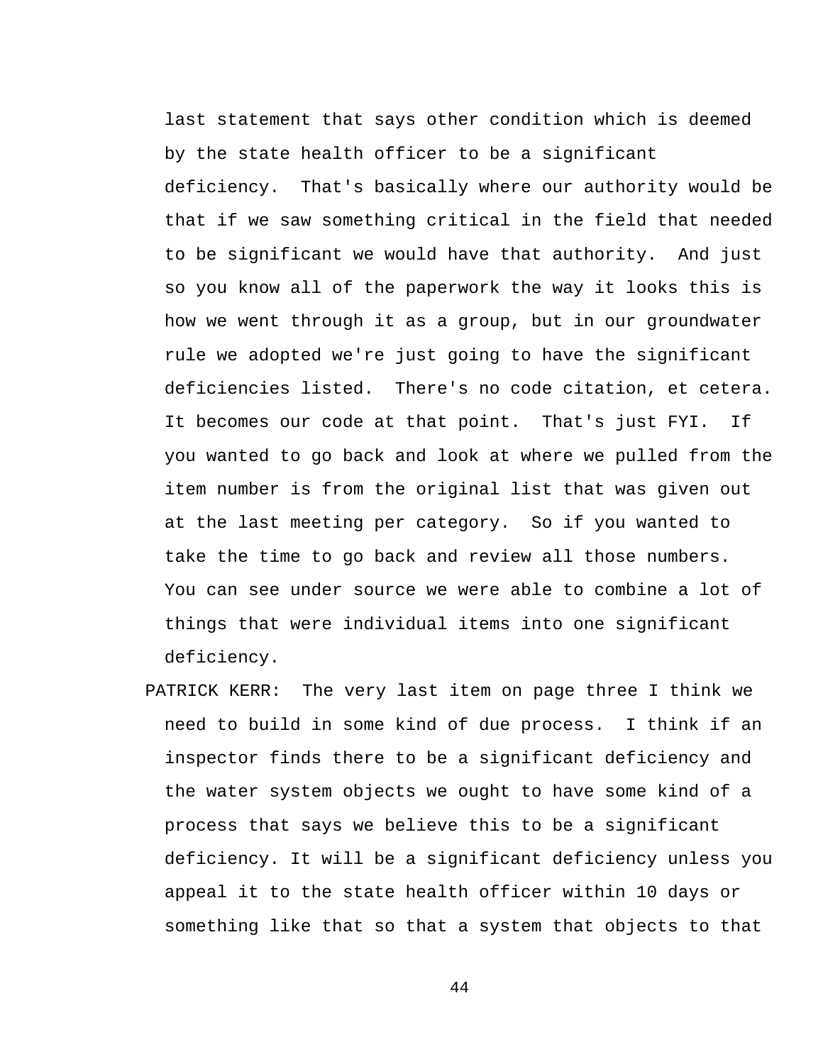last statement that says other condition which is deemed by the state health officer to be a significant deficiency. That's basically where our authority would be that if we saw something critical in the field that needed to be significant we would have that authority. And just so you know all of the paperwork the way it looks this is how we went through it as a group, but in our groundwater rule we adopted we're just going to have the significant deficiencies listed. There's no code citation, et cetera. It becomes our code at that point. That's just FYI. If you wanted to go back and look at where we pulled from the item number is from the original list that was given out at the last meeting per category. So if you wanted to take the time to go back and review all those numbers. You can see under source we were able to combine a lot of things that were individual items into one significant deficiency.

PATRICK KERR: The very last item on page three I think we need to build in some kind of due process. I think if an inspector finds there to be a significant deficiency and the water system objects we ought to have some kind of a process that says we believe this to be a significant deficiency. It will be a significant deficiency unless you appeal it to the state health officer within 10 days or something like that so that a system that objects to that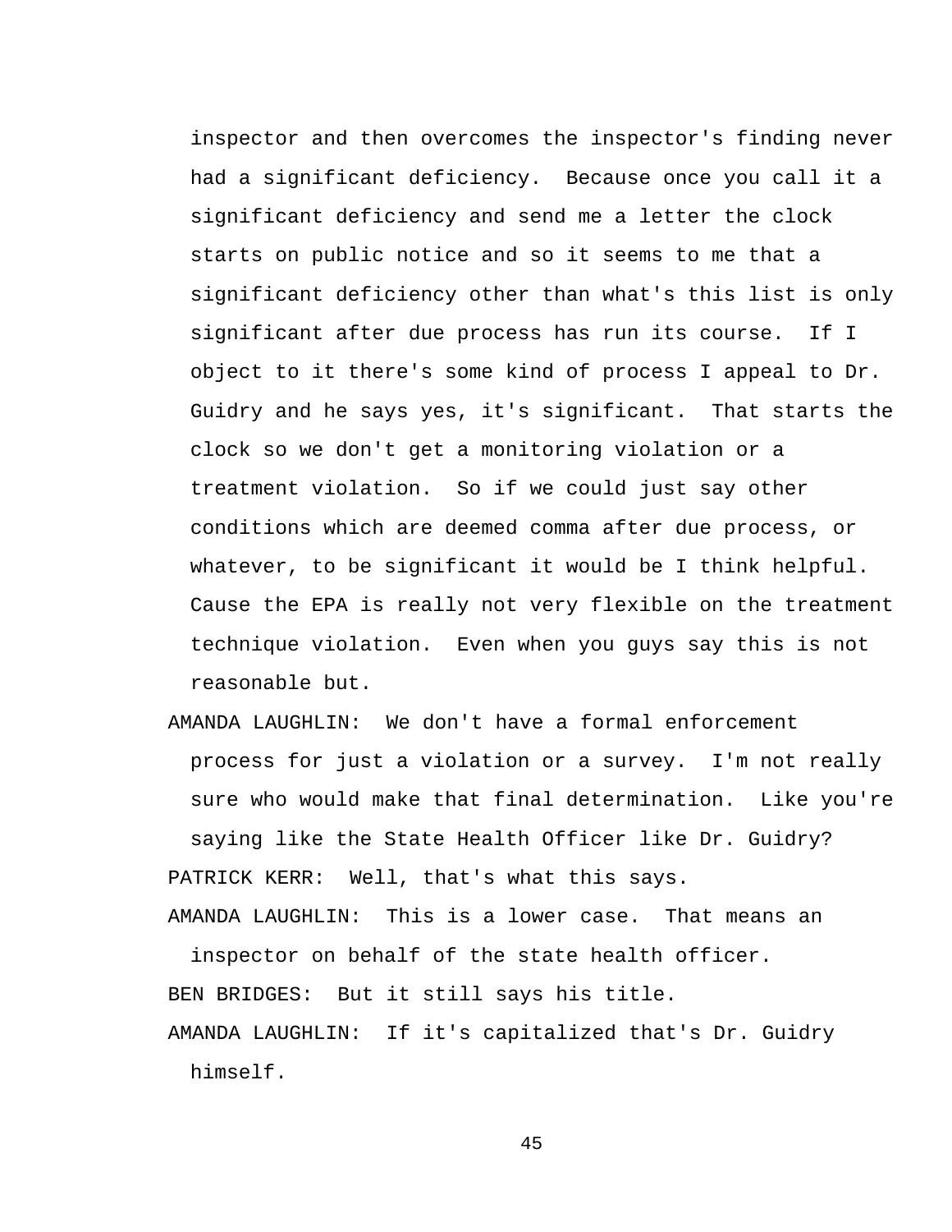inspector and then overcomes the inspector's finding never had a significant deficiency. Because once you call it a significant deficiency and send me a letter the clock starts on public notice and so it seems to me that a significant deficiency other than what's this list is only significant after due process has run its course. If I object to it there's some kind of process I appeal to Dr. Guidry and he says yes, it's significant. That starts the clock so we don't get a monitoring violation or a treatment violation. So if we could just say other conditions which are deemed comma after due process, or whatever, to be significant it would be I think helpful. Cause the EPA is really not very flexible on the treatment technique violation. Even when you guys say this is not reasonable but.

AMANDA LAUGHLIN: We don't have a formal enforcement process for just a violation or a survey. I'm not really sure who would make that final determination. Like you're saying like the State Health Officer like Dr. Guidry?

PATRICK KERR: Well, that's what this says.

AMANDA LAUGHLIN: This is a lower case. That means an inspector on behalf of the state health officer.

BEN BRIDGES: But it still says his title.

AMANDA LAUGHLIN: If it's capitalized that's Dr. Guidry himself.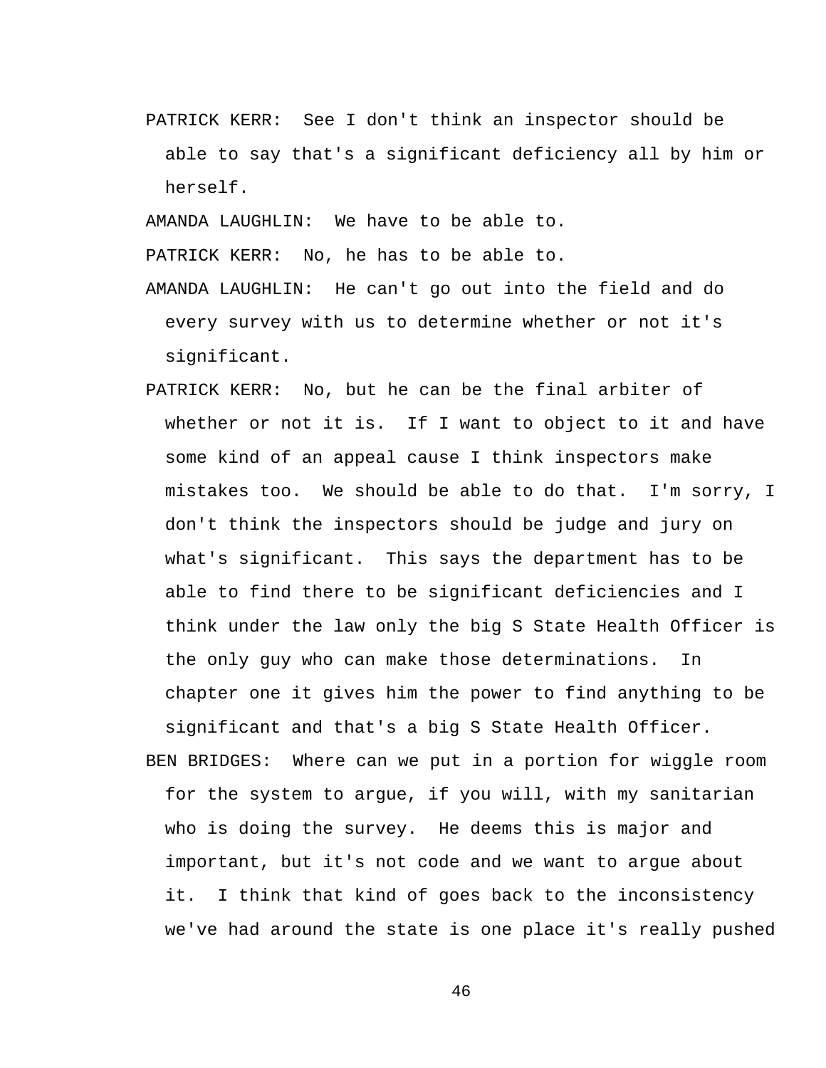PATRICK KERR: See I don't think an inspector should be able to say that's a significant deficiency all by him or herself.

AMANDA LAUGHLIN: We have to be able to.

PATRICK KERR: No, he has to be able to.

AMANDA LAUGHLIN: He can't go out into the field and do every survey with us to determine whether or not it's significant.

PATRICK KERR: No, but he can be the final arbiter of whether or not it is. If I want to object to it and have some kind of an appeal cause I think inspectors make mistakes too. We should be able to do that. I'm sorry, I don't think the inspectors should be judge and jury on what's significant. This says the department has to be able to find there to be significant deficiencies and I think under the law only the big S State Health Officer is the only guy who can make those determinations. In chapter one it gives him the power to find anything to be significant and that's a big S State Health Officer.

BEN BRIDGES: Where can we put in a portion for wiggle room for the system to argue, if you will, with my sanitarian who is doing the survey. He deems this is major and important, but it's not code and we want to argue about it. I think that kind of goes back to the inconsistency we've had around the state is one place it's really pushed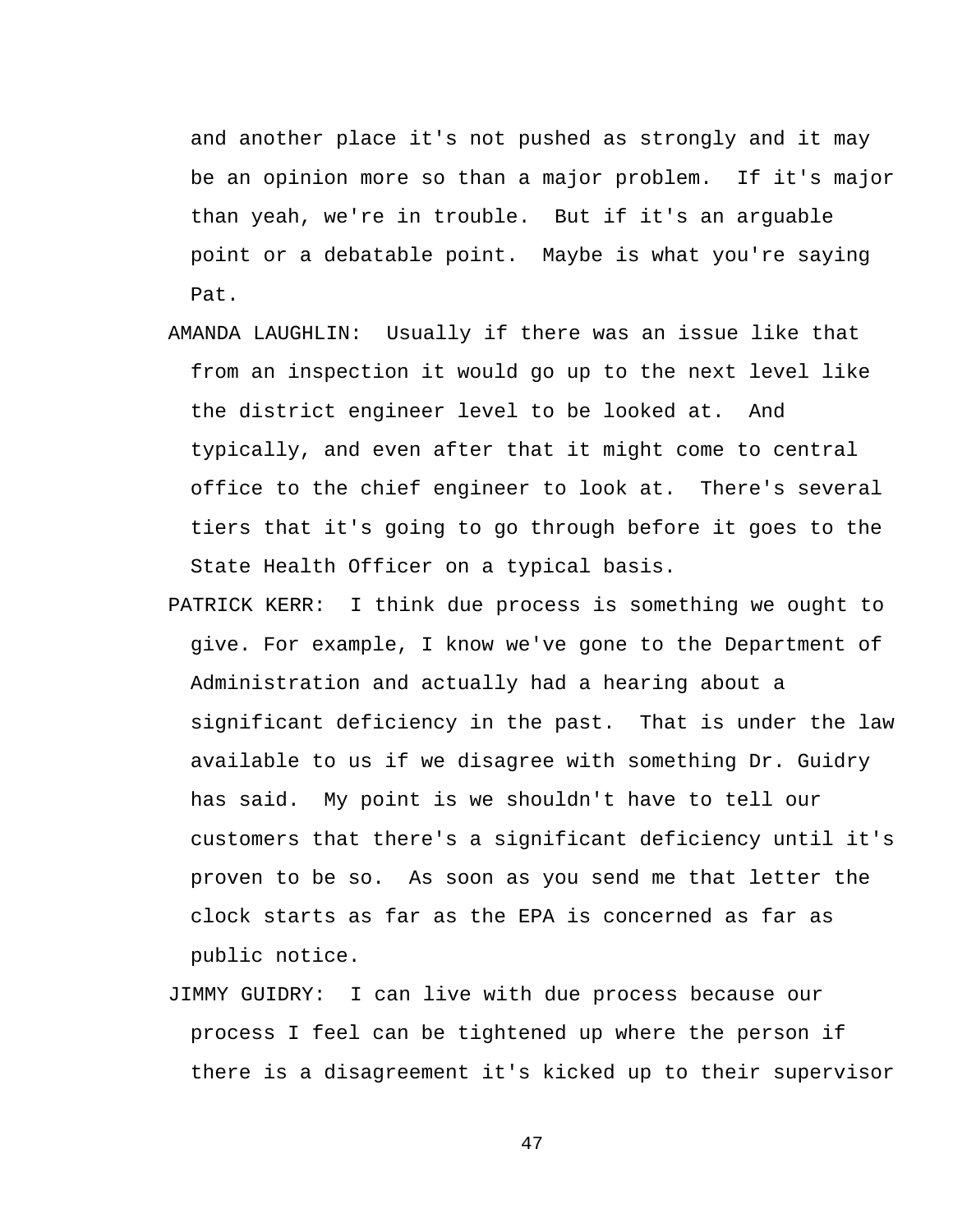and another place it's not pushed as strongly and it may be an opinion more so than a major problem. If it's major than yeah, we're in trouble. But if it's an arguable point or a debatable point. Maybe is what you're saying Pat.

AMANDA LAUGHLIN: Usually if there was an issue like that from an inspection it would go up to the next level like the district engineer level to be looked at. And typically, and even after that it might come to central office to the chief engineer to look at. There's several tiers that it's going to go through before it goes to the State Health Officer on a typical basis.

PATRICK KERR: I think due process is something we ought to give. For example, I know we've gone to the Department of Administration and actually had a hearing about a significant deficiency in the past. That is under the law available to us if we disagree with something Dr. Guidry has said. My point is we shouldn't have to tell our customers that there's a significant deficiency until it's proven to be so. As soon as you send me that letter the clock starts as far as the EPA is concerned as far as public notice.

JIMMY GUIDRY: I can live with due process because our process I feel can be tightened up where the person if there is a disagreement it's kicked up to their supervisor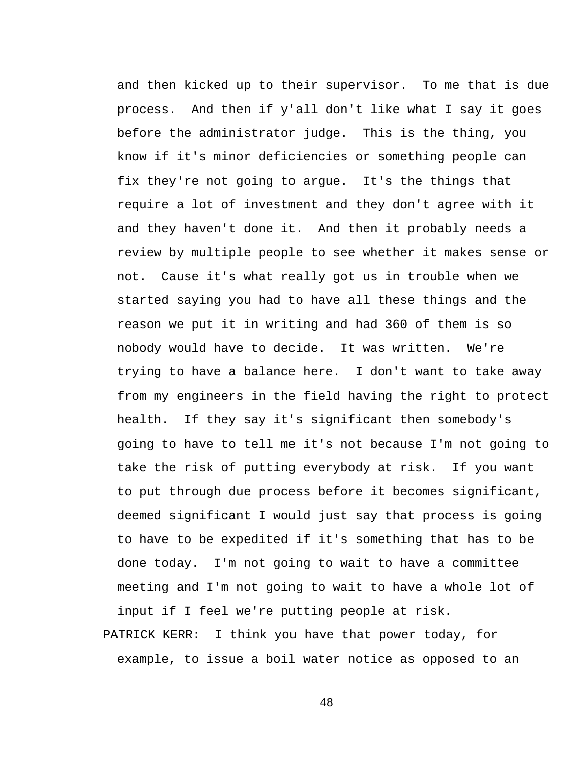and then kicked up to their supervisor. To me that is due process. And then if y'all don't like what I say it goes before the administrator judge. This is the thing, you know if it's minor deficiencies or something people can fix they're not going to argue. It's the things that require a lot of investment and they don't agree with it and they haven't done it. And then it probably needs a review by multiple people to see whether it makes sense or not. Cause it's what really got us in trouble when we started saying you had to have all these things and the reason we put it in writing and had 360 of them is so nobody would have to decide. It was written. We're trying to have a balance here. I don't want to take away from my engineers in the field having the right to protect health. If they say it's significant then somebody's going to have to tell me it's not because I'm not going to take the risk of putting everybody at risk. If you want to put through due process before it becomes significant, deemed significant I would just say that process is going to have to be expedited if it's something that has to be done today. I'm not going to wait to have a committee meeting and I'm not going to wait to have a whole lot of input if I feel we're putting people at risk.

PATRICK KERR: I think you have that power today, for example, to issue a boil water notice as opposed to an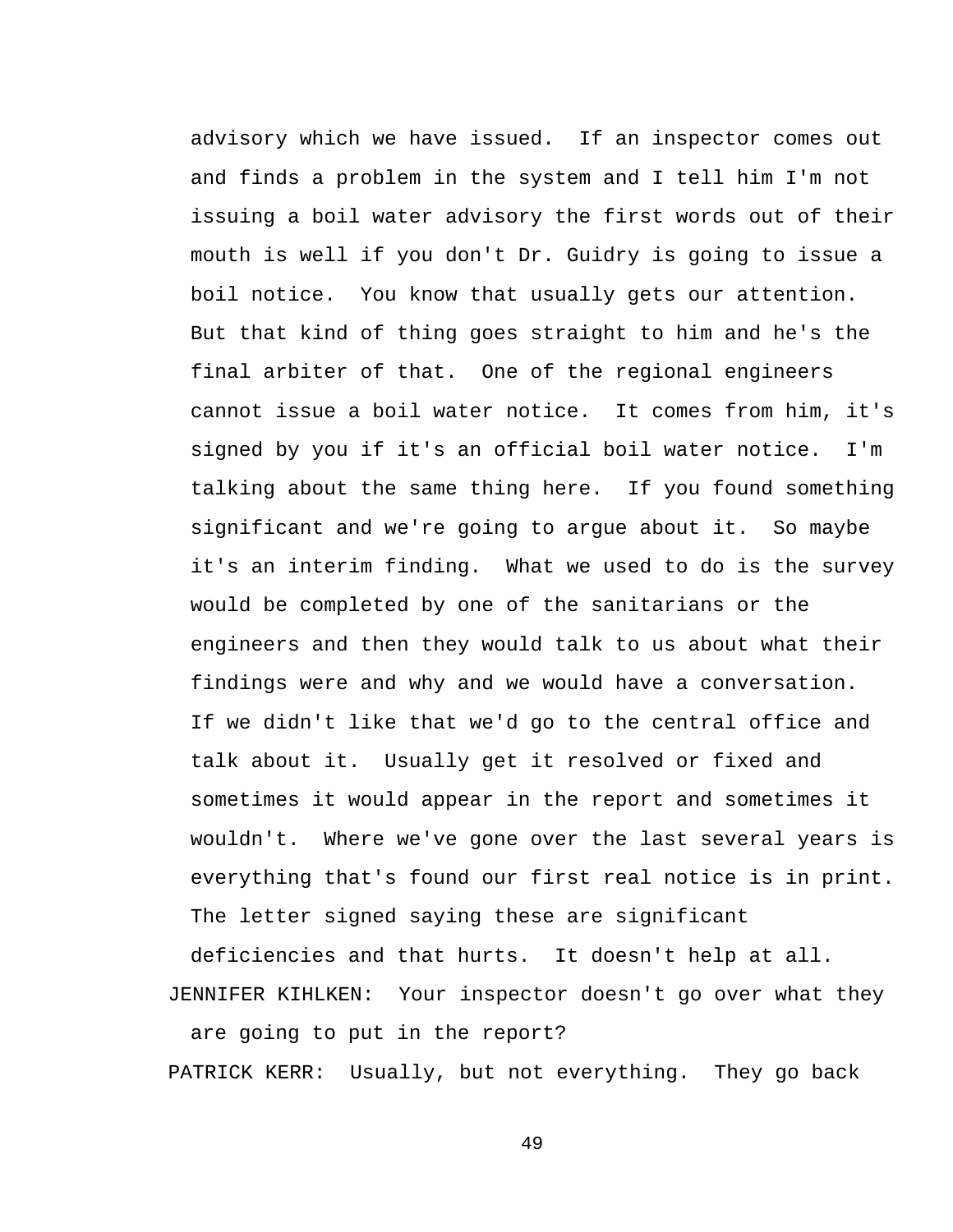advisory which we have issued. If an inspector comes out and finds a problem in the system and I tell him I'm not issuing a boil water advisory the first words out of their mouth is well if you don't Dr. Guidry is going to issue a boil notice. You know that usually gets our attention. But that kind of thing goes straight to him and he's the final arbiter of that. One of the regional engineers cannot issue a boil water notice. It comes from him, it's signed by you if it's an official boil water notice. I'm talking about the same thing here. If you found something significant and we're going to argue about it. So maybe it's an interim finding. What we used to do is the survey would be completed by one of the sanitarians or the engineers and then they would talk to us about what their findings were and why and we would have a conversation. If we didn't like that we'd go to the central office and talk about it. Usually get it resolved or fixed and sometimes it would appear in the report and sometimes it wouldn't. Where we've gone over the last several years is everything that's found our first real notice is in print. The letter signed saying these are significant deficiencies and that hurts. It doesn't help at all.

JENNIFER KIHLKEN: Your inspector doesn't go over what they are going to put in the report?

PATRICK KERR: Usually, but not everything. They go back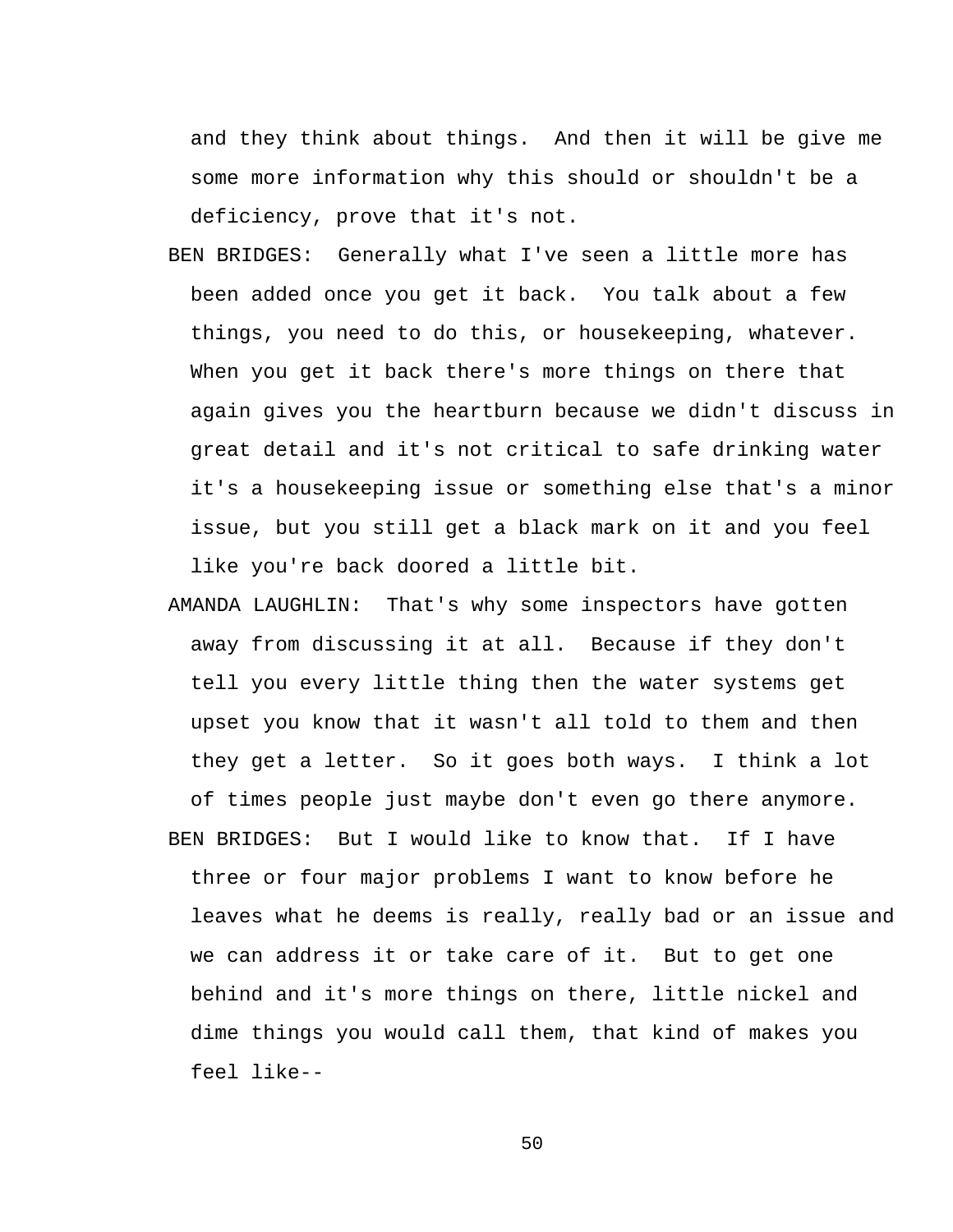and they think about things. And then it will be give me some more information why this should or shouldn't be a deficiency, prove that it's not.

BEN BRIDGES: Generally what I've seen a little more has been added once you get it back. You talk about a few things, you need to do this, or housekeeping, whatever. When you get it back there's more things on there that again gives you the heartburn because we didn't discuss in great detail and it's not critical to safe drinking water it's a housekeeping issue or something else that's a minor issue, but you still get a black mark on it and you feel like you're back doored a little bit.

AMANDA LAUGHLIN: That's why some inspectors have gotten away from discussing it at all. Because if they don't tell you every little thing then the water systems get upset you know that it wasn't all told to them and then they get a letter. So it goes both ways. I think a lot of times people just maybe don't even go there anymore.

BEN BRIDGES: But I would like to know that. If I have three or four major problems I want to know before he leaves what he deems is really, really bad or an issue and we can address it or take care of it. But to get one behind and it's more things on there, little nickel and dime things you would call them, that kind of makes you feel like--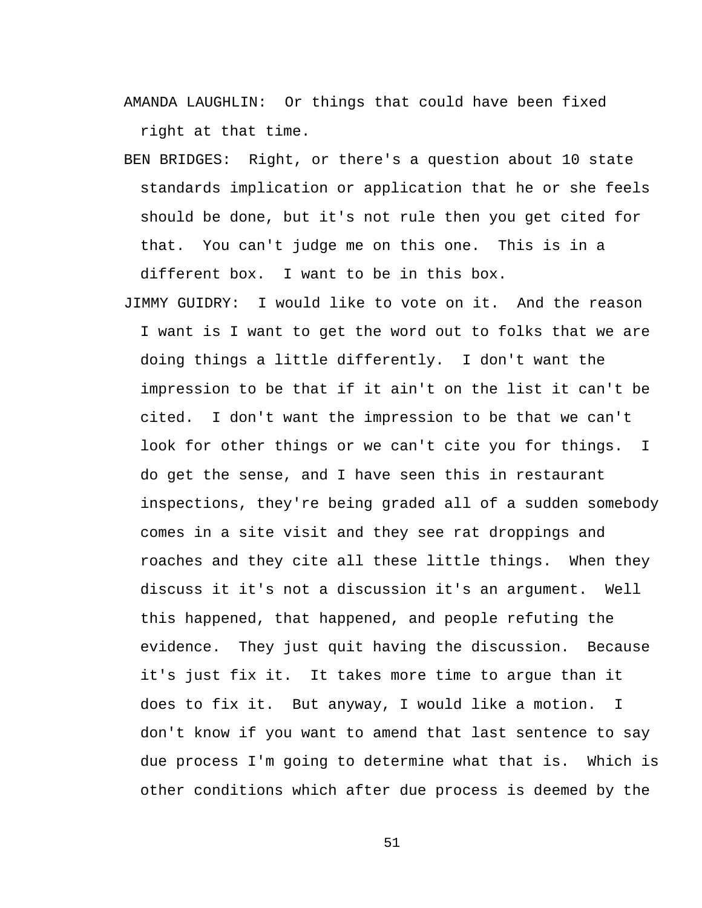AMANDA LAUGHLIN: Or things that could have been fixed right at that time.

BEN BRIDGES: Right, or there's a question about 10 state standards implication or application that he or she feels should be done, but it's not rule then you get cited for that. You can't judge me on this one. This is in a different box. I want to be in this box.

JIMMY GUIDRY: I would like to vote on it. And the reason I want is I want to get the word out to folks that we are doing things a little differently. I don't want the impression to be that if it ain't on the list it can't be cited. I don't want the impression to be that we can't look for other things or we can't cite you for things. I do get the sense, and I have seen this in restaurant inspections, they're being graded all of a sudden somebody comes in a site visit and they see rat droppings and roaches and they cite all these little things. When they discuss it it's not a discussion it's an argument. Well this happened, that happened, and people refuting the evidence. They just quit having the discussion. Because it's just fix it. It takes more time to argue than it does to fix it. But anyway, I would like a motion. I don't know if you want to amend that last sentence to say due process I'm going to determine what that is. Which is other conditions which after due process is deemed by the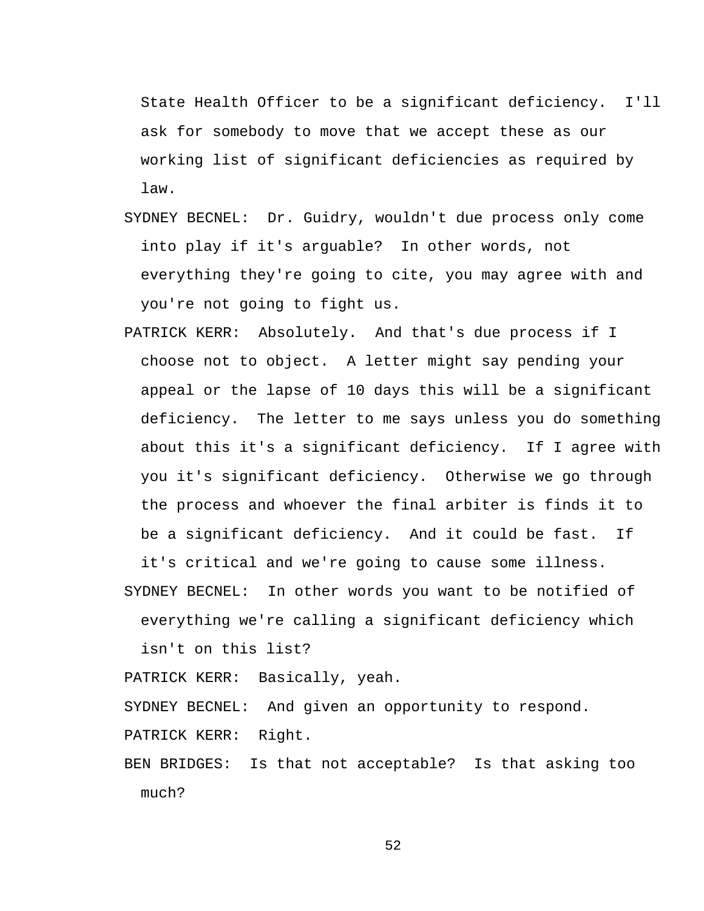State Health Officer to be a significant deficiency. I'll ask for somebody to move that we accept these as our working list of significant deficiencies as required by law.

SYDNEY BECNEL: Dr. Guidry, wouldn't due process only come into play if it's arguable? In other words, not everything they're going to cite, you may agree with and you're not going to fight us.

PATRICK KERR: Absolutely. And that's due process if I choose not to object. A letter might say pending your appeal or the lapse of 10 days this will be a significant deficiency. The letter to me says unless you do something about this it's a significant deficiency. If I agree with you it's significant deficiency. Otherwise we go through the process and whoever the final arbiter is finds it to be a significant deficiency. And it could be fast. If it's critical and we're going to cause some illness.

SYDNEY BECNEL: In other words you want to be notified of everything we're calling a significant deficiency which isn't on this list?

PATRICK KERR: Basically, yeah.

SYDNEY BECNEL: And given an opportunity to respond.

PATRICK KERR: Right.

BEN BRIDGES: Is that not acceptable? Is that asking too much?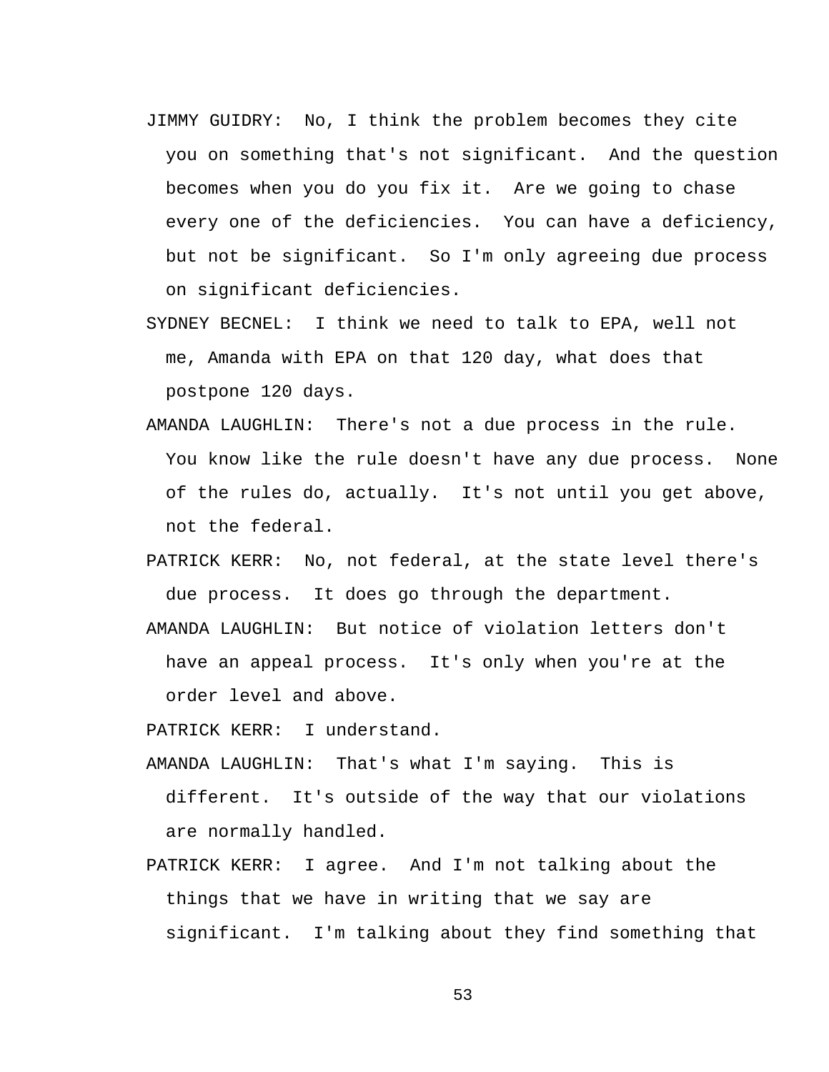JIMMY GUIDRY: No, I think the problem becomes they cite you on something that's not significant. And the question becomes when you do you fix it. Are we going to chase every one of the deficiencies. You can have a deficiency, but not be significant. So I'm only agreeing due process on significant deficiencies.

SYDNEY BECNEL: I think we need to talk to EPA, well not me, Amanda with EPA on that 120 day, what does that postpone 120 days.

AMANDA LAUGHLIN: There's not a due process in the rule. You know like the rule doesn't have any due process. None of the rules do, actually. It's not until you get above, not the federal.

PATRICK KERR: No, not federal, at the state level there's due process. It does go through the department.

AMANDA LAUGHLIN: But notice of violation letters don't have an appeal process. It's only when you're at the order level and above.

PATRICK KERR: I understand.

AMANDA LAUGHLIN: That's what I'm saying. This is different. It's outside of the way that our violations are normally handled.

PATRICK KERR: I agree. And I'm not talking about the things that we have in writing that we say are significant. I'm talking about they find something that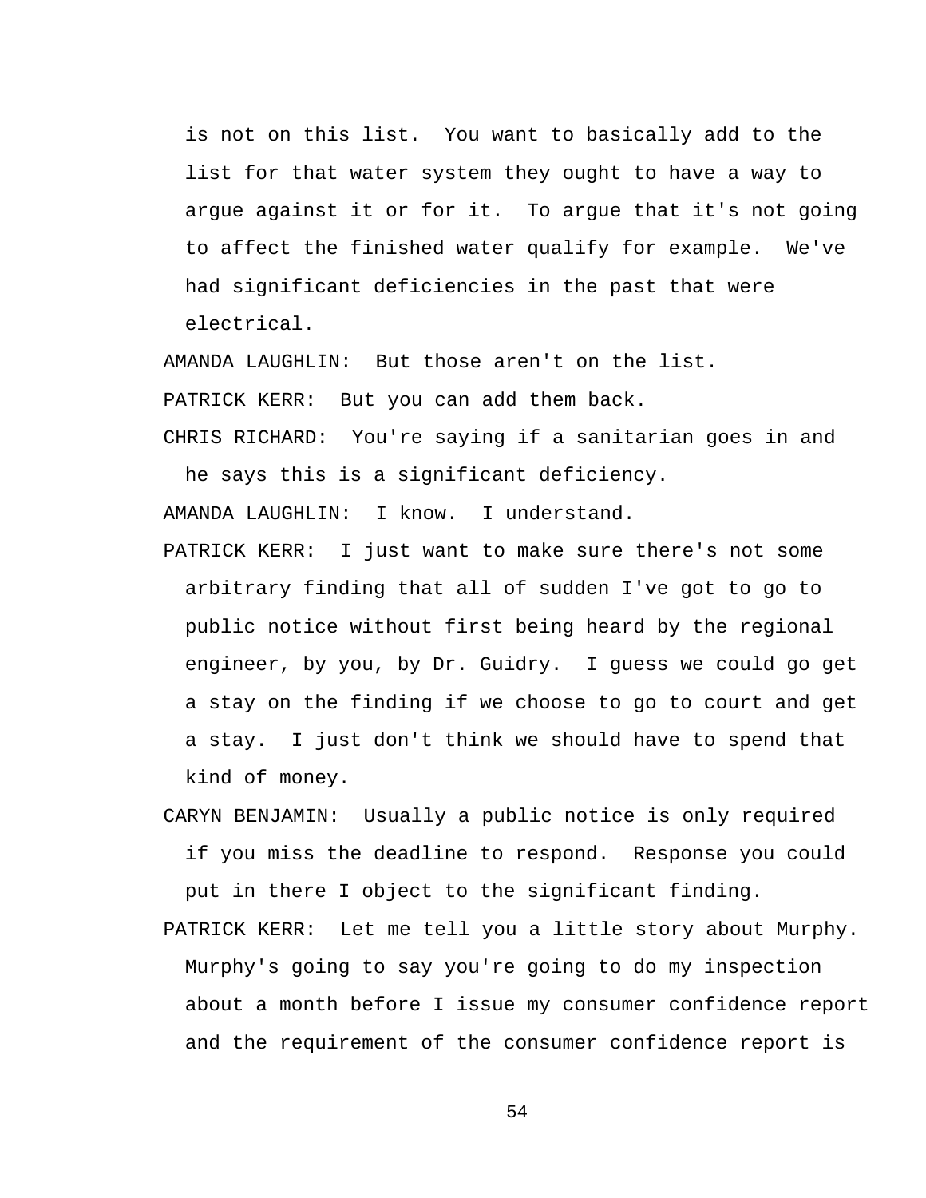is not on this list. You want to basically add to the list for that water system they ought to have a way to argue against it or for it. To argue that it's not going to affect the finished water qualify for example. We've had significant deficiencies in the past that were electrical.

AMANDA LAUGHLIN: But those aren't on the list.

PATRICK KERR: But you can add them back.

CHRIS RICHARD: You're saying if a sanitarian goes in and he says this is a significant deficiency.

AMANDA LAUGHLIN: I know. I understand.

PATRICK KERR: I just want to make sure there's not some arbitrary finding that all of sudden I've got to go to public notice without first being heard by the regional engineer, by you, by Dr. Guidry. I guess we could go get a stay on the finding if we choose to go to court and get a stay. I just don't think we should have to spend that kind of money.

CARYN BENJAMIN: Usually a public notice is only required if you miss the deadline to respond. Response you could put in there I object to the significant finding.

PATRICK KERR: Let me tell you a little story about Murphy. Murphy's going to say you're going to do my inspection about a month before I issue my consumer confidence report and the requirement of the consumer confidence report is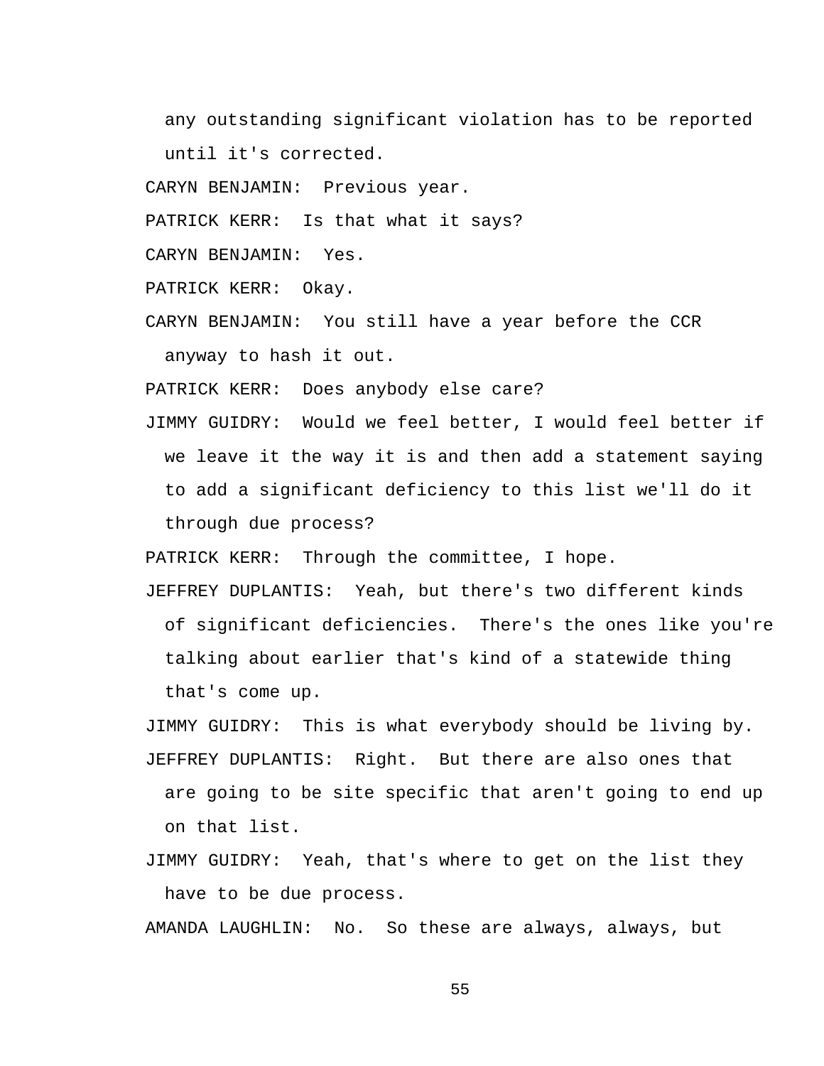any outstanding significant violation has to be reported until it's corrected.

CARYN BENJAMIN: Previous year.

PATRICK KERR: Is that what it says?

CARYN BENJAMIN: Yes.

PATRICK KERR: Okay.

CARYN BENJAMIN: You still have a year before the CCR anyway to hash it out.

PATRICK KERR: Does anybody else care?

JIMMY GUIDRY: Would we feel better, I would feel better if we leave it the way it is and then add a statement saying to add a significant deficiency to this list we'll do it through due process?

PATRICK KERR: Through the committee, I hope.

JEFFREY DUPLANTIS: Yeah, but there's two different kinds of significant deficiencies. There's the ones like you're talking about earlier that's kind of a statewide thing that's come up.

JIMMY GUIDRY: This is what everybody should be living by.

JEFFREY DUPLANTIS: Right. But there are also ones that are going to be site specific that aren't going to end up on that list.

JIMMY GUIDRY: Yeah, that's where to get on the list they have to be due process.

AMANDA LAUGHLIN: No. So these are always, always, but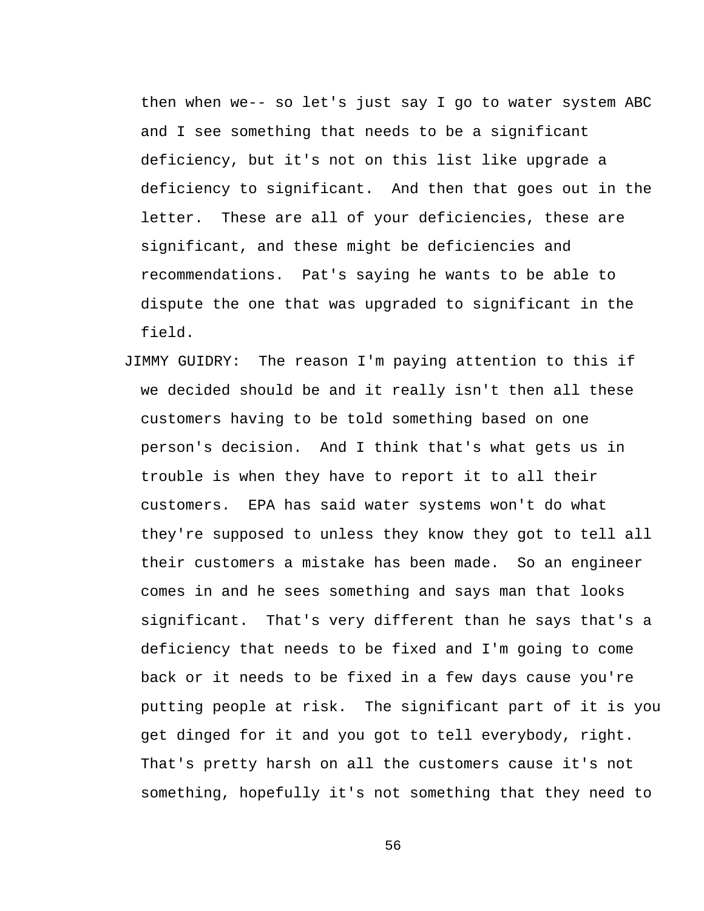then when we-- so let's just say I go to water system ABC and I see something that needs to be a significant deficiency, but it's not on this list like upgrade a deficiency to significant. And then that goes out in the letter. These are all of your deficiencies, these are significant, and these might be deficiencies and recommendations. Pat's saying he wants to be able to dispute the one that was upgraded to significant in the field.

JIMMY GUIDRY: The reason I'm paying attention to this if we decided should be and it really isn't then all these customers having to be told something based on one person's decision. And I think that's what gets us in trouble is when they have to report it to all their customers. EPA has said water systems won't do what they're supposed to unless they know they got to tell all their customers a mistake has been made. So an engineer comes in and he sees something and says man that looks significant. That's very different than he says that's a deficiency that needs to be fixed and I'm going to come back or it needs to be fixed in a few days cause you're putting people at risk. The significant part of it is you get dinged for it and you got to tell everybody, right. That's pretty harsh on all the customers cause it's not something, hopefully it's not something that they need to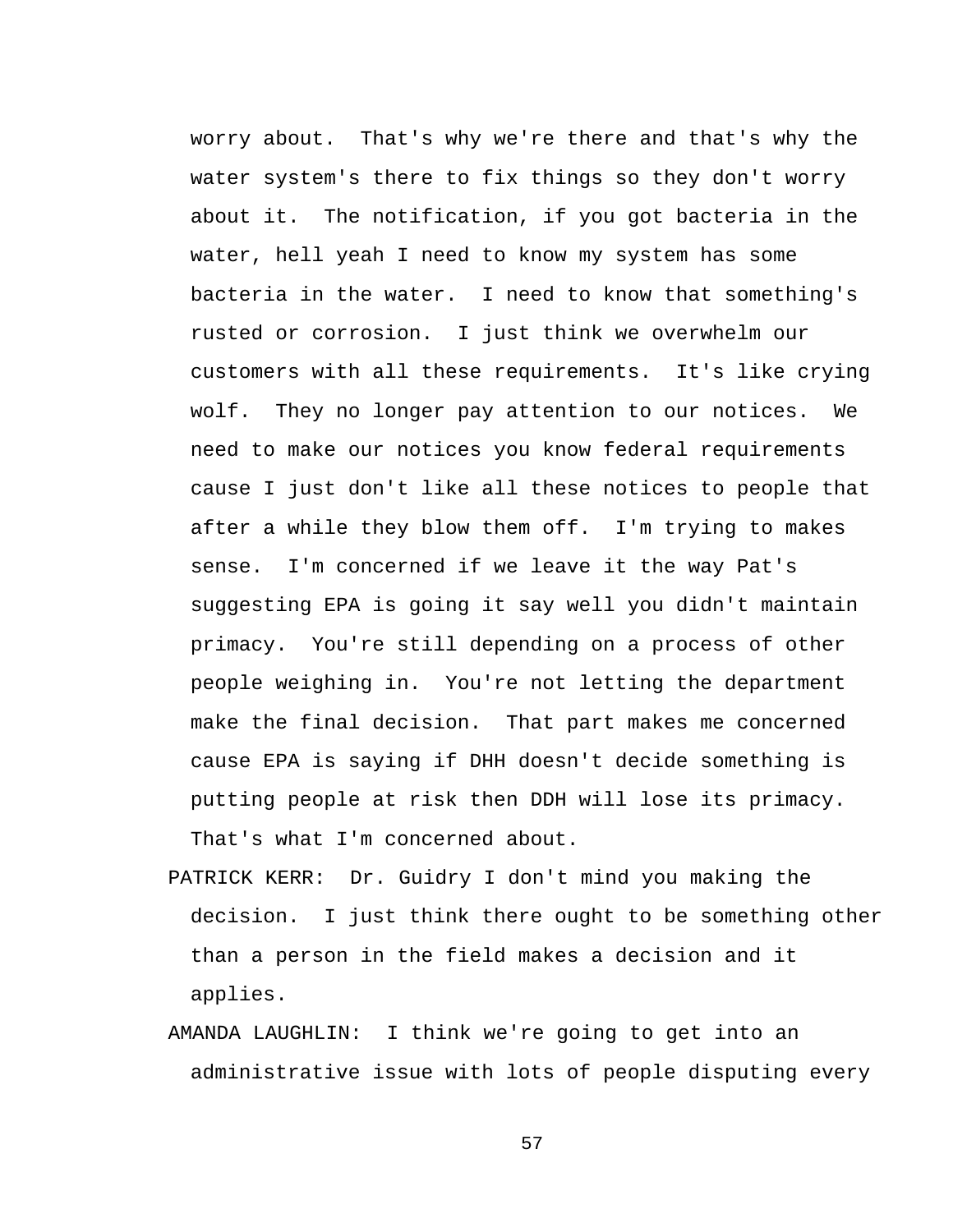worry about. That's why we're there and that's why the water system's there to fix things so they don't worry about it. The notification, if you got bacteria in the water, hell yeah I need to know my system has some bacteria in the water. I need to know that something's rusted or corrosion. I just think we overwhelm our customers with all these requirements. It's like crying wolf. They no longer pay attention to our notices. We need to make our notices you know federal requirements cause I just don't like all these notices to people that after a while they blow them off. I'm trying to makes sense. I'm concerned if we leave it the way Pat's suggesting EPA is going it say well you didn't maintain primacy. You're still depending on a process of other people weighing in. You're not letting the department make the final decision. That part makes me concerned cause EPA is saying if DHH doesn't decide something is putting people at risk then DDH will lose its primacy. That's what I'm concerned about.

PATRICK KERR: Dr. Guidry I don't mind you making the decision. I just think there ought to be something other than a person in the field makes a decision and it applies.

AMANDA LAUGHLIN: I think we're going to get into an administrative issue with lots of people disputing every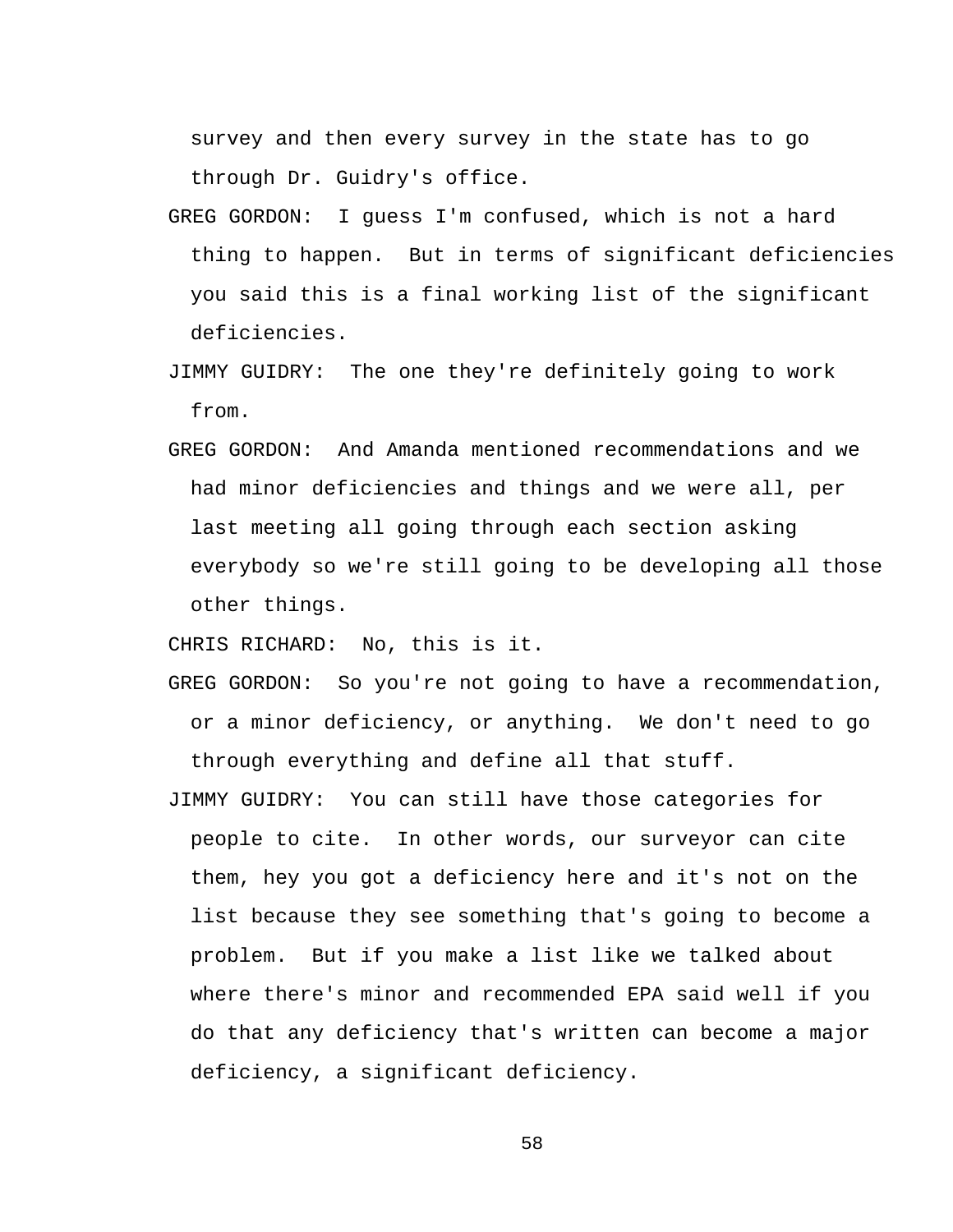survey and then every survey in the state has to go through Dr. Guidry's office.

GREG GORDON: I guess I'm confused, which is not a hard thing to happen. But in terms of significant deficiencies you said this is a final working list of the significant deficiencies.

JIMMY GUIDRY: The one they're definitely going to work from.

GREG GORDON: And Amanda mentioned recommendations and we had minor deficiencies and things and we were all, per last meeting all going through each section asking everybody so we're still going to be developing all those other things.

CHRIS RICHARD: No, this is it.

GREG GORDON: So you're not going to have a recommendation, or a minor deficiency, or anything. We don't need to go through everything and define all that stuff.

JIMMY GUIDRY: You can still have those categories for people to cite. In other words, our surveyor can cite them, hey you got a deficiency here and it's not on the list because they see something that's going to become a problem. But if you make a list like we talked about where there's minor and recommended EPA said well if you do that any deficiency that's written can become a major deficiency, a significant deficiency.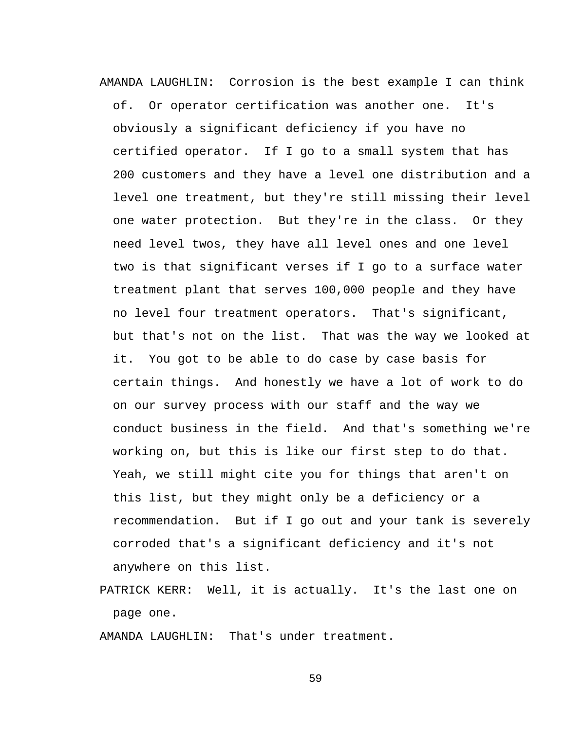AMANDA LAUGHLIN: Corrosion is the best example I can think of. Or operator certification was another one. It's obviously a significant deficiency if you have no certified operator. If I go to a small system that has 200 customers and they have a level one distribution and a level one treatment, but they're still missing their level one water protection. But they're in the class. Or they need level twos, they have all level ones and one level two is that significant verses if I go to a surface water treatment plant that serves 100,000 people and they have no level four treatment operators. That's significant, but that's not on the list. That was the way we looked at it. You got to be able to do case by case basis for certain things. And honestly we have a lot of work to do on our survey process with our staff and the way we conduct business in the field. And that's something we're working on, but this is like our first step to do that. Yeah, we still might cite you for things that aren't on this list, but they might only be a deficiency or a recommendation. But if I go out and your tank is severely corroded that's a significant deficiency and it's not anywhere on this list.

PATRICK KERR: Well, it is actually. It's the last one on page one.

AMANDA LAUGHLIN: That's under treatment.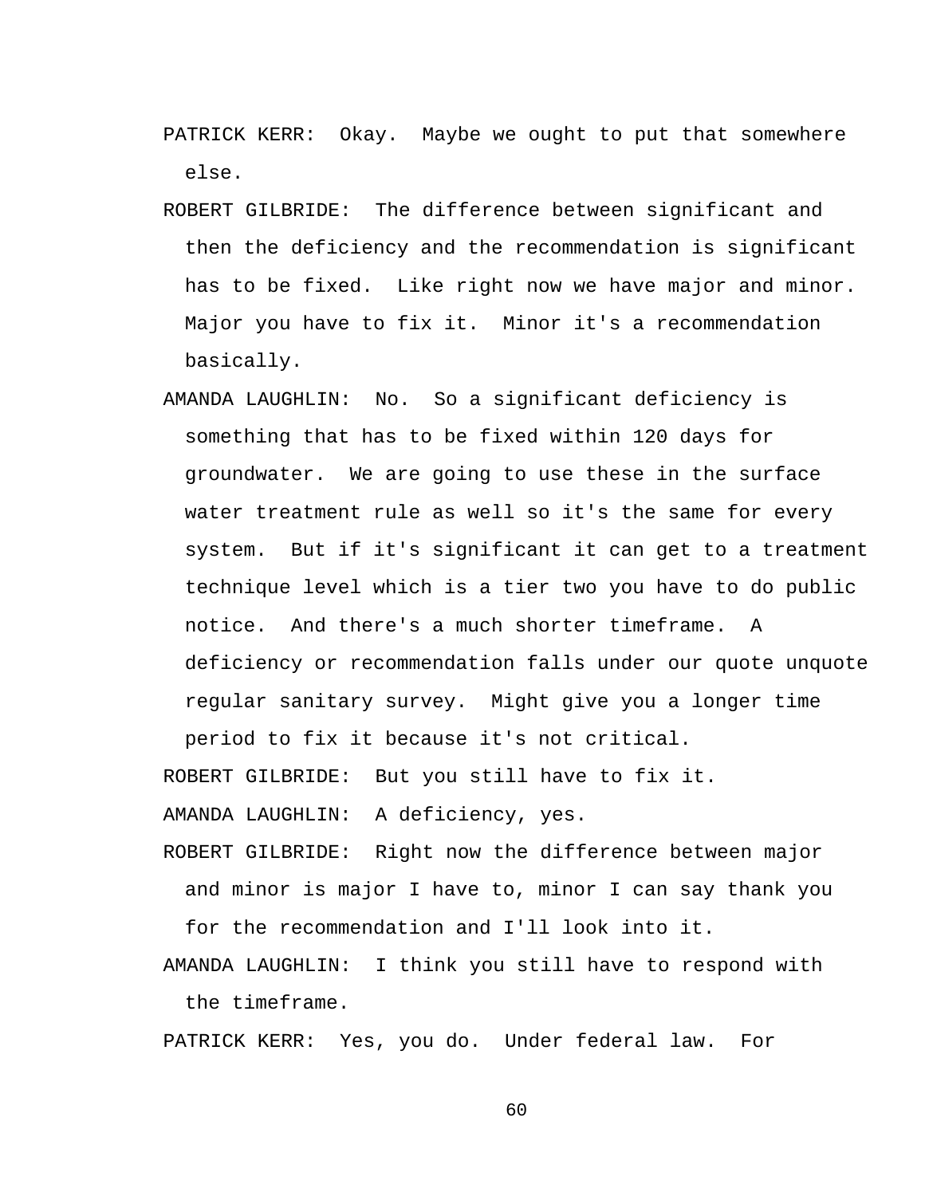PATRICK KERR: Okay. Maybe we ought to put that somewhere else.

ROBERT GILBRIDE: The difference between significant and then the deficiency and the recommendation is significant has to be fixed. Like right now we have major and minor. Major you have to fix it. Minor it's a recommendation basically.

AMANDA LAUGHLIN: No. So a significant deficiency is something that has to be fixed within 120 days for groundwater. We are going to use these in the surface water treatment rule as well so it's the same for every system. But if it's significant it can get to a treatment technique level which is a tier two you have to do public notice. And there's a much shorter timeframe. A deficiency or recommendation falls under our quote unquote regular sanitary survey. Might give you a longer time period to fix it because it's not critical.

ROBERT GILBRIDE: But you still have to fix it.

AMANDA LAUGHLIN: A deficiency, yes.

ROBERT GILBRIDE: Right now the difference between major and minor is major I have to, minor I can say thank you for the recommendation and I'll look into it.

AMANDA LAUGHLIN: I think you still have to respond with the timeframe.

PATRICK KERR: Yes, you do. Under federal law. For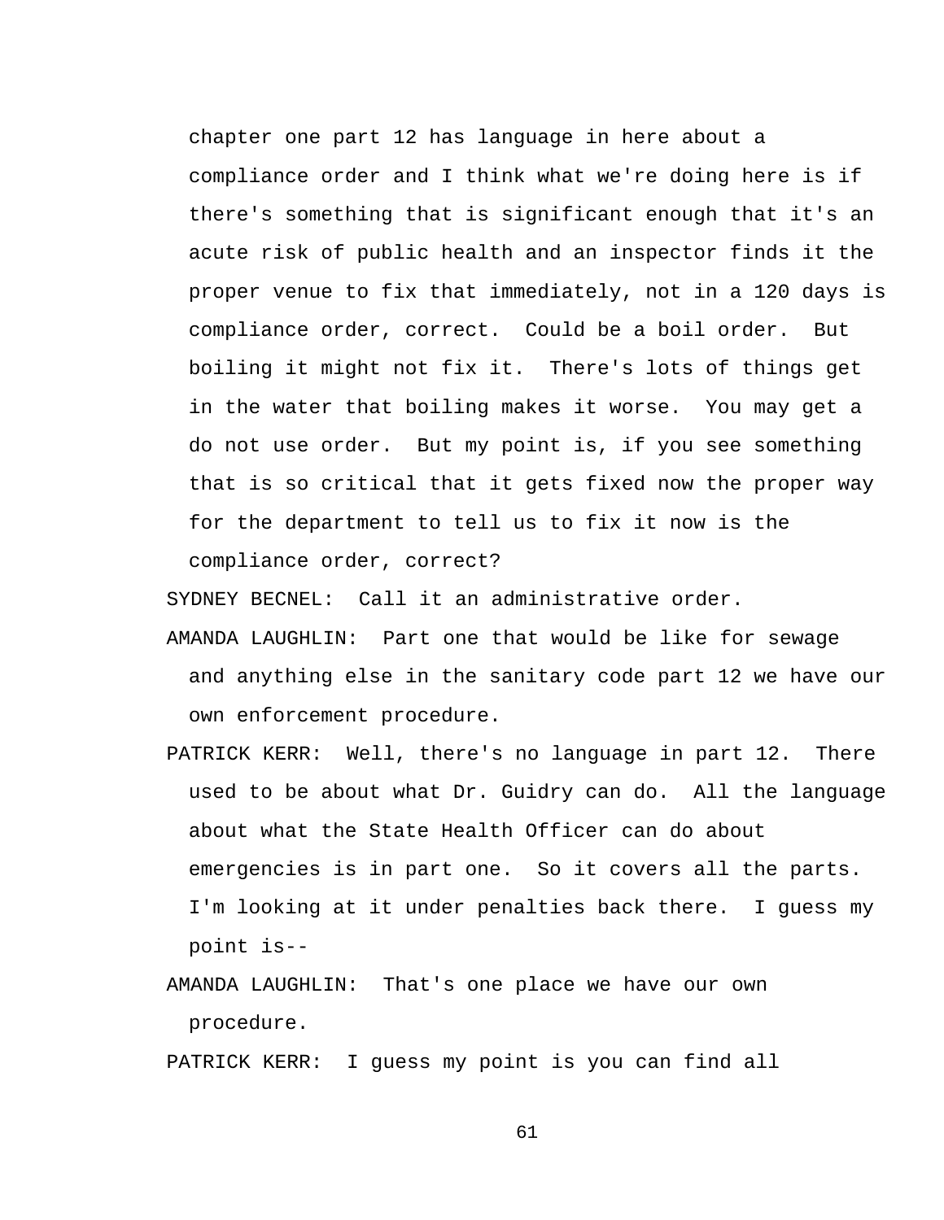chapter one part 12 has language in here about a compliance order and I think what we're doing here is if there's something that is significant enough that it's an acute risk of public health and an inspector finds it the proper venue to fix that immediately, not in a 120 days is compliance order, correct. Could be a boil order. But boiling it might not fix it. There's lots of things get in the water that boiling makes it worse. You may get a do not use order. But my point is, if you see something that is so critical that it gets fixed now the proper way for the department to tell us to fix it now is the compliance order, correct?

SYDNEY BECNEL: Call it an administrative order.

AMANDA LAUGHLIN: Part one that would be like for sewage and anything else in the sanitary code part 12 we have our own enforcement procedure.

PATRICK KERR: Well, there's no language in part 12. There used to be about what Dr. Guidry can do. All the language about what the State Health Officer can do about emergencies is in part one. So it covers all the parts. I'm looking at it under penalties back there. I guess my point is--

AMANDA LAUGHLIN: That's one place we have our own procedure.

PATRICK KERR: I guess my point is you can find all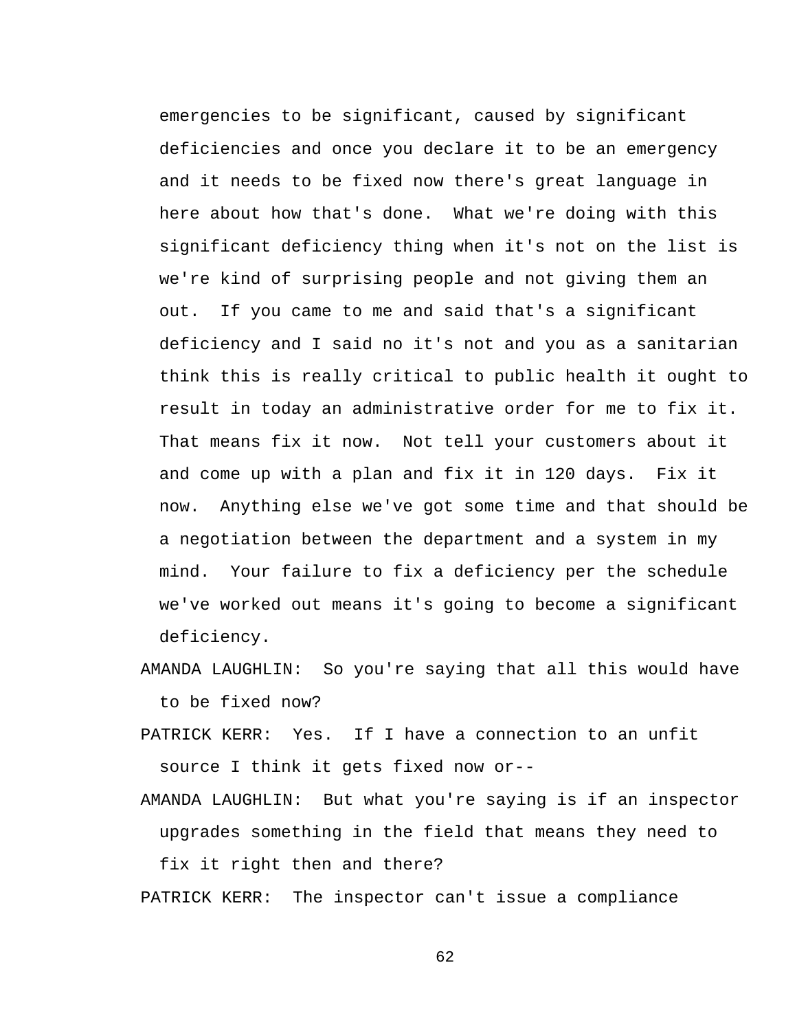emergencies to be significant, caused by significant deficiencies and once you declare it to be an emergency and it needs to be fixed now there's great language in here about how that's done. What we're doing with this significant deficiency thing when it's not on the list is we're kind of surprising people and not giving them an out. If you came to me and said that's a significant deficiency and I said no it's not and you as a sanitarian think this is really critical to public health it ought to result in today an administrative order for me to fix it. That means fix it now. Not tell your customers about it and come up with a plan and fix it in 120 days. Fix it now. Anything else we've got some time and that should be a negotiation between the department and a system in my mind. Your failure to fix a deficiency per the schedule we've worked out means it's going to become a significant deficiency.

AMANDA LAUGHLIN: So you're saying that all this would have to be fixed now?

PATRICK KERR: Yes. If I have a connection to an unfit source I think it gets fixed now or--

AMANDA LAUGHLIN: But what you're saying is if an inspector upgrades something in the field that means they need to fix it right then and there?

PATRICK KERR: The inspector can't issue a compliance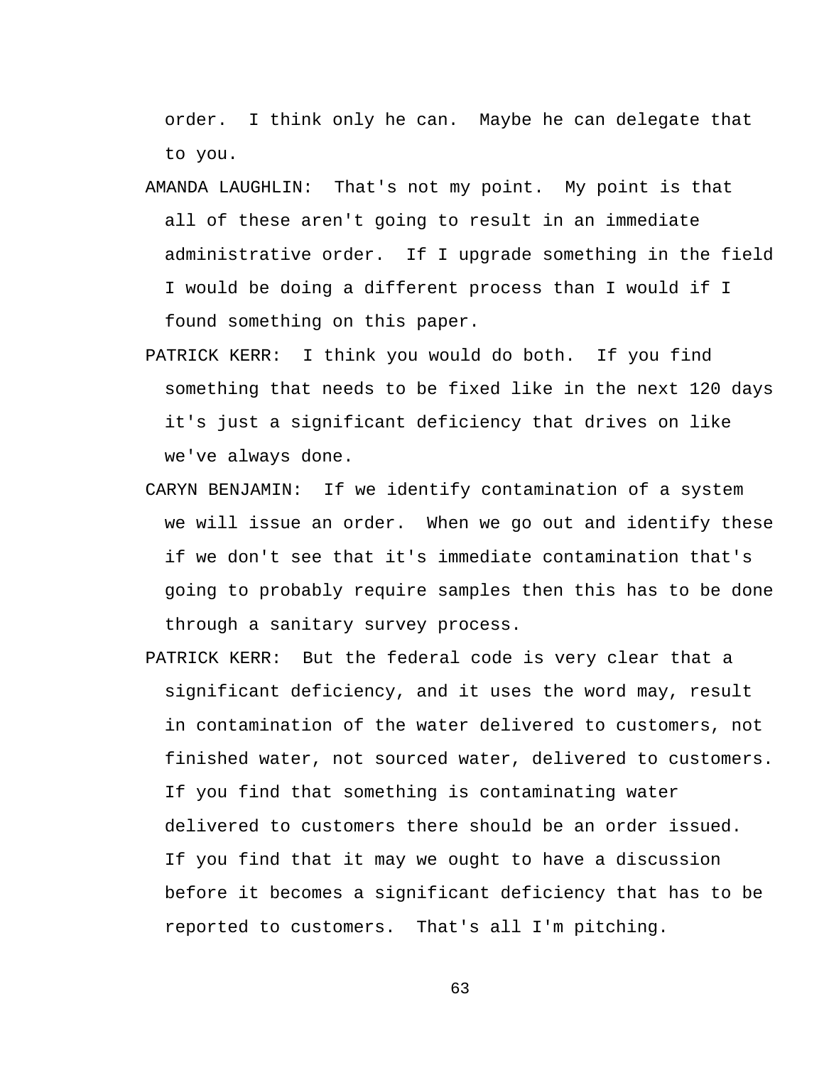order. I think only he can. Maybe he can delegate that to you.

AMANDA LAUGHLIN: That's not my point. My point is that all of these aren't going to result in an immediate administrative order. If I upgrade something in the field I would be doing a different process than I would if I found something on this paper.

PATRICK KERR: I think you would do both. If you find something that needs to be fixed like in the next 120 days it's just a significant deficiency that drives on like we've always done.

CARYN BENJAMIN: If we identify contamination of a system we will issue an order. When we go out and identify these if we don't see that it's immediate contamination that's going to probably require samples then this has to be done through a sanitary survey process.

PATRICK KERR: But the federal code is very clear that a significant deficiency, and it uses the word may, result in contamination of the water delivered to customers, not finished water, not sourced water, delivered to customers. If you find that something is contaminating water delivered to customers there should be an order issued. If you find that it may we ought to have a discussion before it becomes a significant deficiency that has to be reported to customers. That's all I'm pitching.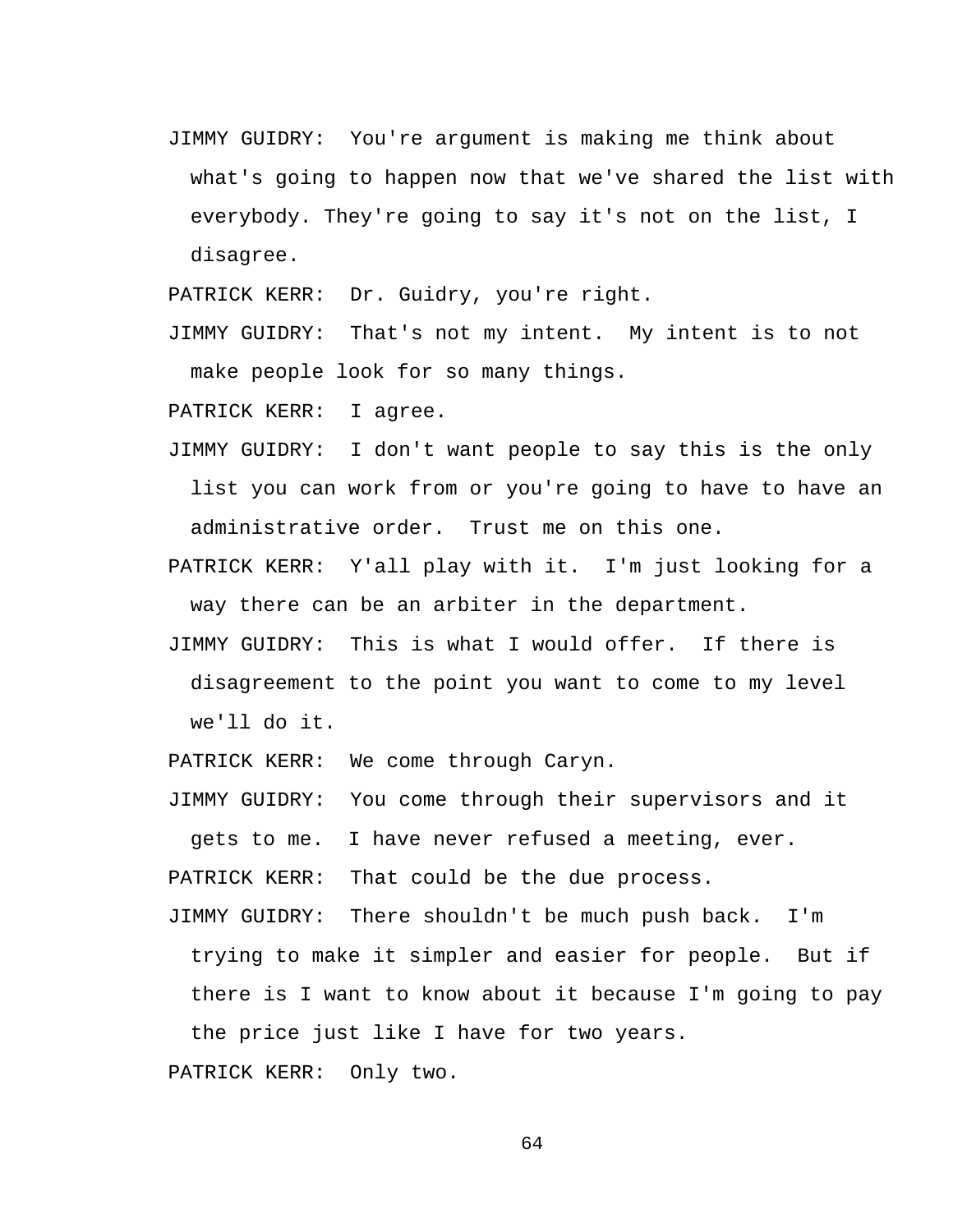JIMMY GUIDRY: You're argument is making me think about what's going to happen now that we've shared the list with everybody. They're going to say it's not on the list, I disagree.

PATRICK KERR: Dr. Guidry, you're right.

JIMMY GUIDRY: That's not my intent. My intent is to not make people look for so many things.

PATRICK KERR: I agree.

JIMMY GUIDRY: I don't want people to say this is the only list you can work from or you're going to have to have an administrative order. Trust me on this one.

PATRICK KERR: Y'all play with it. I'm just looking for a way there can be an arbiter in the department.

JIMMY GUIDRY: This is what I would offer. If there is disagreement to the point you want to come to my level we'll do it.

PATRICK KERR: We come through Caryn.

JIMMY GUIDRY: You come through their supervisors and it gets to me. I have never refused a meeting, ever.

PATRICK KERR: That could be the due process.

JIMMY GUIDRY: There shouldn't be much push back. I'm trying to make it simpler and easier for people. But if there is I want to know about it because I'm going to pay the price just like I have for two years.

PATRICK KERR: Only two.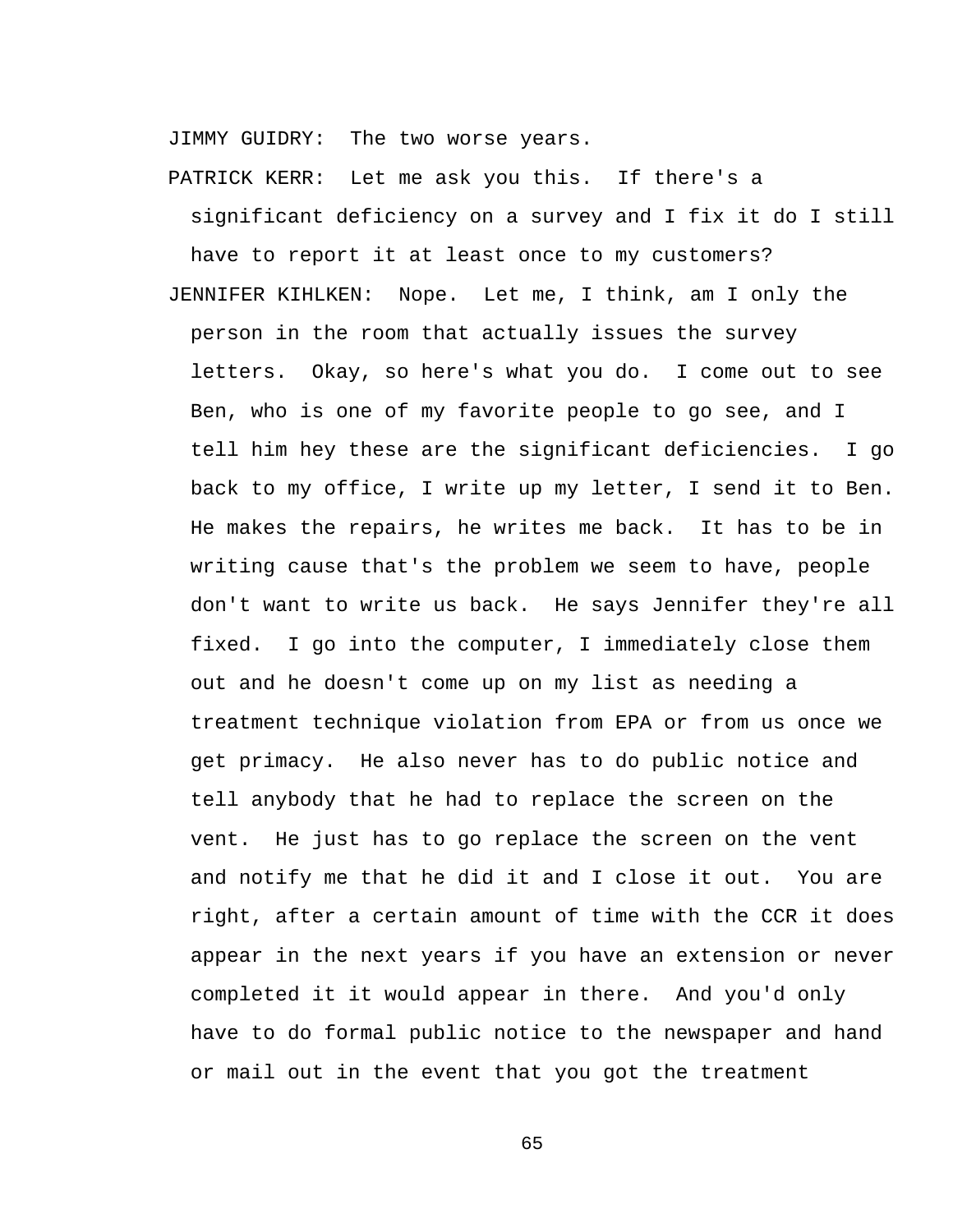JIMMY GUIDRY: The two worse years.

PATRICK KERR: Let me ask you this. If there's a significant deficiency on a survey and I fix it do I still have to report it at least once to my customers?

JENNIFER KIHLKEN: Nope. Let me, I think, am I only the person in the room that actually issues the survey letters. Okay, so here's what you do. I come out to see Ben, who is one of my favorite people to go see, and I tell him hey these are the significant deficiencies. I go back to my office, I write up my letter, I send it to Ben. He makes the repairs, he writes me back. It has to be in writing cause that's the problem we seem to have, people don't want to write us back. He says Jennifer they're all fixed. I go into the computer, I immediately close them out and he doesn't come up on my list as needing a treatment technique violation from EPA or from us once we get primacy. He also never has to do public notice and tell anybody that he had to replace the screen on the vent. He just has to go replace the screen on the vent and notify me that he did it and I close it out. You are right, after a certain amount of time with the CCR it does appear in the next years if you have an extension or never completed it it would appear in there. And you'd only have to do formal public notice to the newspaper and hand or mail out in the event that you got the treatment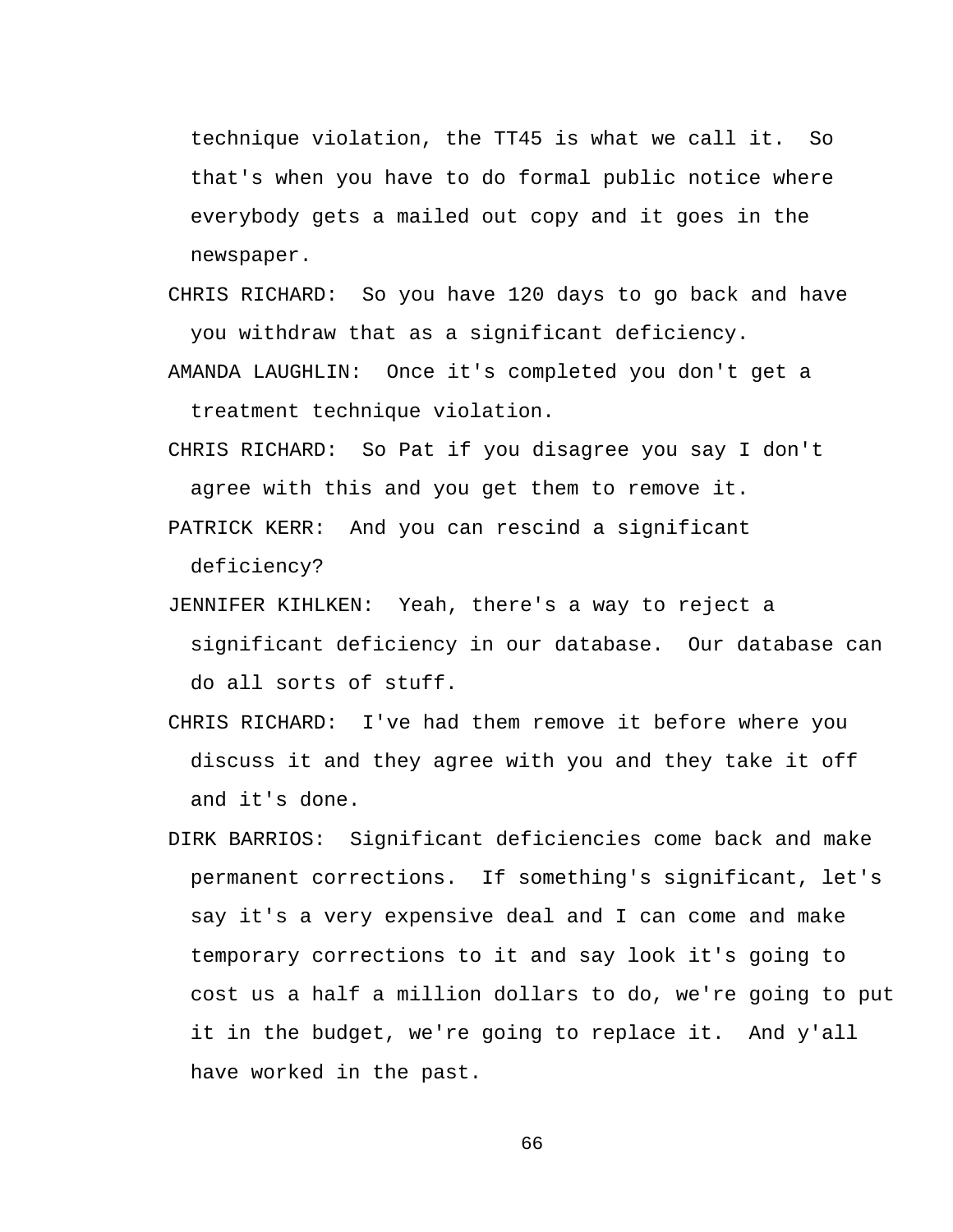technique violation, the TT45 is what we call it. So that's when you have to do formal public notice where everybody gets a mailed out copy and it goes in the newspaper.

CHRIS RICHARD: So you have 120 days to go back and have you withdraw that as a significant deficiency.

AMANDA LAUGHLIN: Once it's completed you don't get a treatment technique violation.

CHRIS RICHARD: So Pat if you disagree you say I don't agree with this and you get them to remove it.

PATRICK KERR: And you can rescind a significant deficiency?

JENNIFER KIHLKEN: Yeah, there's a way to reject a significant deficiency in our database. Our database can do all sorts of stuff.

CHRIS RICHARD: I've had them remove it before where you discuss it and they agree with you and they take it off and it's done.

DIRK BARRIOS: Significant deficiencies come back and make permanent corrections. If something's significant, let's say it's a very expensive deal and I can come and make temporary corrections to it and say look it's going to cost us a half a million dollars to do, we're going to put it in the budget, we're going to replace it. And y'all have worked in the past.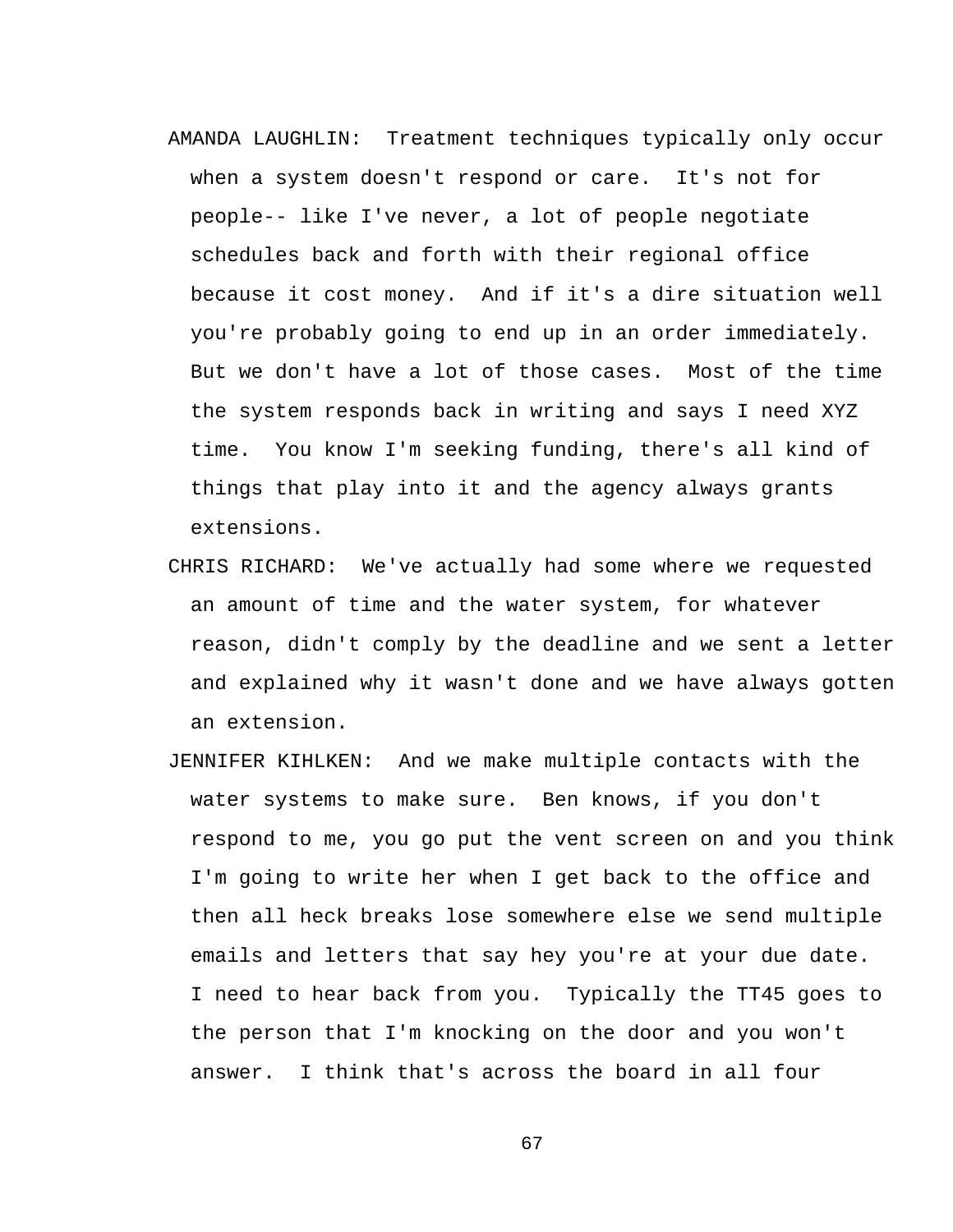AMANDA LAUGHLIN: Treatment techniques typically only occur when a system doesn't respond or care. It's not for people-- like I've never, a lot of people negotiate schedules back and forth with their regional office because it cost money. And if it's a dire situation well you're probably going to end up in an order immediately. But we don't have a lot of those cases. Most of the time the system responds back in writing and says I need XYZ time. You know I'm seeking funding, there's all kind of things that play into it and the agency always grants extensions.

CHRIS RICHARD: We've actually had some where we requested an amount of time and the water system, for whatever reason, didn't comply by the deadline and we sent a letter and explained why it wasn't done and we have always gotten an extension.

JENNIFER KIHLKEN: And we make multiple contacts with the water systems to make sure. Ben knows, if you don't respond to me, you go put the vent screen on and you think I'm going to write her when I get back to the office and then all heck breaks lose somewhere else we send multiple emails and letters that say hey you're at your due date. I need to hear back from you. Typically the TT45 goes to the person that I'm knocking on the door and you won't answer. I think that's across the board in all four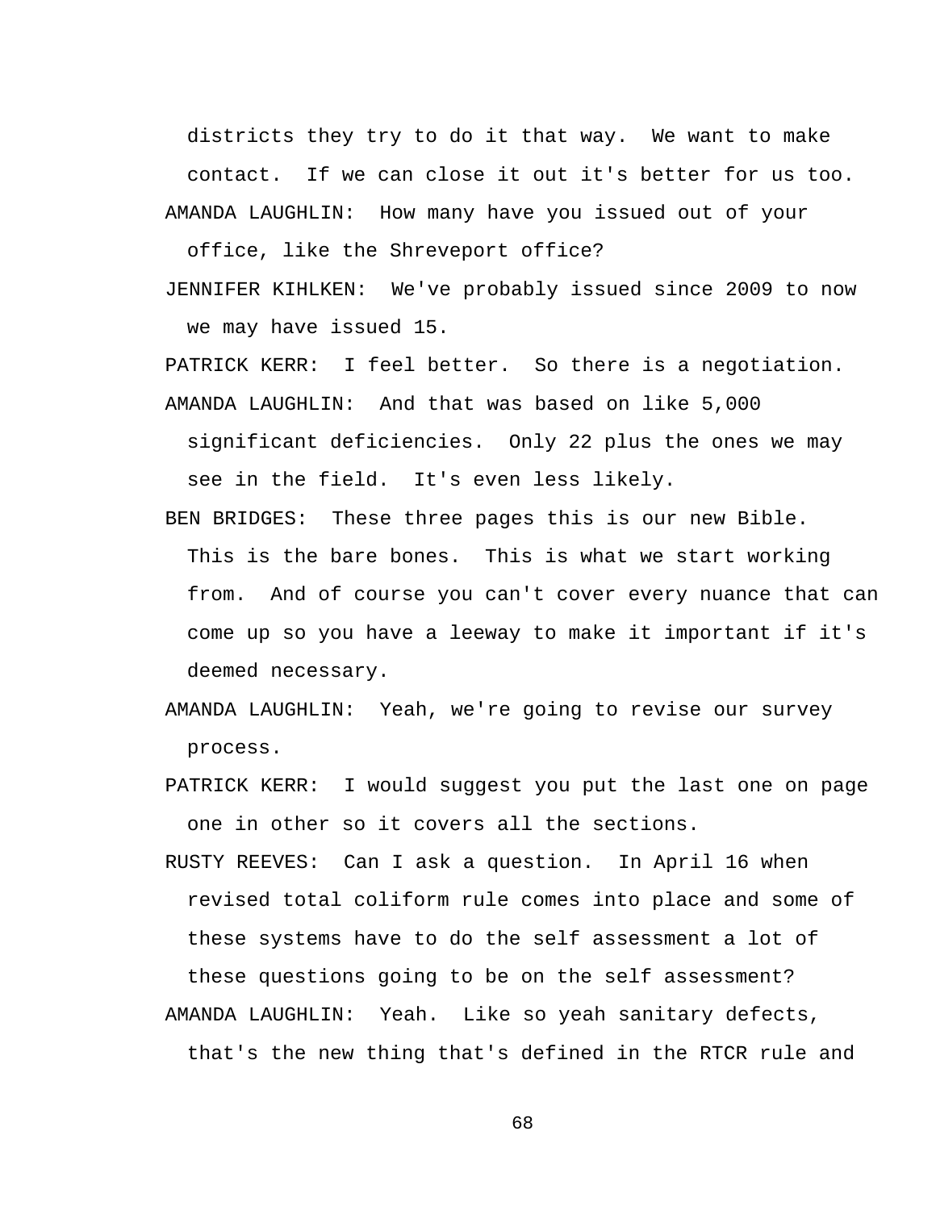districts they try to do it that way. We want to make contact. If we can close it out it's better for us too.

AMANDA LAUGHLIN: How many have you issued out of your office, like the Shreveport office?

JENNIFER KIHLKEN: We've probably issued since 2009 to now we may have issued 15.

PATRICK KERR: I feel better. So there is a negotiation.

AMANDA LAUGHLIN: And that was based on like 5,000 significant deficiencies. Only 22 plus the ones we may see in the field. It's even less likely.

BEN BRIDGES: These three pages this is our new Bible. This is the bare bones. This is what we start working from. And of course you can't cover every nuance that can come up so you have a leeway to make it important if it's deemed necessary.

AMANDA LAUGHLIN: Yeah, we're going to revise our survey process.

PATRICK KERR: I would suggest you put the last one on page one in other so it covers all the sections.

RUSTY REEVES: Can I ask a question. In April 16 when revised total coliform rule comes into place and some of these systems have to do the self assessment a lot of these questions going to be on the self assessment?

AMANDA LAUGHLIN: Yeah. Like so yeah sanitary defects, that's the new thing that's defined in the RTCR rule and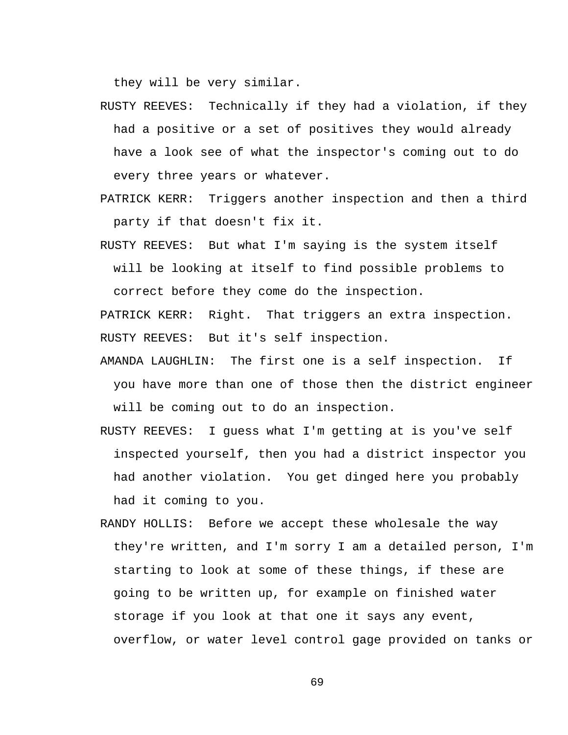they will be very similar.

RUSTY REEVES: Technically if they had a violation, if they had a positive or a set of positives they would already have a look see of what the inspector's coming out to do every three years or whatever.

PATRICK KERR: Triggers another inspection and then a third party if that doesn't fix it.

RUSTY REEVES: But what I'm saying is the system itself will be looking at itself to find possible problems to correct before they come do the inspection.

PATRICK KERR: Right. That triggers an extra inspection.

RUSTY REEVES: But it's self inspection.

AMANDA LAUGHLIN: The first one is a self inspection. If you have more than one of those then the district engineer will be coming out to do an inspection.

RUSTY REEVES: I guess what I'm getting at is you've self inspected yourself, then you had a district inspector you had another violation. You get dinged here you probably had it coming to you.

RANDY HOLLIS: Before we accept these wholesale the way they're written, and I'm sorry I am a detailed person, I'm starting to look at some of these things, if these are going to be written up, for example on finished water storage if you look at that one it says any event, overflow, or water level control gage provided on tanks or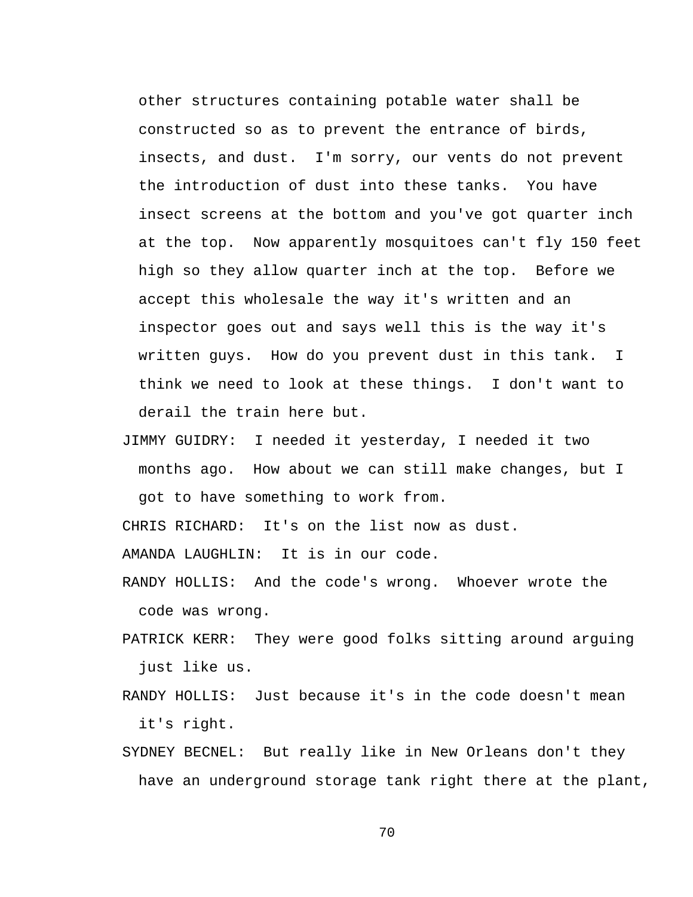other structures containing potable water shall be constructed so as to prevent the entrance of birds, insects, and dust. I'm sorry, our vents do not prevent the introduction of dust into these tanks. You have insect screens at the bottom and you've got quarter inch at the top. Now apparently mosquitoes can't fly 150 feet high so they allow quarter inch at the top. Before we accept this wholesale the way it's written and an inspector goes out and says well this is the way it's written guys. How do you prevent dust in this tank. I think we need to look at these things. I don't want to derail the train here but.

JIMMY GUIDRY: I needed it yesterday, I needed it two months ago. How about we can still make changes, but I got to have something to work from.

CHRIS RICHARD: It's on the list now as dust.

AMANDA LAUGHLIN: It is in our code.

RANDY HOLLIS: And the code's wrong. Whoever wrote the code was wrong.

PATRICK KERR: They were good folks sitting around arguing just like us.

RANDY HOLLIS: Just because it's in the code doesn't mean it's right.

SYDNEY BECNEL: But really like in New Orleans don't they have an underground storage tank right there at the plant,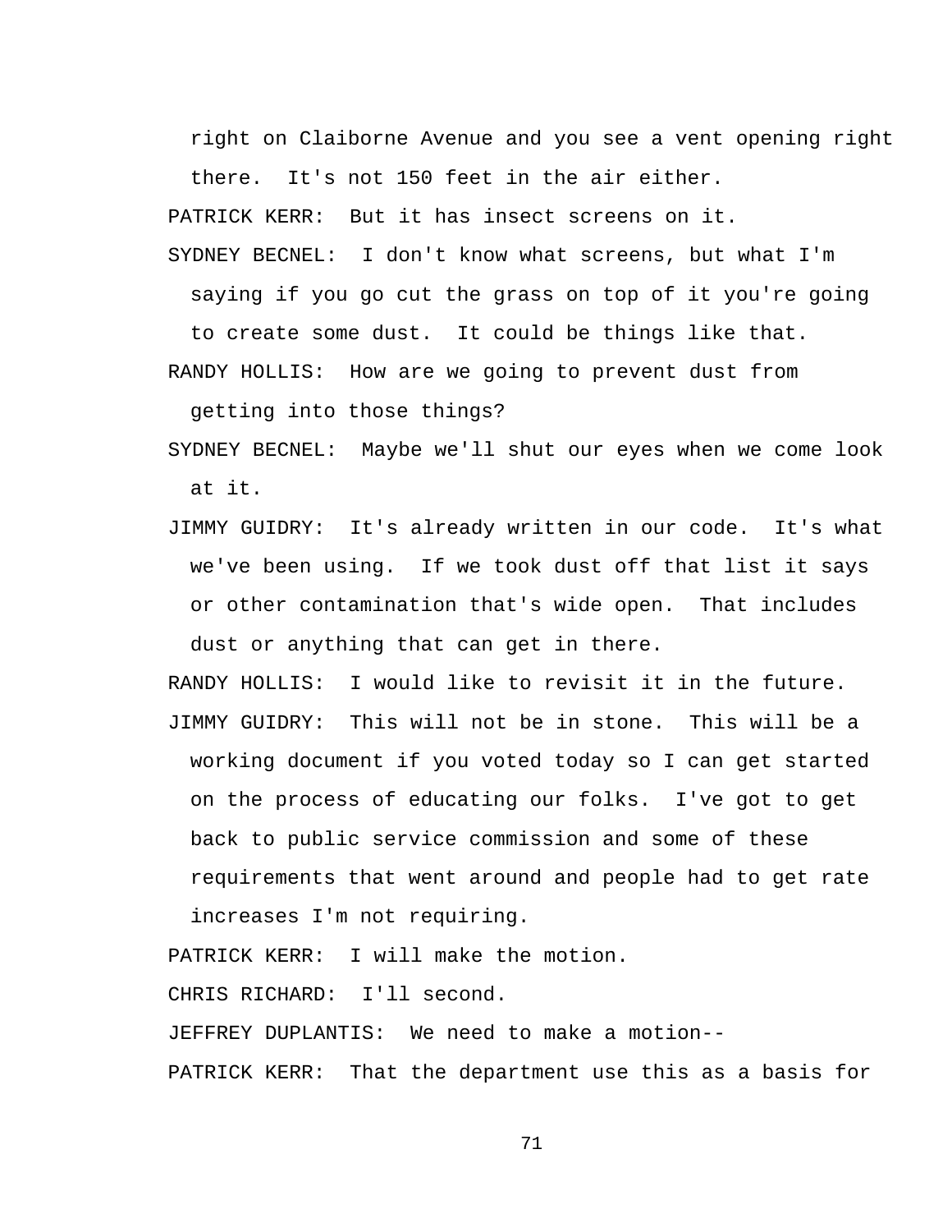right on Claiborne Avenue and you see a vent opening right there. It's not 150 feet in the air either.

PATRICK KERR: But it has insect screens on it.

SYDNEY BECNEL: I don't know what screens, but what I'm saying if you go cut the grass on top of it you're going to create some dust. It could be things like that.

RANDY HOLLIS: How are we going to prevent dust from getting into those things?

SYDNEY BECNEL: Maybe we'll shut our eyes when we come look at it.

JIMMY GUIDRY: It's already written in our code. It's what we've been using. If we took dust off that list it says or other contamination that's wide open. That includes dust or anything that can get in there.

RANDY HOLLIS: I would like to revisit it in the future.

JIMMY GUIDRY: This will not be in stone. This will be a working document if you voted today so I can get started on the process of educating our folks. I've got to get back to public service commission and some of these requirements that went around and people had to get rate increases I'm not requiring.

PATRICK KERR: I will make the motion.

CHRIS RICHARD: I'll second.

JEFFREY DUPLANTIS: We need to make a motion--

PATRICK KERR: That the department use this as a basis for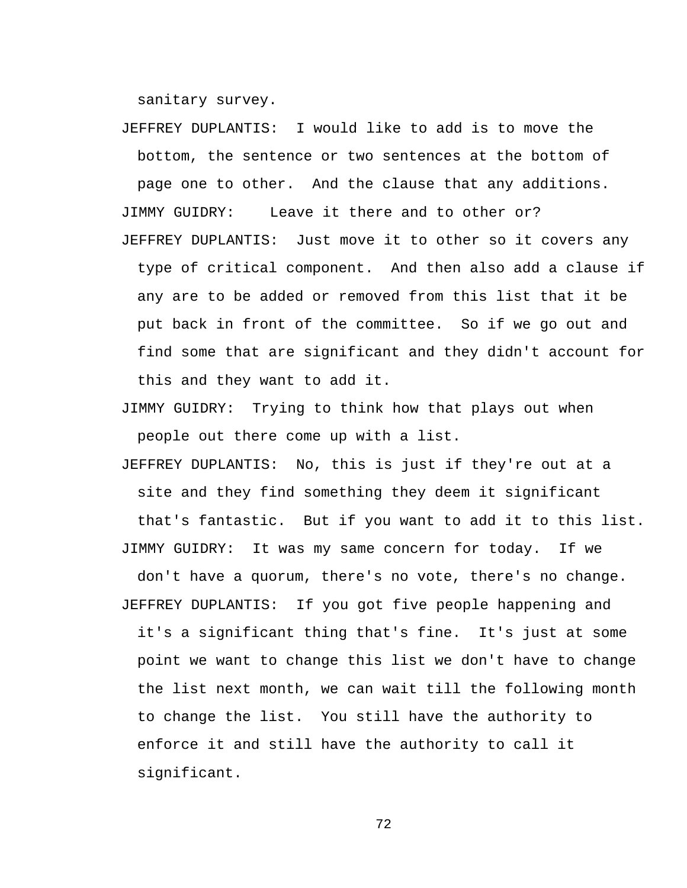sanitary survey.

JEFFREY DUPLANTIS: I would like to add is to move the bottom, the sentence or two sentences at the bottom of page one to other. And the clause that any additions.

JIMMY GUIDRY: Leave it there and to other or?

JEFFREY DUPLANTIS: Just move it to other so it covers any type of critical component. And then also add a clause if any are to be added or removed from this list that it be put back in front of the committee. So if we go out and find some that are significant and they didn't account for this and they want to add it.

JIMMY GUIDRY: Trying to think how that plays out when people out there come up with a list.

JEFFREY DUPLANTIS: No, this is just if they're out at a site and they find something they deem it significant that's fantastic. But if you want to add it to this list.

JIMMY GUIDRY: It was my same concern for today. If we don't have a quorum, there's no vote, there's no change.

JEFFREY DUPLANTIS: If you got five people happening and it's a significant thing that's fine. It's just at some point we want to change this list we don't have to change the list next month, we can wait till the following month to change the list. You still have the authority to enforce it and still have the authority to call it significant.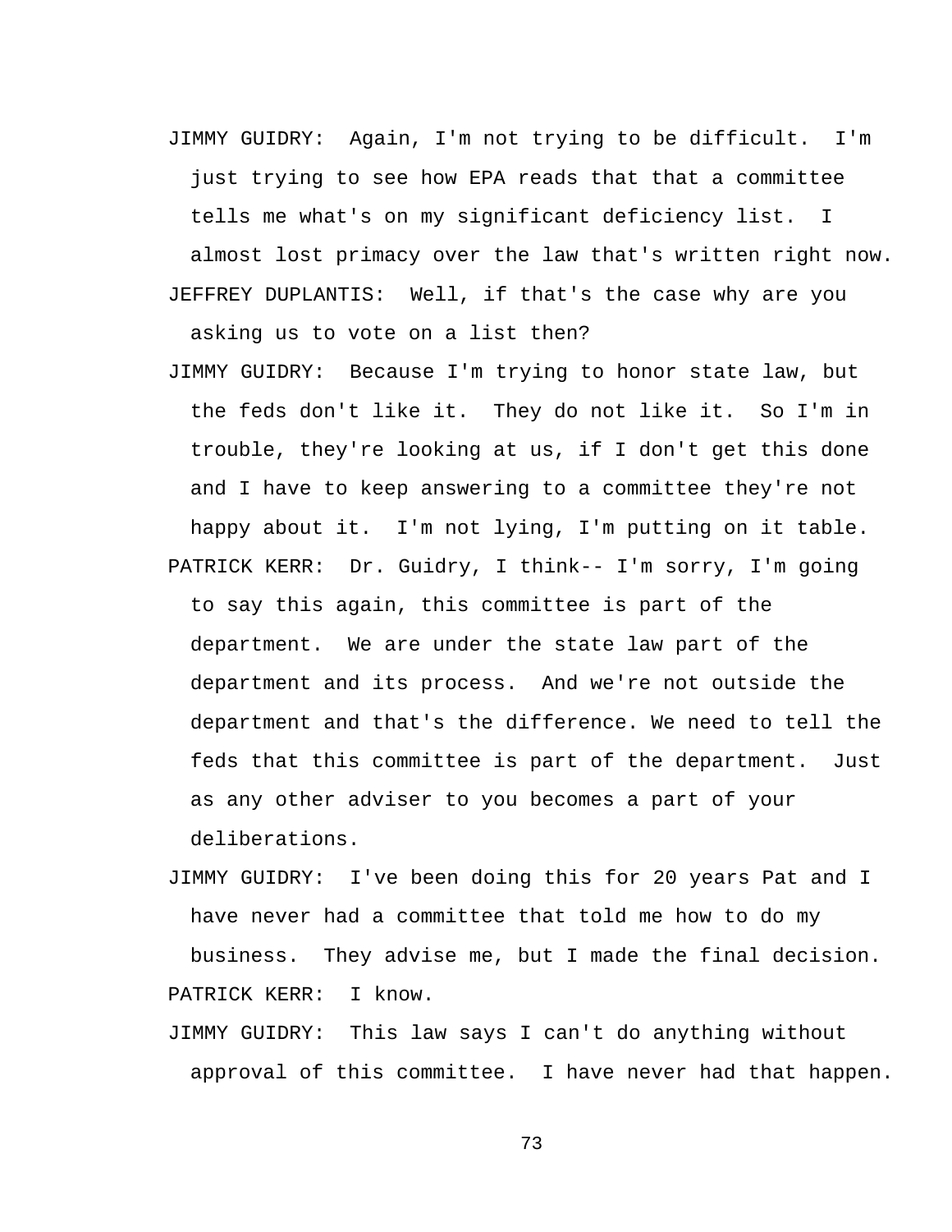JIMMY GUIDRY: Again, I'm not trying to be difficult. I'm just trying to see how EPA reads that that a committee tells me what's on my significant deficiency list. I almost lost primacy over the law that's written right now.

JEFFREY DUPLANTIS: Well, if that's the case why are you asking us to vote on a list then?

JIMMY GUIDRY: Because I'm trying to honor state law, but the feds don't like it. They do not like it. So I'm in trouble, they're looking at us, if I don't get this done and I have to keep answering to a committee they're not happy about it. I'm not lying, I'm putting on it table.

PATRICK KERR: Dr. Guidry, I think-- I'm sorry, I'm going to say this again, this committee is part of the department. We are under the state law part of the department and its process. And we're not outside the department and that's the difference. We need to tell the feds that this committee is part of the department. Just as any other adviser to you becomes a part of your deliberations.

JIMMY GUIDRY: I've been doing this for 20 years Pat and I have never had a committee that told me how to do my business. They advise me, but I made the final decision.

PATRICK KERR: I know.

JIMMY GUIDRY: This law says I can't do anything without approval of this committee. I have never had that happen.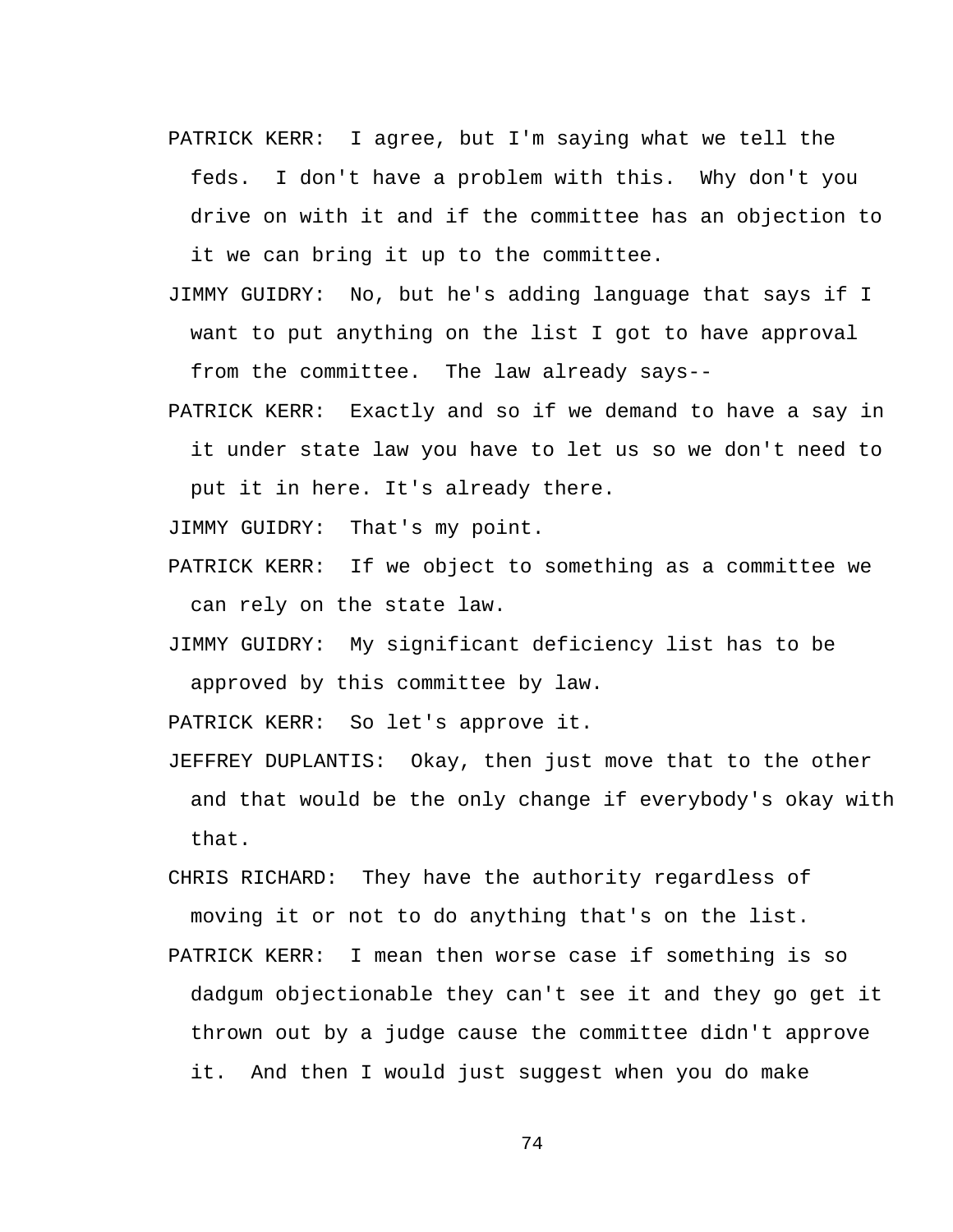PATRICK KERR: I agree, but I'm saying what we tell the feds. I don't have a problem with this. Why don't you drive on with it and if the committee has an objection to it we can bring it up to the committee.

JIMMY GUIDRY: No, but he's adding language that says if I want to put anything on the list I got to have approval from the committee. The law already says--

PATRICK KERR: Exactly and so if we demand to have a say in it under state law you have to let us so we don't need to put it in here. It's already there.

JIMMY GUIDRY: That's my point.

PATRICK KERR: If we object to something as a committee we can rely on the state law.

JIMMY GUIDRY: My significant deficiency list has to be approved by this committee by law.

PATRICK KERR: So let's approve it.

JEFFREY DUPLANTIS: Okay, then just move that to the other and that would be the only change if everybody's okay with that.

CHRIS RICHARD: They have the authority regardless of moving it or not to do anything that's on the list.

PATRICK KERR: I mean then worse case if something is so dadgum objectionable they can't see it and they go get it thrown out by a judge cause the committee didn't approve it. And then I would just suggest when you do make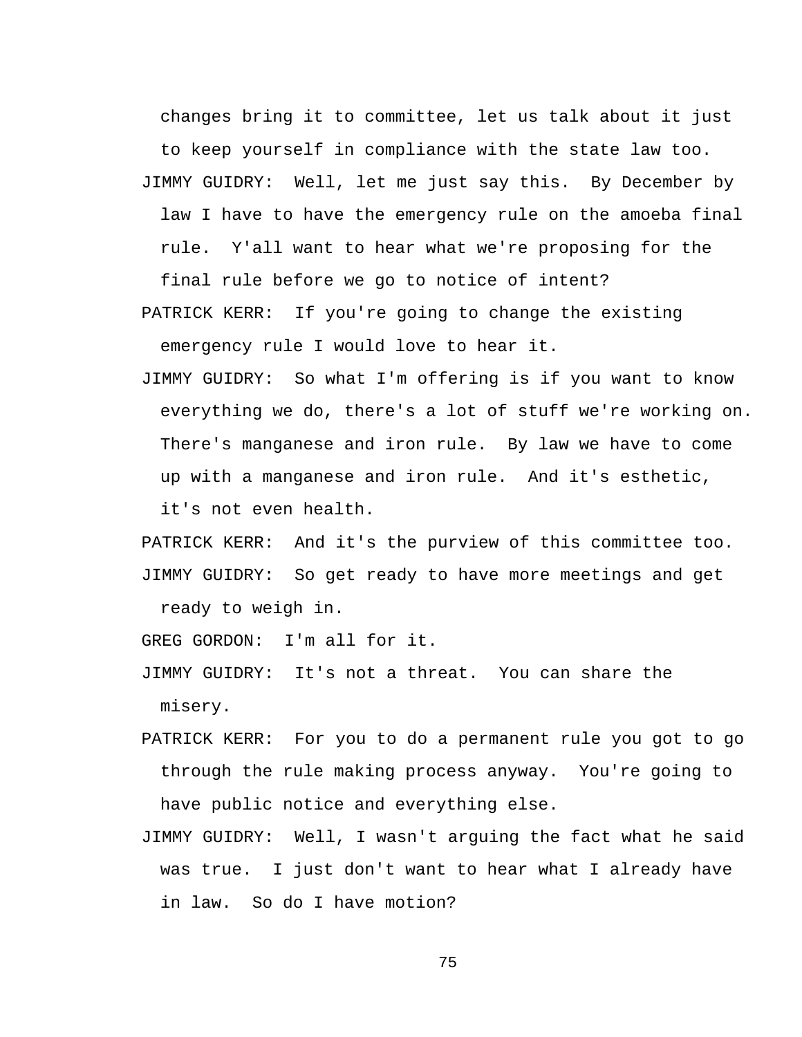changes bring it to committee, let us talk about it just to keep yourself in compliance with the state law too.

JIMMY GUIDRY: Well, let me just say this. By December by law I have to have the emergency rule on the amoeba final rule. Y'all want to hear what we're proposing for the final rule before we go to notice of intent?

PATRICK KERR: If you're going to change the existing emergency rule I would love to hear it.

JIMMY GUIDRY: So what I'm offering is if you want to know everything we do, there's a lot of stuff we're working on. There's manganese and iron rule. By law we have to come up with a manganese and iron rule. And it's esthetic, it's not even health.

PATRICK KERR: And it's the purview of this committee too.

JIMMY GUIDRY: So get ready to have more meetings and get ready to weigh in.

GREG GORDON: I'm all for it.

JIMMY GUIDRY: It's not a threat. You can share the misery.

PATRICK KERR: For you to do a permanent rule you got to go through the rule making process anyway. You're going to have public notice and everything else.

JIMMY GUIDRY: Well, I wasn't arguing the fact what he said was true. I just don't want to hear what I already have in law. So do I have motion?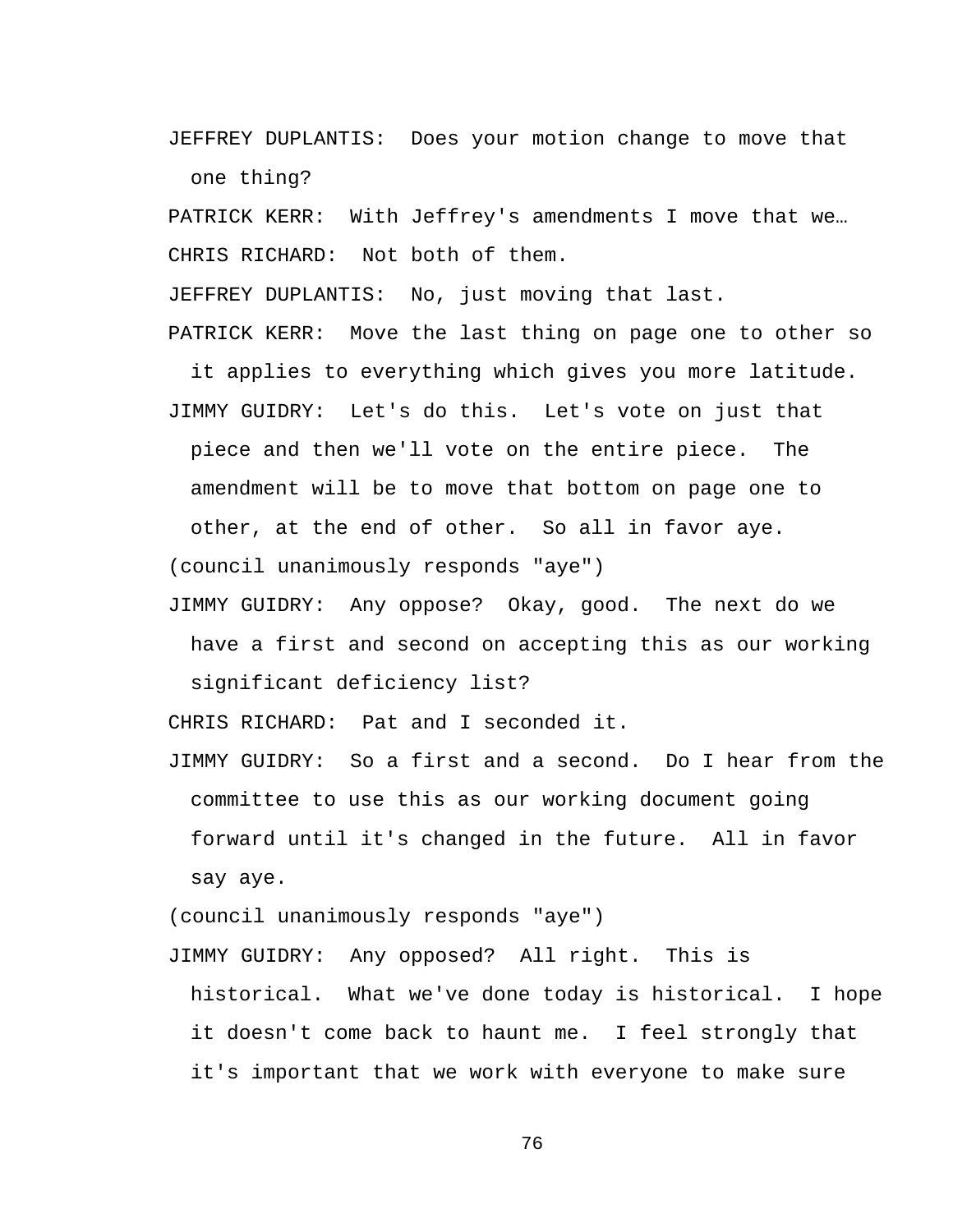JEFFREY DUPLANTIS: Does your motion change to move that one thing?

PATRICK KERR: With Jeffrey's amendments I move that we…

CHRIS RICHARD: Not both of them.

JEFFREY DUPLANTIS: No, just moving that last.

PATRICK KERR: Move the last thing on page one to other so it applies to everything which gives you more latitude.

JIMMY GUIDRY: Let's do this. Let's vote on just that piece and then we'll vote on the entire piece. The amendment will be to move that bottom on page one to other, at the end of other. So all in favor aye.

(council unanimously responds "aye")

JIMMY GUIDRY: Any oppose? Okay, good. The next do we have a first and second on accepting this as our working significant deficiency list?

CHRIS RICHARD: Pat and I seconded it.

JIMMY GUIDRY: So a first and a second. Do I hear from the committee to use this as our working document going forward until it's changed in the future. All in favor say aye.

(council unanimously responds "aye")

JIMMY GUIDRY: Any opposed? All right. This is historical. What we've done today is historical. I hope it doesn't come back to haunt me. I feel strongly that it's important that we work with everyone to make sure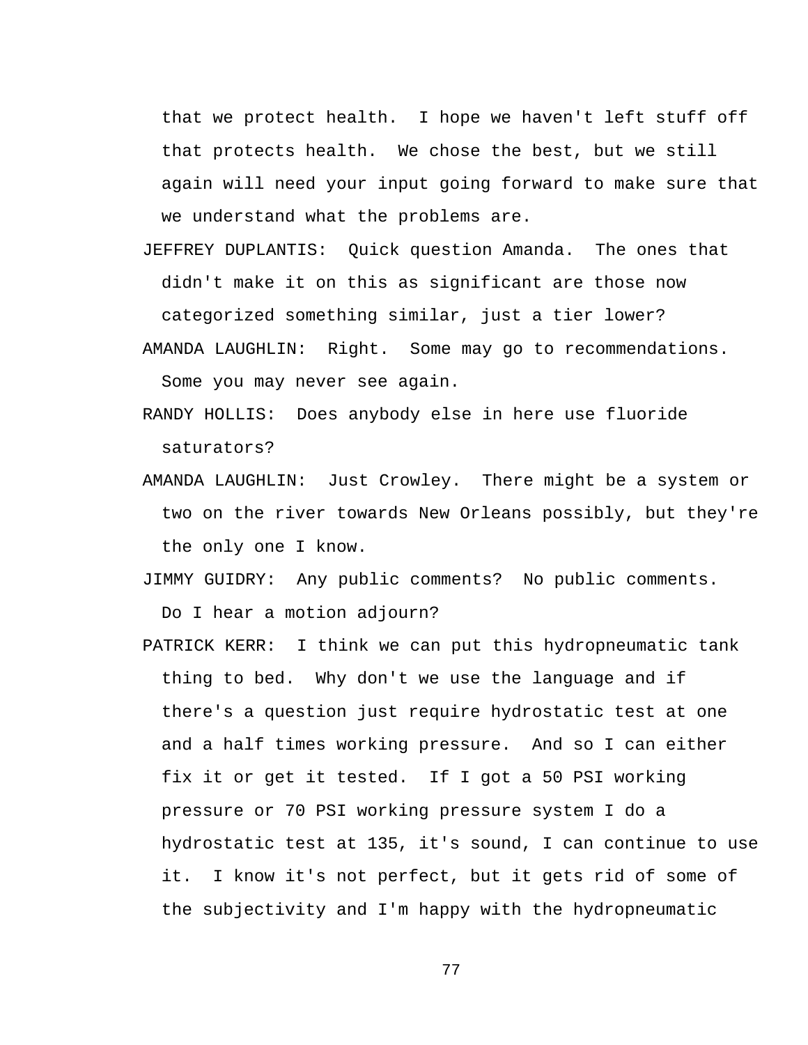that we protect health. I hope we haven't left stuff off that protects health. We chose the best, but we still again will need your input going forward to make sure that we understand what the problems are.

JEFFREY DUPLANTIS: Quick question Amanda. The ones that didn't make it on this as significant are those now categorized something similar, just a tier lower?

AMANDA LAUGHLIN: Right. Some may go to recommendations. Some you may never see again.

RANDY HOLLIS: Does anybody else in here use fluoride saturators?

AMANDA LAUGHLIN: Just Crowley. There might be a system or two on the river towards New Orleans possibly, but they're the only one I know.

JIMMY GUIDRY: Any public comments? No public comments. Do I hear a motion adjourn?

PATRICK KERR: I think we can put this hydropneumatic tank thing to bed. Why don't we use the language and if there's a question just require hydrostatic test at one and a half times working pressure. And so I can either fix it or get it tested. If I got a 50 PSI working pressure or 70 PSI working pressure system I do a hydrostatic test at 135, it's sound, I can continue to use it. I know it's not perfect, but it gets rid of some of the subjectivity and I'm happy with the hydropneumatic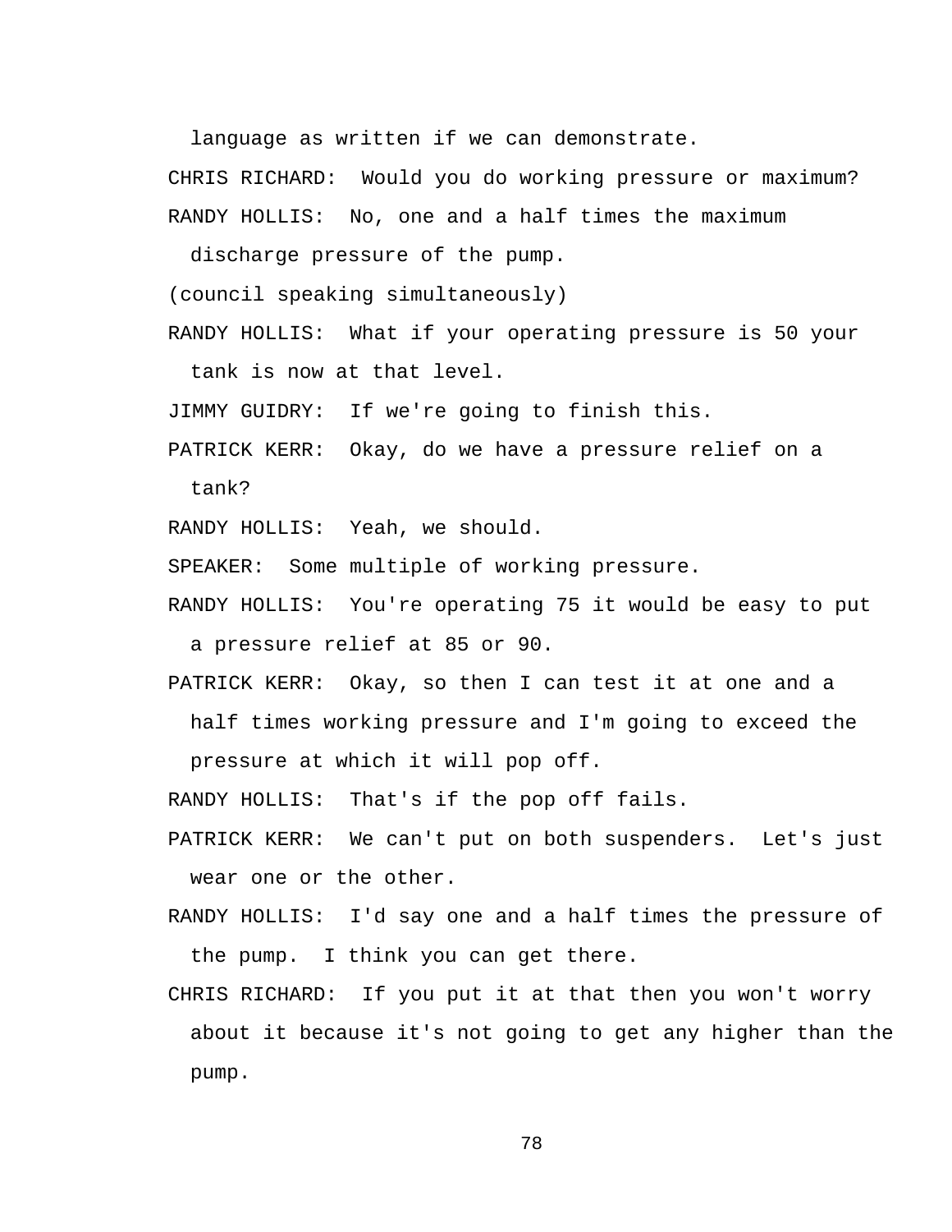language as written if we can demonstrate.

CHRIS RICHARD: Would you do working pressure or maximum?

RANDY HOLLIS: No, one and a half times the maximum discharge pressure of the pump.

(council speaking simultaneously)

RANDY HOLLIS: What if your operating pressure is 50 your tank is now at that level.

JIMMY GUIDRY: If we're going to finish this.

PATRICK KERR: Okay, do we have a pressure relief on a tank?

RANDY HOLLIS: Yeah, we should.

SPEAKER: Some multiple of working pressure.

RANDY HOLLIS: You're operating 75 it would be easy to put a pressure relief at 85 or 90.

PATRICK KERR: Okay, so then I can test it at one and a half times working pressure and I'm going to exceed the pressure at which it will pop off.

RANDY HOLLIS: That's if the pop off fails.

PATRICK KERR: We can't put on both suspenders. Let's just wear one or the other.

RANDY HOLLIS: I'd say one and a half times the pressure of the pump. I think you can get there.

CHRIS RICHARD: If you put it at that then you won't worry about it because it's not going to get any higher than the pump.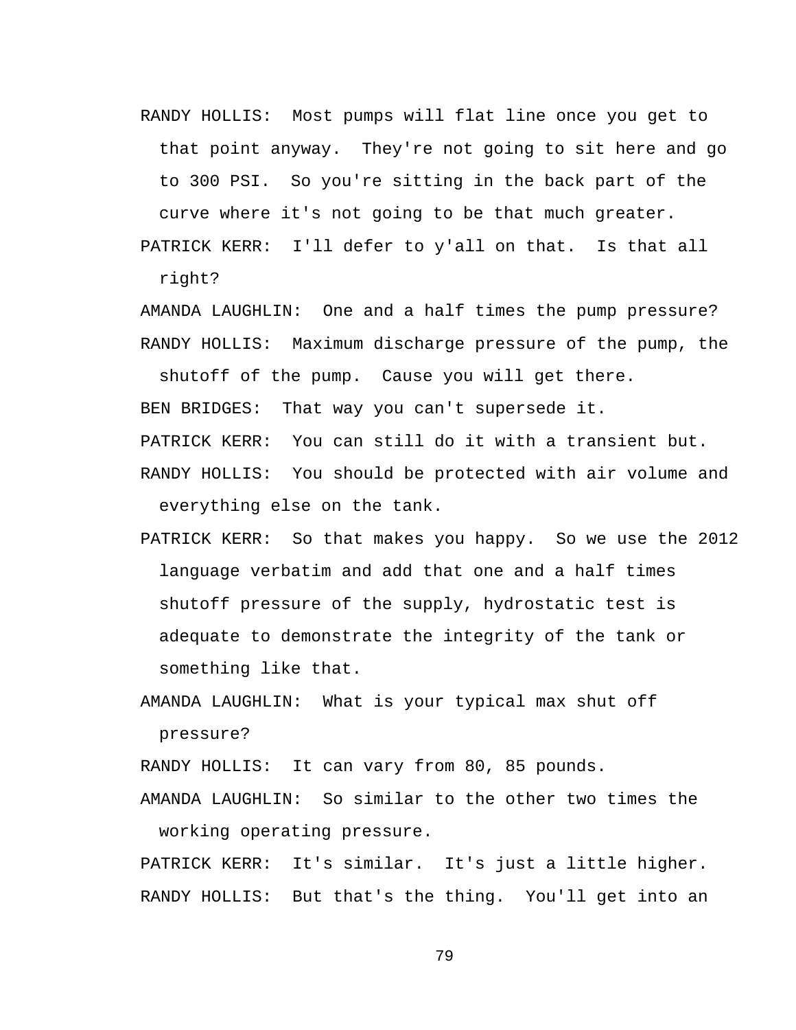RANDY HOLLIS: Most pumps will flat line once you get to that point anyway. They're not going to sit here and go to 300 PSI. So you're sitting in the back part of the curve where it's not going to be that much greater.

PATRICK KERR: I'll defer to y'all on that. Is that all right?

AMANDA LAUGHLIN: One and a half times the pump pressure?

RANDY HOLLIS: Maximum discharge pressure of the pump, the shutoff of the pump. Cause you will get there.

BEN BRIDGES: That way you can't supersede it.

PATRICK KERR: You can still do it with a transient but.

RANDY HOLLIS: You should be protected with air volume and everything else on the tank.

PATRICK KERR: So that makes you happy. So we use the 2012 language verbatim and add that one and a half times shutoff pressure of the supply, hydrostatic test is adequate to demonstrate the integrity of the tank or something like that.

AMANDA LAUGHLIN: What is your typical max shut off pressure?

RANDY HOLLIS: It can vary from 80, 85 pounds.

AMANDA LAUGHLIN: So similar to the other two times the working operating pressure.

PATRICK KERR: It's similar. It's just a little higher.

RANDY HOLLIS: But that's the thing. You'll get into an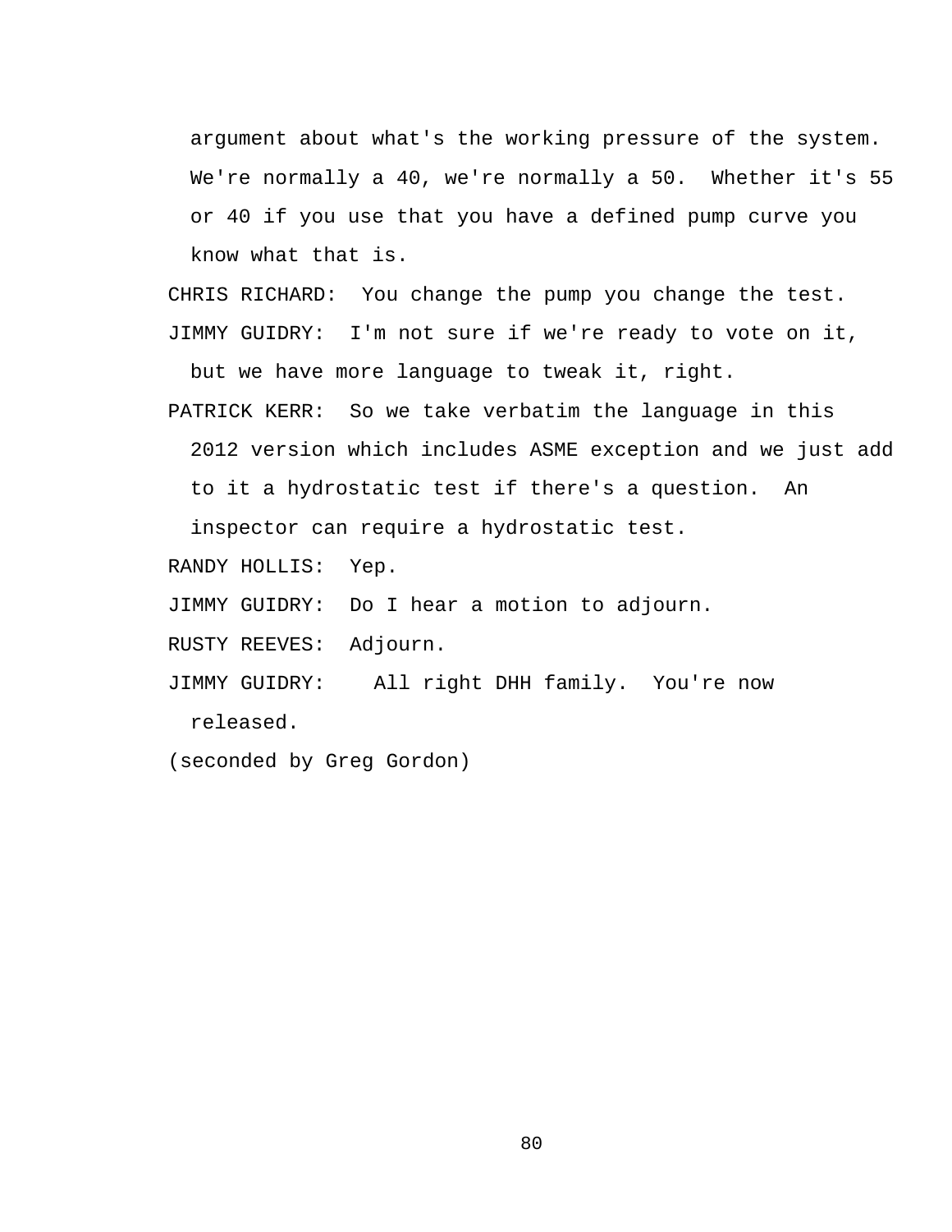argument about what's the working pressure of the system. We're normally a 40, we're normally a 50. Whether it's 55 or 40 if you use that you have a defined pump curve you know what that is.

CHRIS RICHARD: You change the pump you change the test.

JIMMY GUIDRY: I'm not sure if we're ready to vote on it, but we have more language to tweak it, right.

PATRICK KERR: So we take verbatim the language in this 2012 version which includes ASME exception and we just add to it a hydrostatic test if there's a question. An inspector can require a hydrostatic test.

RANDY HOLLIS: Yep.

JIMMY GUIDRY: Do I hear a motion to adjourn.

RUSTY REEVES: Adjourn.

JIMMY GUIDRY: All right DHH family. You're now released.

(seconded by Greg Gordon)